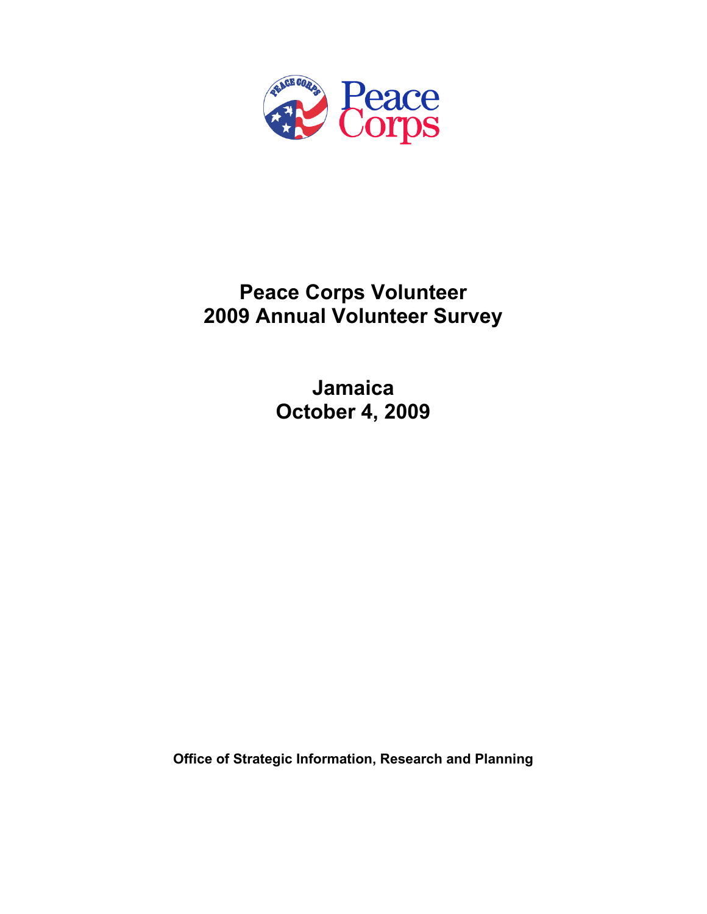# Peace Corps Volunteer 2009 Annual Volunteer Survey

## Jamaica
## October 4, 2009

**Office of Strategic Information, Research and Planning**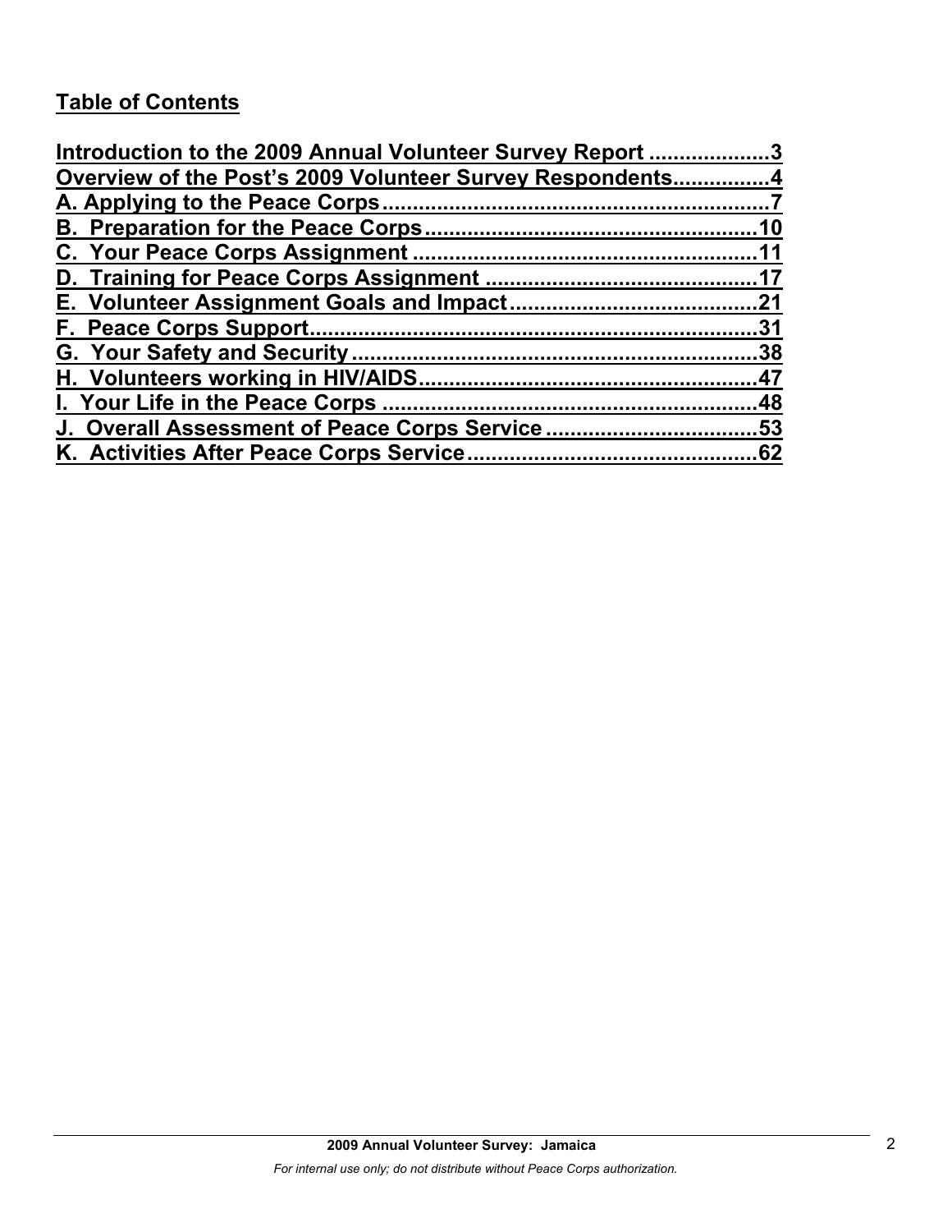## Table of Contents

Introduction to the 2009 Annual Volunteer Survey Report ....................3
Overview of the Post's 2009 Volunteer Survey Respondents................4
A. Applying to the Peace Corps ................................................................7
B. Preparation for the Peace Corps ......................................................10
C. Your Peace Corps Assignment ........................................................11
D. Training for Peace Corps Assignment ............................................17
E. Volunteer Assignment Goals and Impact ........................................21
F. Peace Corps Support .........................................................................31
G. Your Safety and Security ..................................................................38
H. Volunteers working in HIV/AIDS .......................................................47
I. Your Life in the Peace Corps .............................................................48
J. Overall Assessment of Peace Corps Service ..................................53
K. Activities After Peace Corps Service ...............................................62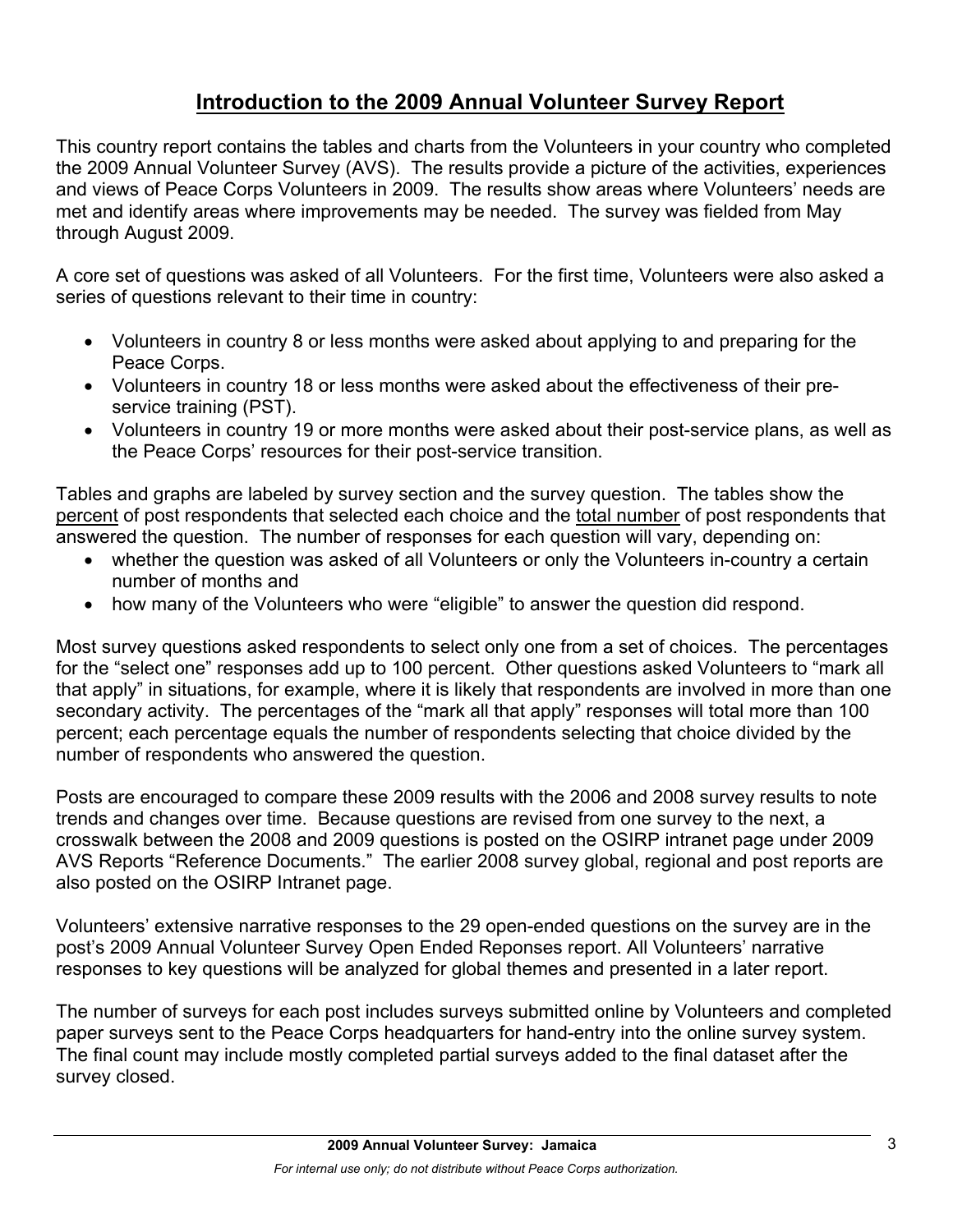# Introduction to the 2009 Annual Volunteer Survey Report

This country report contains the tables and charts from the Volunteers in your country who completed the 2009 Annual Volunteer Survey (AVS). The results provide a picture of the activities, experiences and views of Peace Corps Volunteers in 2009. The results show areas where Volunteers' needs are met and identify areas where improvements may be needed. The survey was fielded from May through August 2009.

A core set of questions was asked of all Volunteers. For the first time, Volunteers were also asked a series of questions relevant to their time in country:

- Volunteers in country 8 or less months were asked about applying to and preparing for the Peace Corps.
- Volunteers in country 18 or less months were asked about the effectiveness of their pre-service training (PST).
- Volunteers in country 19 or more months were asked about their post-service plans, as well as the Peace Corps' resources for their post-service transition.

Tables and graphs are labeled by survey section and the survey question. The tables show the percent of post respondents that selected each choice and the total number of post respondents that answered the question. The number of responses for each question will vary, depending on:

- whether the question was asked of all Volunteers or only the Volunteers in-country a certain number of months and
- how many of the Volunteers who were "eligible" to answer the question did respond.

Most survey questions asked respondents to select only one from a set of choices. The percentages for the "select one" responses add up to 100 percent. Other questions asked Volunteers to "mark all that apply" in situations, for example, where it is likely that respondents are involved in more than one secondary activity. The percentages of the "mark all that apply" responses will total more than 100 percent; each percentage equals the number of respondents selecting that choice divided by the number of respondents who answered the question.

Posts are encouraged to compare these 2009 results with the 2006 and 2008 survey results to note trends and changes over time. Because questions are revised from one survey to the next, a crosswalk between the 2008 and 2009 questions is posted on the OSIRP intranet page under 2009 AVS Reports "Reference Documents." The earlier 2008 survey global, regional and post reports are also posted on the OSIRP Intranet page.

Volunteers' extensive narrative responses to the 29 open-ended questions on the survey are in the post's 2009 Annual Volunteer Survey Open Ended Reponses report. All Volunteers' narrative responses to key questions will be analyzed for global themes and presented in a later report.

The number of surveys for each post includes surveys submitted online by Volunteers and completed paper surveys sent to the Peace Corps headquarters for hand-entry into the online survey system. The final count may include mostly completed partial surveys added to the final dataset after the survey closed.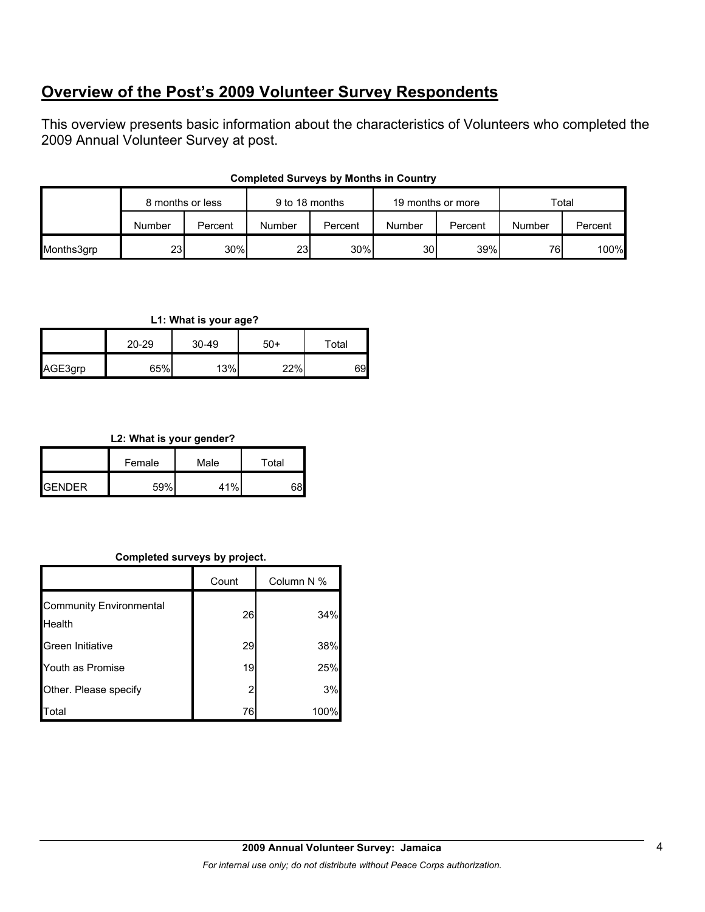## **Overview of the Post's 2009 Volunteer Survey Respondents**

This overview presents basic information about the characteristics of Volunteers who completed the 2009 Annual Volunteer Survey at post.

**Completed Surveys by Months in Country**

| | 8 months or less | | 9 to 18 months | | 19 months or more | | Total | |
|---|---|---|---|---|---|---|---|---|
| | Number | Percent | Number | Percent | Number | Percent | Number | Percent |
| Months3grp | 23 | 30% | 23 | 30% | 30 | 39% | 76 | 100% |

**L1: What is your age?**

| | 20-29 | 30-49 | 50+ | Total |
|---|---|---|---|---|
| AGE3grp | 65% | 13% | 22% | 69 |

**L2: What is your gender?**

| | Female | Male | Total |
|---|---|---|---|
| GENDER | 59% | 41% | 68 |

**Completed surveys by project.**

| | Count | Column N % |
|---|---|---|
| Community Environmental Health | 26 | 34% |
| Green Initiative | 29 | 38% |
| Youth as Promise | 19 | 25% |
| Other. Please specify | 2 | 3% |
| Total | 76 | 100% |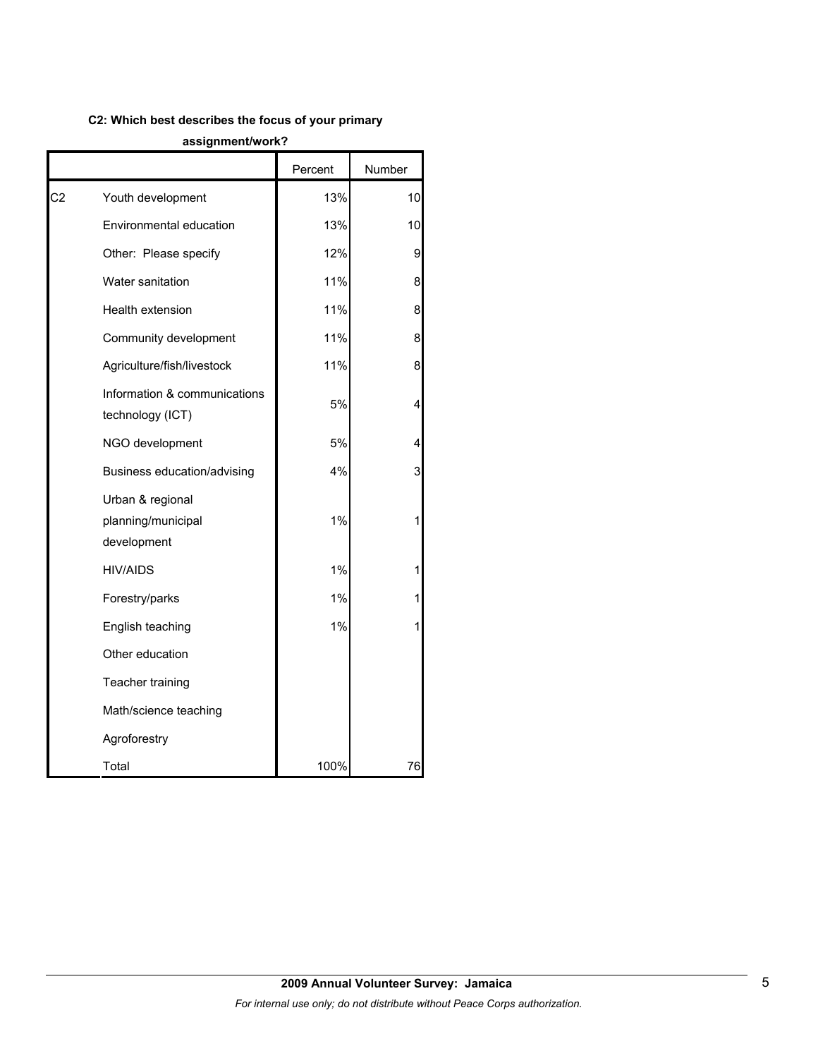**C2: Which best describes the focus of your primary assignment/work?**

| | | Percent | Number |
|---|---|---|---|
| C2 | Youth development | 13% | 10 |
| | Environmental education | 13% | 10 |
| | Other: Please specify | 12% | 9 |
| | Water sanitation | 11% | 8 |
| | Health extension | 11% | 8 |
| | Community development | 11% | 8 |
| | Agriculture/fish/livestock | 11% | 8 |
| | Information & communications technology (ICT) | 5% | 4 |
| | NGO development | 5% | 4 |
| | Business education/advising | 4% | 3 |
| | Urban & regional planning/municipal development | 1% | 1 |
| | HIV/AIDS | 1% | 1 |
| | Forestry/parks | 1% | 1 |
| | English teaching | 1% | 1 |
| | Other education | | |
| | Teacher training | | |
| | Math/science teaching | | |
| | Agroforestry | | |
| | Total | 100% | 76 |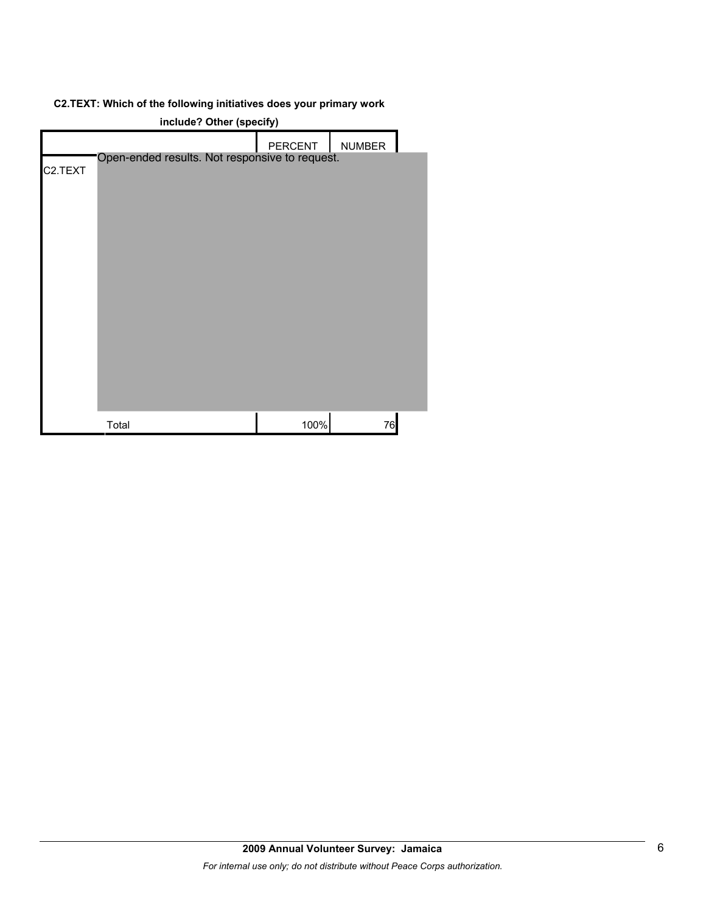**C2.TEXT: Which of the following initiatives does your primary work include? Other (specify)**

| | | PERCENT | NUMBER |
|---|---|---|---|
| C2.TEXT | Open-ended results. Not responsive to request. | | |
| | Total | 100% | 76 |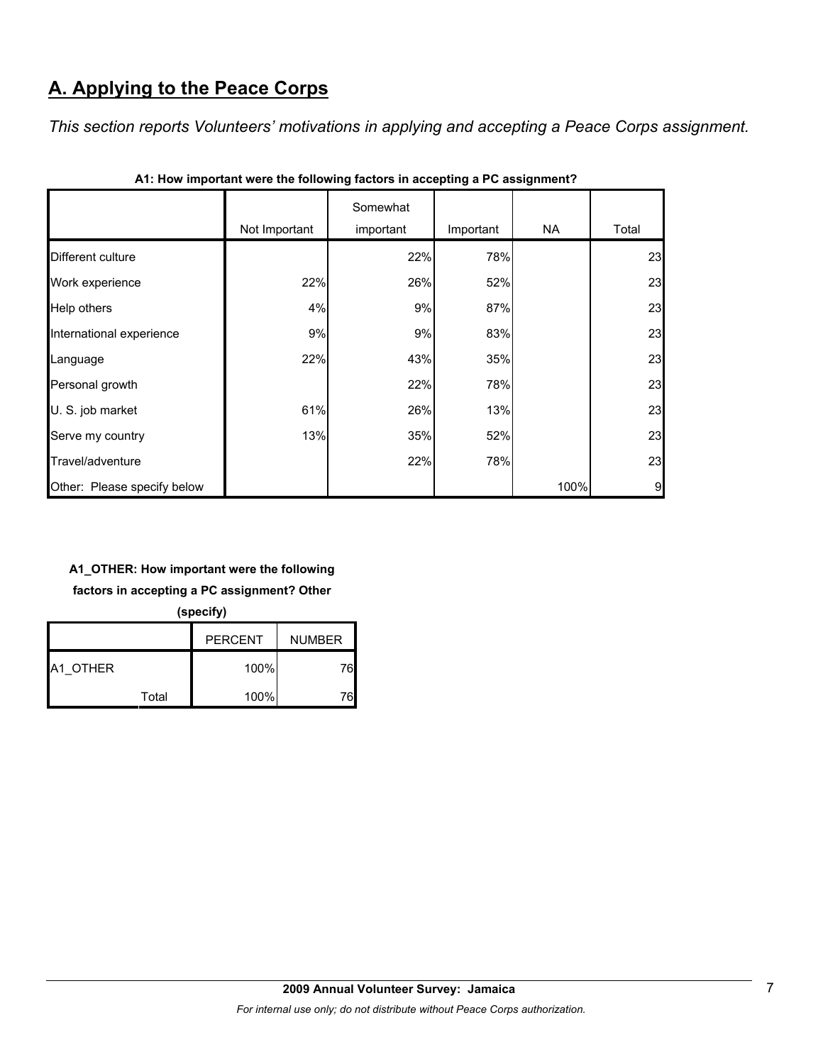## A. Applying to the Peace Corps

*This section reports Volunteers' motivations in applying and accepting a Peace Corps assignment.*

**A1: How important were the following factors in accepting a PC assignment?**

| | Not Important | Somewhat important | Important | NA | Total |
|---|---|---|---|---|---|
| Different culture | | 22% | 78% | | 23 |
| Work experience | 22% | 26% | 52% | | 23 |
| Help others | 4% | 9% | 87% | | 23 |
| International experience | 9% | 9% | 83% | | 23 |
| Language | 22% | 43% | 35% | | 23 |
| Personal growth | | 22% | 78% | | 23 |
| U. S. job market | 61% | 26% | 13% | | 23 |
| Serve my country | 13% | 35% | 52% | | 23 |
| Travel/adventure | | 22% | 78% | | 23 |
| Other: Please specify below | | | | 100% | 9 |

**A1_OTHER: How important were the following factors in accepting a PC assignment? Other (specify)**

| | PERCENT | NUMBER |
|---|---|---|
| A1_OTHER | 100% | 76 |
| Total | 100% | 76 |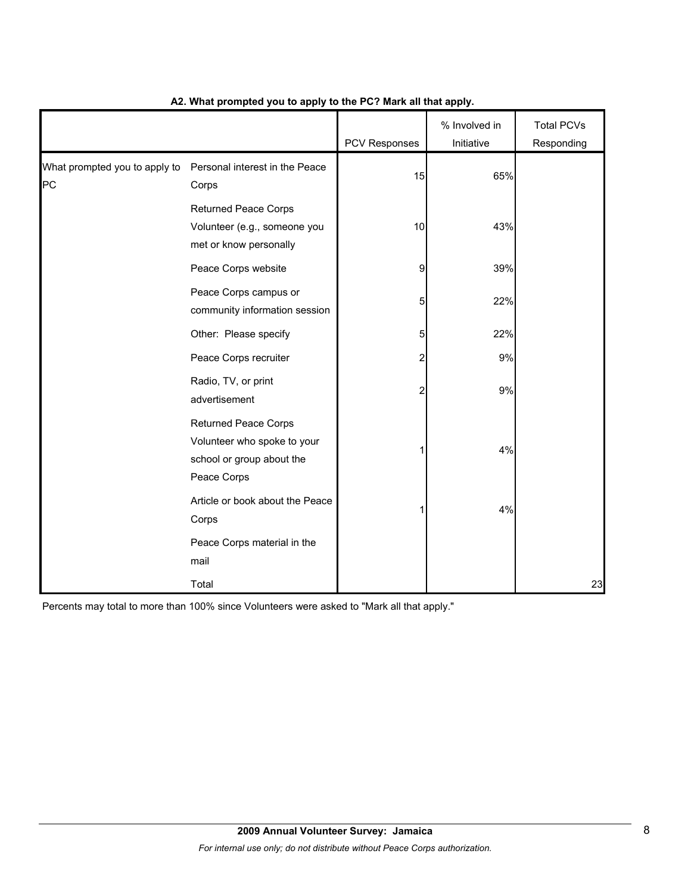**A2. What prompted you to apply to the PC? Mark all that apply.**

| | | PCV Responses | % Involved in Initiative | Total PCVs Responding |
|---|---|---|---|---|
| What prompted you to apply to PC | Personal interest in the Peace Corps | 15 | 65% | |
| | Returned Peace Corps Volunteer (e.g., someone you met or know personally | 10 | 43% | |
| | Peace Corps website | 9 | 39% | |
| | Peace Corps campus or community information session | 5 | 22% | |
| | Other: Please specify | 5 | 22% | |
| | Peace Corps recruiter | 2 | 9% | |
| | Radio, TV, or print advertisement | 2 | 9% | |
| | Returned Peace Corps Volunteer who spoke to your school or group about the Peace Corps | 1 | 4% | |
| | Article or book about the Peace Corps | 1 | 4% | |
| | Peace Corps material in the mail | | | |
| | Total | | | 23 |

Percents may total to more than 100% since Volunteers were asked to "Mark all that apply."

**2009 Annual Volunteer Survey: Jamaica**

*For internal use only; do not distribute without Peace Corps authorization.*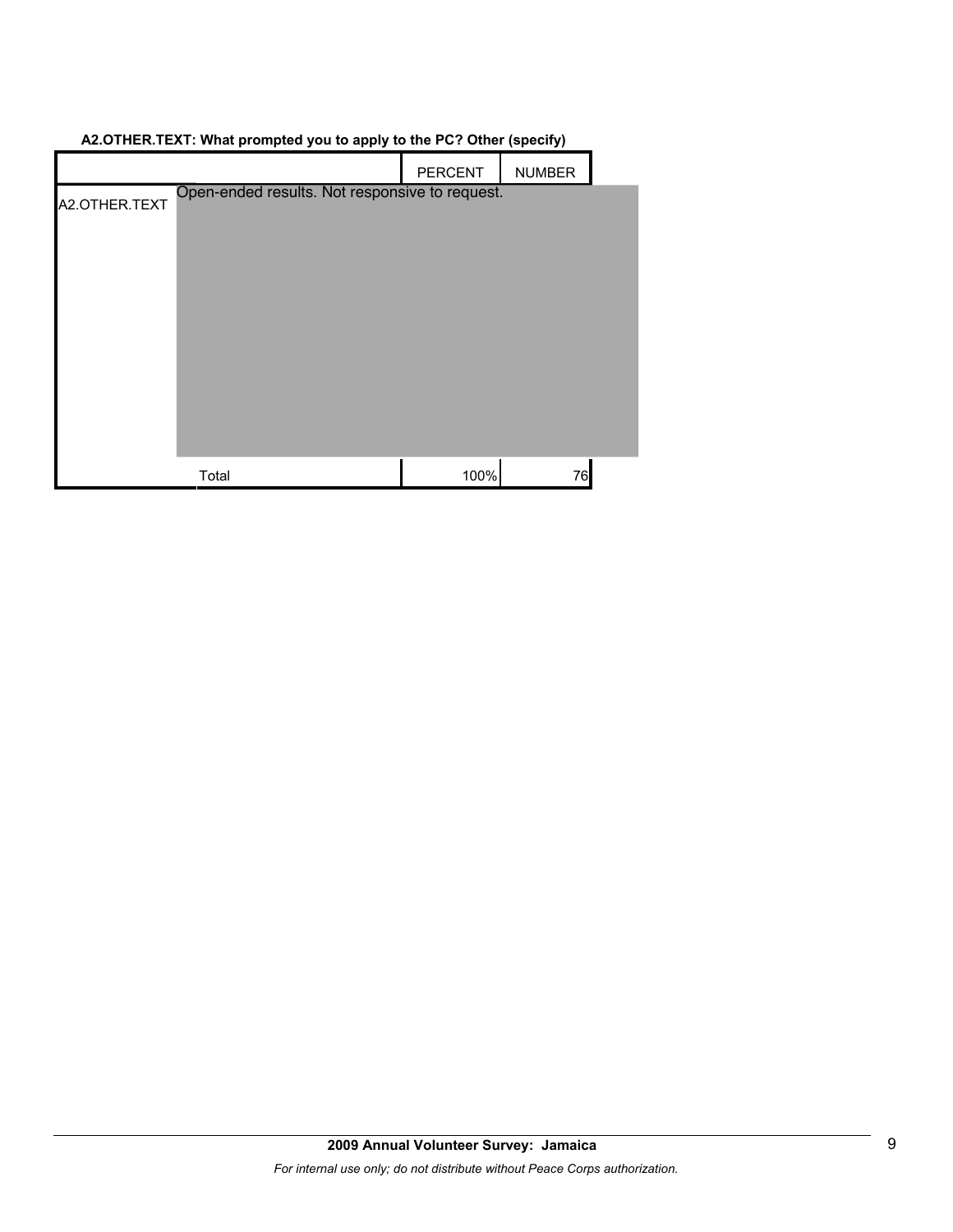**A2.OTHER.TEXT: What prompted you to apply to the PC? Other (specify)**

| | | PERCENT | NUMBER |
|---|---|---|---|
| A2.OTHER.TEXT | Open-ended results. Not responsive to request. | | |
| | Total | 100% | 76 |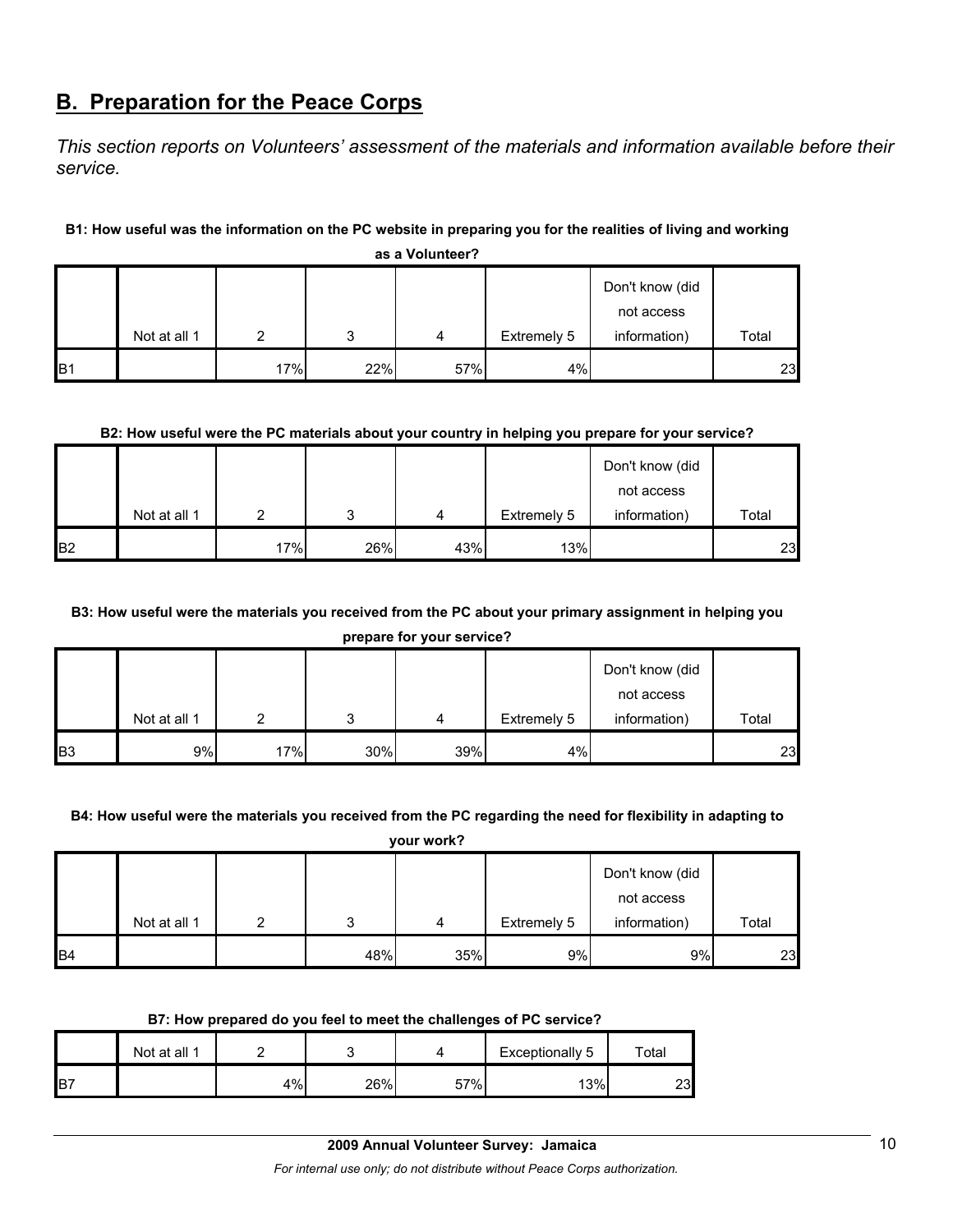## B. Preparation for the Peace Corps

*This section reports on Volunteers' assessment of the materials and information available before their service.*

**B1: How useful was the information on the PC website in preparing you for the realities of living and working as a Volunteer?**

| | Not at all 1 | 2 | 3 | 4 | Extremely 5 | Don't know (did not access information) | Total |
|---|---|---|---|---|---|---|---|
| B1 | | 17% | 22% | 57% | 4% | | 23 |

**B2: How useful were the PC materials about your country in helping you prepare for your service?**

| | Not at all 1 | 2 | 3 | 4 | Extremely 5 | Don't know (did not access information) | Total |
|---|---|---|---|---|---|---|---|
| B2 | | 17% | 26% | 43% | 13% | | 23 |

**B3: How useful were the materials you received from the PC about your primary assignment in helping you prepare for your service?**

| | Not at all 1 | 2 | 3 | 4 | Extremely 5 | Don't know (did not access information) | Total |
|---|---|---|---|---|---|---|---|
| B3 | 9% | 17% | 30% | 39% | 4% | | 23 |

**B4: How useful were the materials you received from the PC regarding the need for flexibility in adapting to your work?**

| | Not at all 1 | 2 | 3 | 4 | Extremely 5 | Don't know (did not access information) | Total |
|---|---|---|---|---|---|---|---|
| B4 | | | 48% | 35% | 9% | 9% | 23 |

**B7: How prepared do you feel to meet the challenges of PC service?**

| | Not at all 1 | 2 | 3 | 4 | Exceptionally 5 | Total |
|---|---|---|---|---|---|---|
| B7 | | 4% | 26% | 57% | 13% | 23 |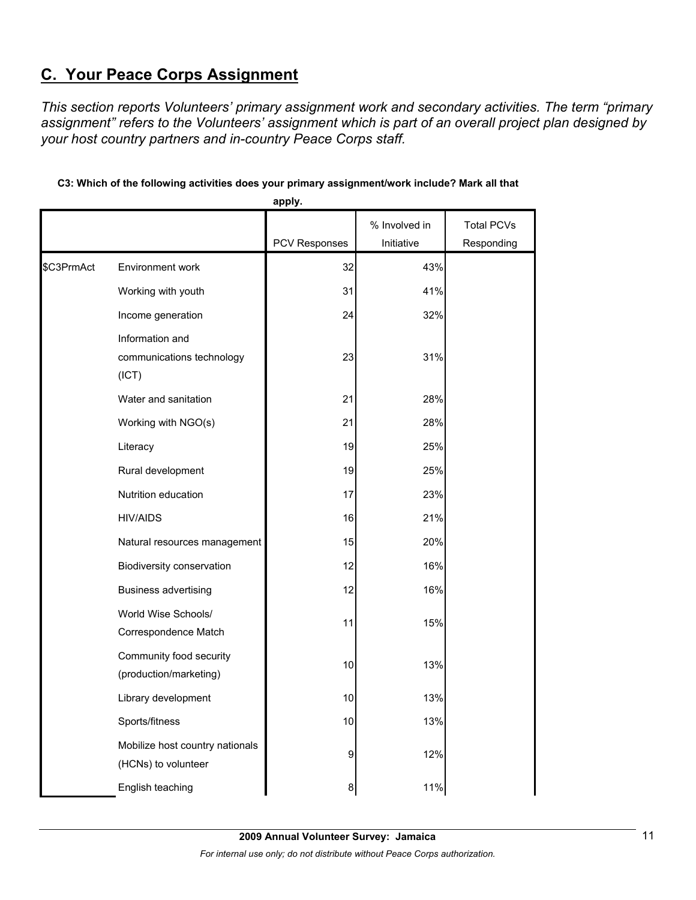## C. Your Peace Corps Assignment

*This section reports Volunteers' primary assignment work and secondary activities. The term "primary assignment" refers to the Volunteers' assignment which is part of an overall project plan designed by your host country partners and in-country Peace Corps staff.*

**C3: Which of the following activities does your primary assignment/work include? Mark all that apply.**

| | | PCV Responses | % Involved in Initiative | Total PCVs Responding |
|---|---|---|---|---|
| $C3PrmAct | Environment work | 32 | 43% | |
| | Working with youth | 31 | 41% | |
| | Income generation | 24 | 32% | |
| | Information and communications technology (ICT) | 23 | 31% | |
| | Water and sanitation | 21 | 28% | |
| | Working with NGO(s) | 21 | 28% | |
| | Literacy | 19 | 25% | |
| | Rural development | 19 | 25% | |
| | Nutrition education | 17 | 23% | |
| | HIV/AIDS | 16 | 21% | |
| | Natural resources management | 15 | 20% | |
| | Biodiversity conservation | 12 | 16% | |
| | Business advertising | 12 | 16% | |
| | World Wise Schools/ Correspondence Match | 11 | 15% | |
| | Community food security (production/marketing) | 10 | 13% | |
| | Library development | 10 | 13% | |
| | Sports/fitness | 10 | 13% | |
| | Mobilize host country nationals (HCNs) to volunteer | 9 | 12% | |
| | English teaching | 8 | 11% | |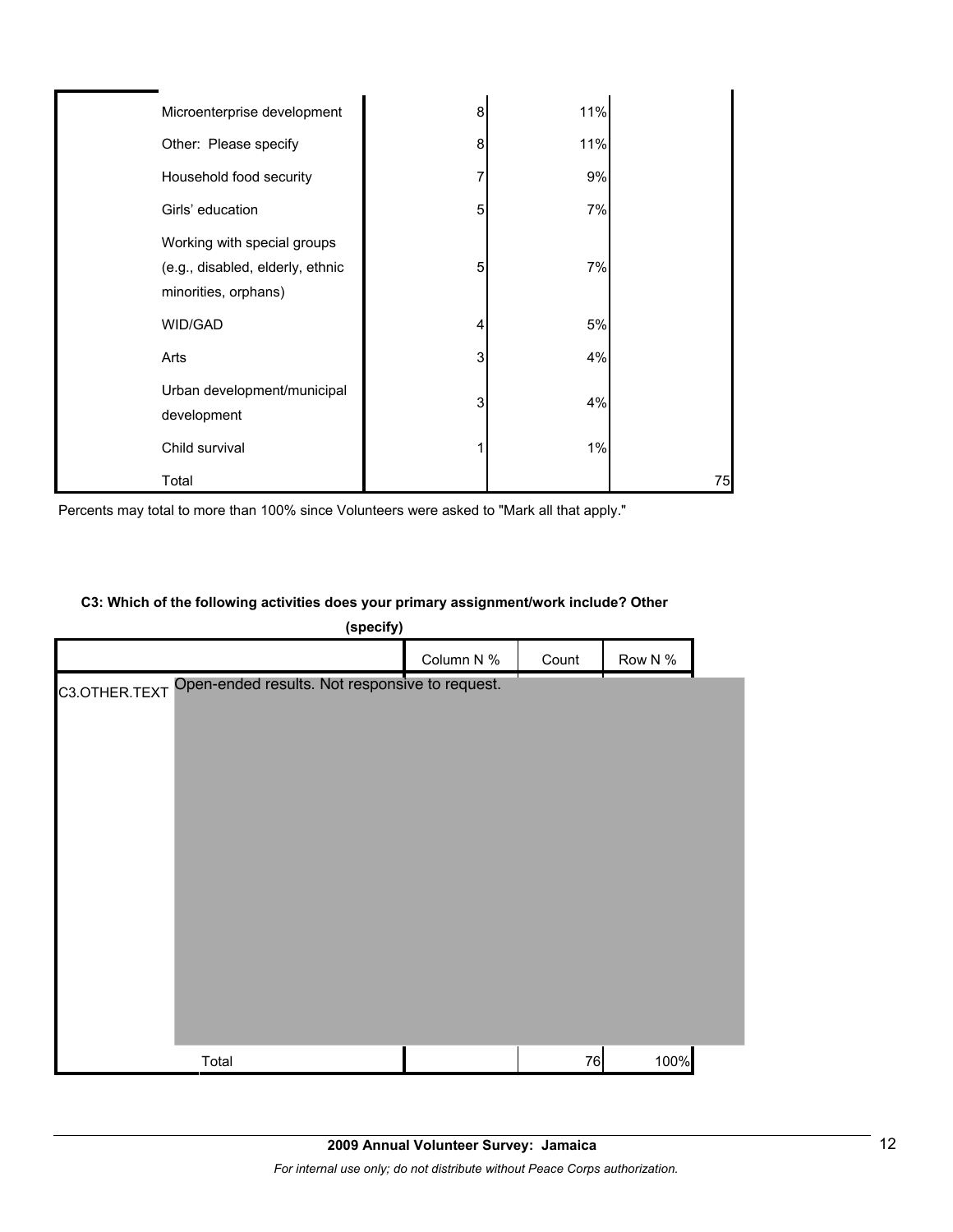| | Count | Column N % | Row N % |
|---|---|---|---|
| Microenterprise development | 8 | 11% | |
| Other: Please specify | 8 | 11% | |
| Household food security | 7 | 9% | |
| Girls' education | 5 | 7% | |
| Working with special groups (e.g., disabled, elderly, ethnic minorities, orphans) | 5 | 7% | |
| WID/GAD | 4 | 5% | |
| Arts | 3 | 4% | |
| Urban development/municipal development | 3 | 4% | |
| Child survival | 1 | 1% | |
| Total | | | 75 |

Percents may total to more than 100% since Volunteers were asked to "Mark all that apply."

**C3: Which of the following activities does your primary assignment/work include? Other (specify)**

| | | Column N % | Count | Row N % |
|---|---|---|---|---|
| C3.OTHER.TEXT | Open-ended results. Not responsive to request. | | | |
| | Total | | 76 | 100% |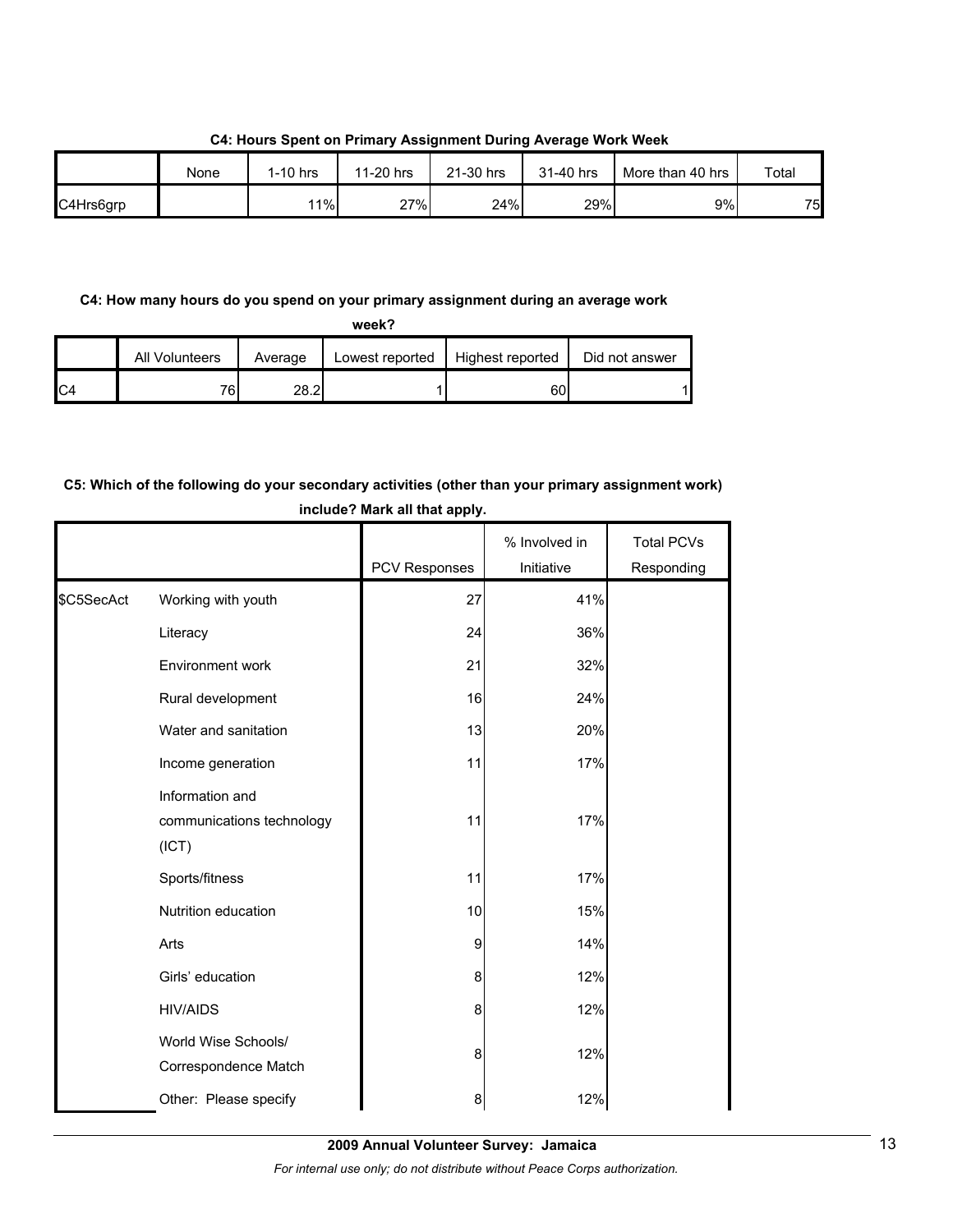**C4: Hours Spent on Primary Assignment During Average Work Week**

| | None | 1-10 hrs | 11-20 hrs | 21-30 hrs | 31-40 hrs | More than 40 hrs | Total |
|---|---|---|---|---|---|---|---|
| C4Hrs6grp | | 11% | 27% | 24% | 29% | 9% | 75 |

**C4: How many hours do you spend on your primary assignment during an average work week?**

| | All Volunteers | Average | Lowest reported | Highest reported | Did not answer |
|---|---|---|---|---|---|
| C4 | 76 | 28.2 | 1 | 60 | 1 |

**C5: Which of the following do your secondary activities (other than your primary assignment work) include? Mark all that apply.**

| | | PCV Responses | % Involved in Initiative | Total PCVs Responding |
|---|---|---|---|---|
| $C5SecAct | Working with youth | 27 | 41% | |
| | Literacy | 24 | 36% | |
| | Environment work | 21 | 32% | |
| | Rural development | 16 | 24% | |
| | Water and sanitation | 13 | 20% | |
| | Income generation | 11 | 17% | |
| | Information and communications technology (ICT) | 11 | 17% | |
| | Sports/fitness | 11 | 17% | |
| | Nutrition education | 10 | 15% | |
| | Arts | 9 | 14% | |
| | Girls' education | 8 | 12% | |
| | HIV/AIDS | 8 | 12% | |
| | World Wise Schools/ Correspondence Match | 8 | 12% | |
| | Other: Please specify | 8 | 12% | |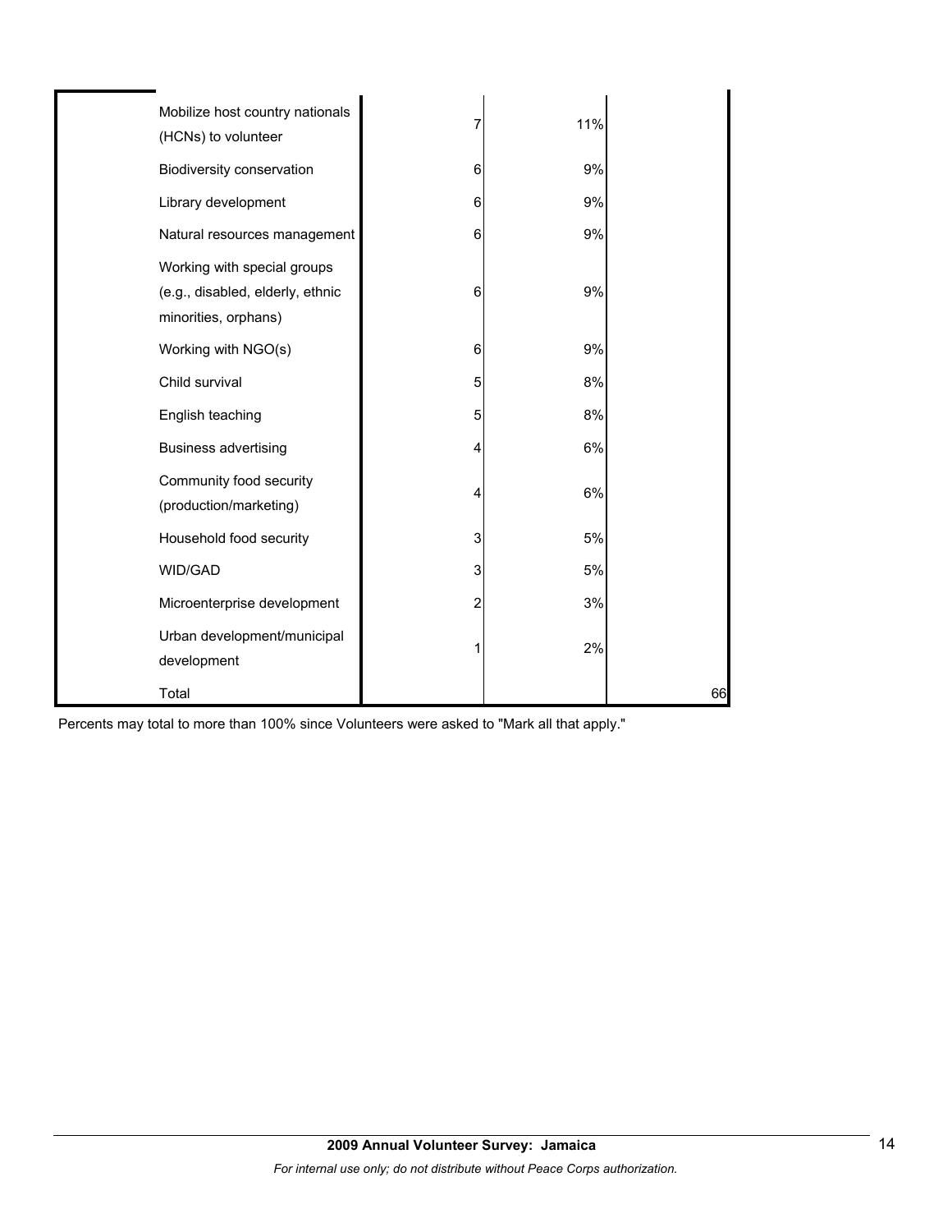| | | | | |
|---|---|---|---|---|
| | Mobilize host country nationals (HCNs) to volunteer | 7 | 11% | |
| | Biodiversity conservation | 6 | 9% | |
| | Library development | 6 | 9% | |
| | Natural resources management | 6 | 9% | |
| | Working with special groups (e.g., disabled, elderly, ethnic minorities, orphans) | 6 | 9% | |
| | Working with NGO(s) | 6 | 9% | |
| | Child survival | 5 | 8% | |
| | English teaching | 5 | 8% | |
| | Business advertising | 4 | 6% | |
| | Community food security (production/marketing) | 4 | 6% | |
| | Household food security | 3 | 5% | |
| | WID/GAD | 3 | 5% | |
| | Microenterprise development | 2 | 3% | |
| | Urban development/municipal development | 1 | 2% | |
| | Total | | | 66 |

Percents may total to more than 100% since Volunteers were asked to "Mark all that apply."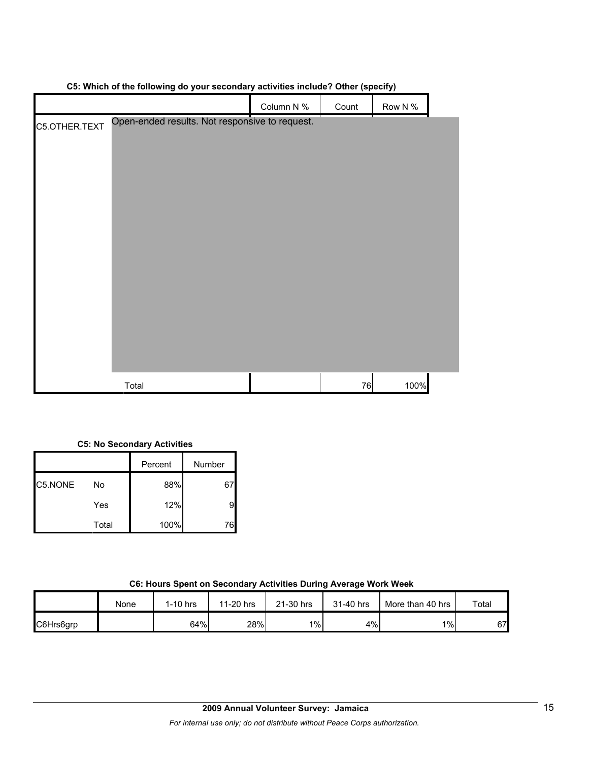**C5: Which of the following do your secondary activities include? Other (specify)**

| | | Column N % | Count | Row N % |
|---|---|---|---|---|
| C5.OTHER.TEXT | Open-ended results. Not responsive to request. | | | |
| | Total | | 76 | 100% |

**C5: No Secondary Activities**

| | | Percent | Number |
|---|---|---|---|
| C5.NONE | No | 88% | 67 |
| | Yes | 12% | 9 |
| | Total | 100% | 76 |

**C6: Hours Spent on Secondary Activities During Average Work Week**

| | None | 1-10 hrs | 11-20 hrs | 21-30 hrs | 31-40 hrs | More than 40 hrs | Total |
|---|---|---|---|---|---|---|---|
| C6Hrs6grp | | 64% | 28% | 1% | 4% | 1% | 67 |

**2009 Annual Volunteer Survey: Jamaica**

*For internal use only; do not distribute without Peace Corps authorization.*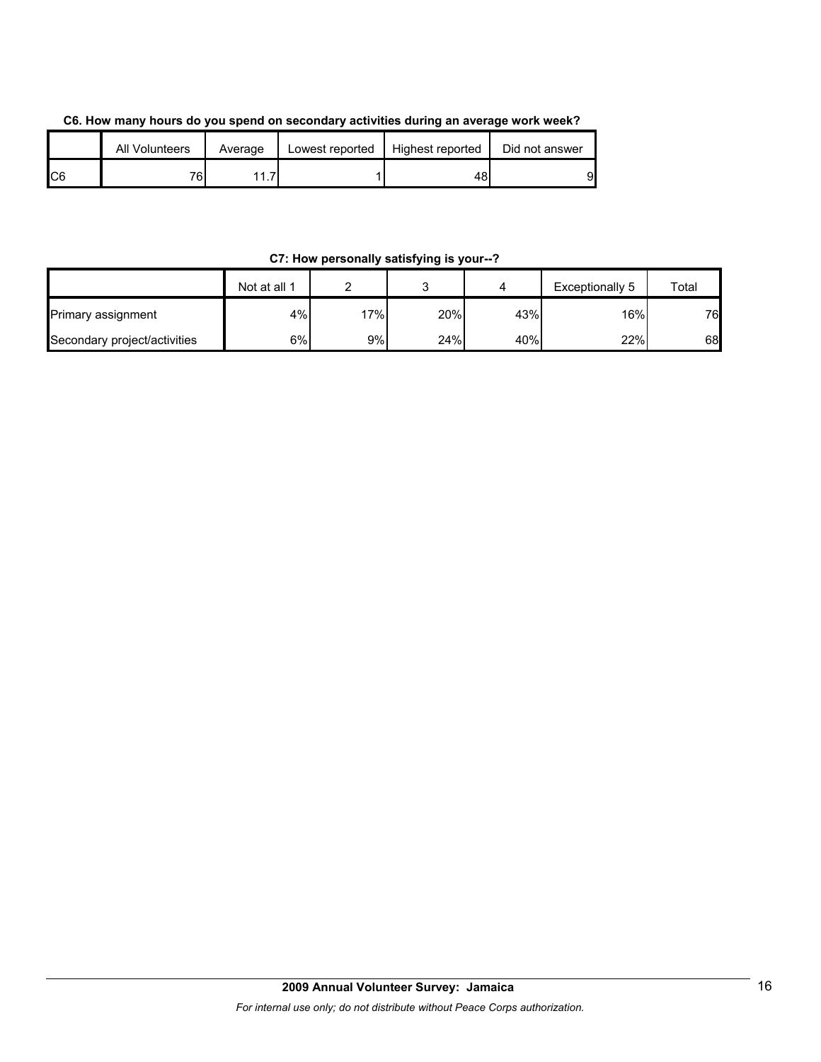**C6. How many hours do you spend on secondary activities during an average work week?**

| | All Volunteers | Average | Lowest reported | Highest reported | Did not answer |
|---|---|---|---|---|---|
| C6 | 76 | 11.7 | 1 | 48 | 9 |

**C7: How personally satisfying is your--?**

| | Not at all 1 | 2 | 3 | 4 | Exceptionally 5 | Total |
|---|---|---|---|---|---|---|
| Primary assignment | 4% | 17% | 20% | 43% | 16% | 76 |
| Secondary project/activities | 6% | 9% | 24% | 40% | 22% | 68 |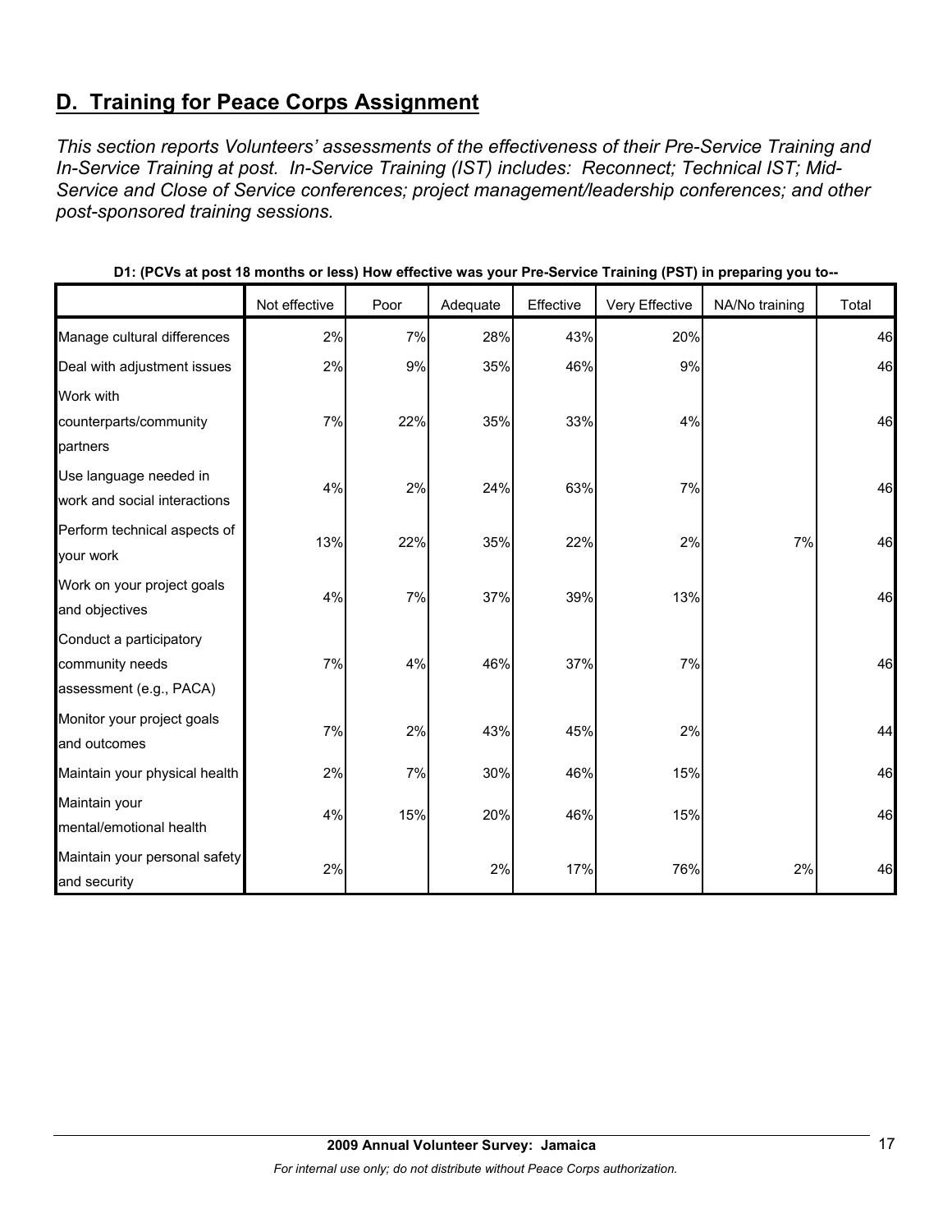## D.  Training for Peace Corps Assignment

*This section reports Volunteers' assessments of the effectiveness of their Pre-Service Training and In-Service Training at post.  In-Service Training (IST) includes:  Reconnect; Technical IST; Mid-Service and Close of Service conferences; project management/leadership conferences; and other post-sponsored training sessions.*

**D1: (PCVs at post 18 months or less) How effective was your Pre-Service Training (PST) in preparing you to--**

| | Not effective | Poor | Adequate | Effective | Very Effective | NA/No training | Total |
|---|---|---|---|---|---|---|---|
| Manage cultural differences | 2% | 7% | 28% | 43% | 20% | | 46 |
| Deal with adjustment issues | 2% | 9% | 35% | 46% | 9% | | 46 |
| Work with counterparts/community partners | 7% | 22% | 35% | 33% | 4% | | 46 |
| Use language needed in work and social interactions | 4% | 2% | 24% | 63% | 7% | | 46 |
| Perform technical aspects of your work | 13% | 22% | 35% | 22% | 2% | 7% | 46 |
| Work on your project goals and objectives | 4% | 7% | 37% | 39% | 13% | | 46 |
| Conduct a participatory community needs assessment (e.g., PACA) | 7% | 4% | 46% | 37% | 7% | | 46 |
| Monitor your project goals and outcomes | 7% | 2% | 43% | 45% | 2% | | 44 |
| Maintain your physical health | 2% | 7% | 30% | 46% | 15% | | 46 |
| Maintain your mental/emotional health | 4% | 15% | 20% | 46% | 15% | | 46 |
| Maintain your personal safety and security | 2% | | 2% | 17% | 76% | 2% | 46 |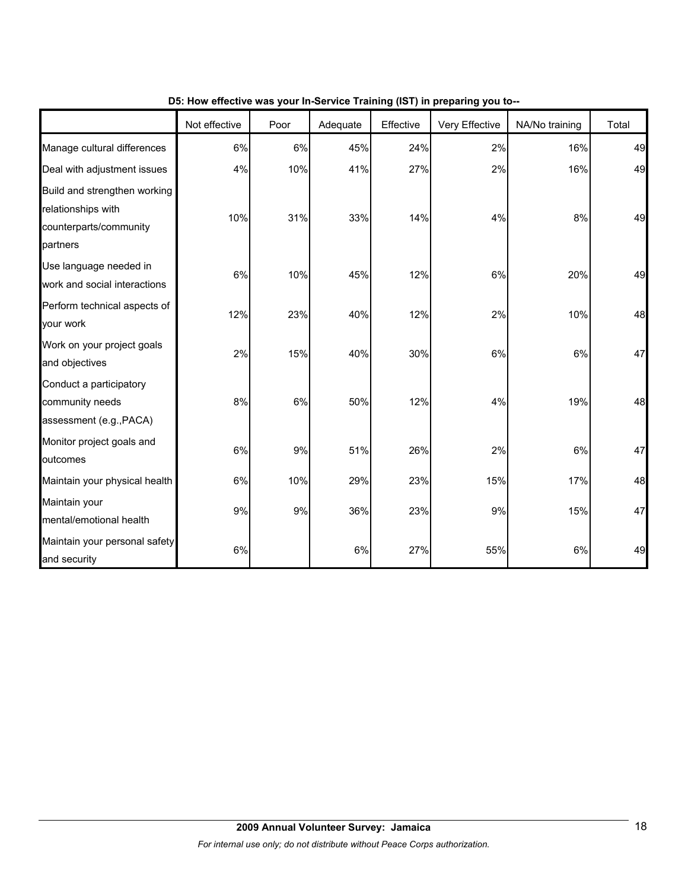**D5: How effective was your In-Service Training (IST) in preparing you to--**

| | Not effective | Poor | Adequate | Effective | Very Effective | NA/No training | Total |
|---|---|---|---|---|---|---|---|
| Manage cultural differences | 6% | 6% | 45% | 24% | 2% | 16% | 49 |
| Deal with adjustment issues | 4% | 10% | 41% | 27% | 2% | 16% | 49 |
| Build and strengthen working relationships with counterparts/community partners | 10% | 31% | 33% | 14% | 4% | 8% | 49 |
| Use language needed in work and social interactions | 6% | 10% | 45% | 12% | 6% | 20% | 49 |
| Perform technical aspects of your work | 12% | 23% | 40% | 12% | 2% | 10% | 48 |
| Work on your project goals and objectives | 2% | 15% | 40% | 30% | 6% | 6% | 47 |
| Conduct a participatory community needs assessment (e.g.,PACA) | 8% | 6% | 50% | 12% | 4% | 19% | 48 |
| Monitor project goals and outcomes | 6% | 9% | 51% | 26% | 2% | 6% | 47 |
| Maintain your physical health | 6% | 10% | 29% | 23% | 15% | 17% | 48 |
| Maintain your mental/emotional health | 9% | 9% | 36% | 23% | 9% | 15% | 47 |
| Maintain your personal safety and security | 6% | | 6% | 27% | 55% | 6% | 49 |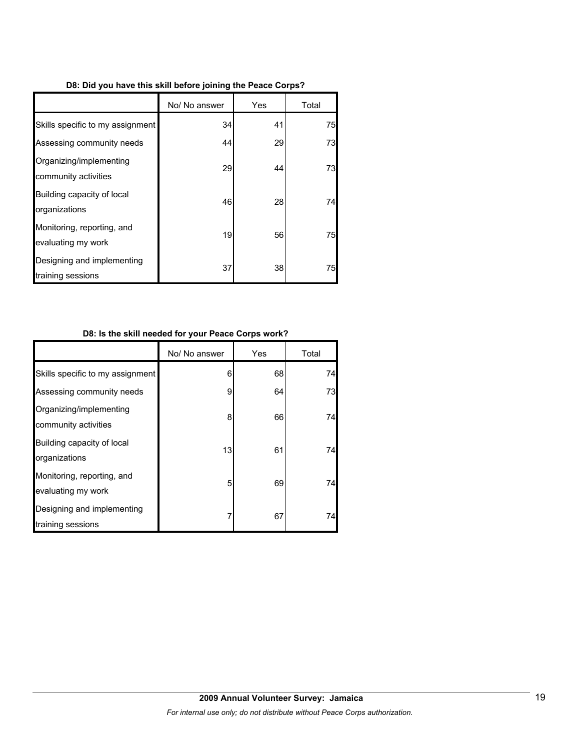**D8: Did you have this skill before joining the Peace Corps?**

| | No/ No answer | Yes | Total |
|---|---|---|---|
| Skills specific to my assignment | 34 | 41 | 75 |
| Assessing community needs | 44 | 29 | 73 |
| Organizing/implementing community activities | 29 | 44 | 73 |
| Building capacity of local organizations | 46 | 28 | 74 |
| Monitoring, reporting, and evaluating my work | 19 | 56 | 75 |
| Designing and implementing training sessions | 37 | 38 | 75 |

**D8: Is the skill needed for your Peace Corps work?**

| | No/ No answer | Yes | Total |
|---|---|---|---|
| Skills specific to my assignment | 6 | 68 | 74 |
| Assessing community needs | 9 | 64 | 73 |
| Organizing/implementing community activities | 8 | 66 | 74 |
| Building capacity of local organizations | 13 | 61 | 74 |
| Monitoring, reporting, and evaluating my work | 5 | 69 | 74 |
| Designing and implementing training sessions | 7 | 67 | 74 |

**2009 Annual Volunteer Survey: Jamaica**

*For internal use only; do not distribute without Peace Corps authorization.*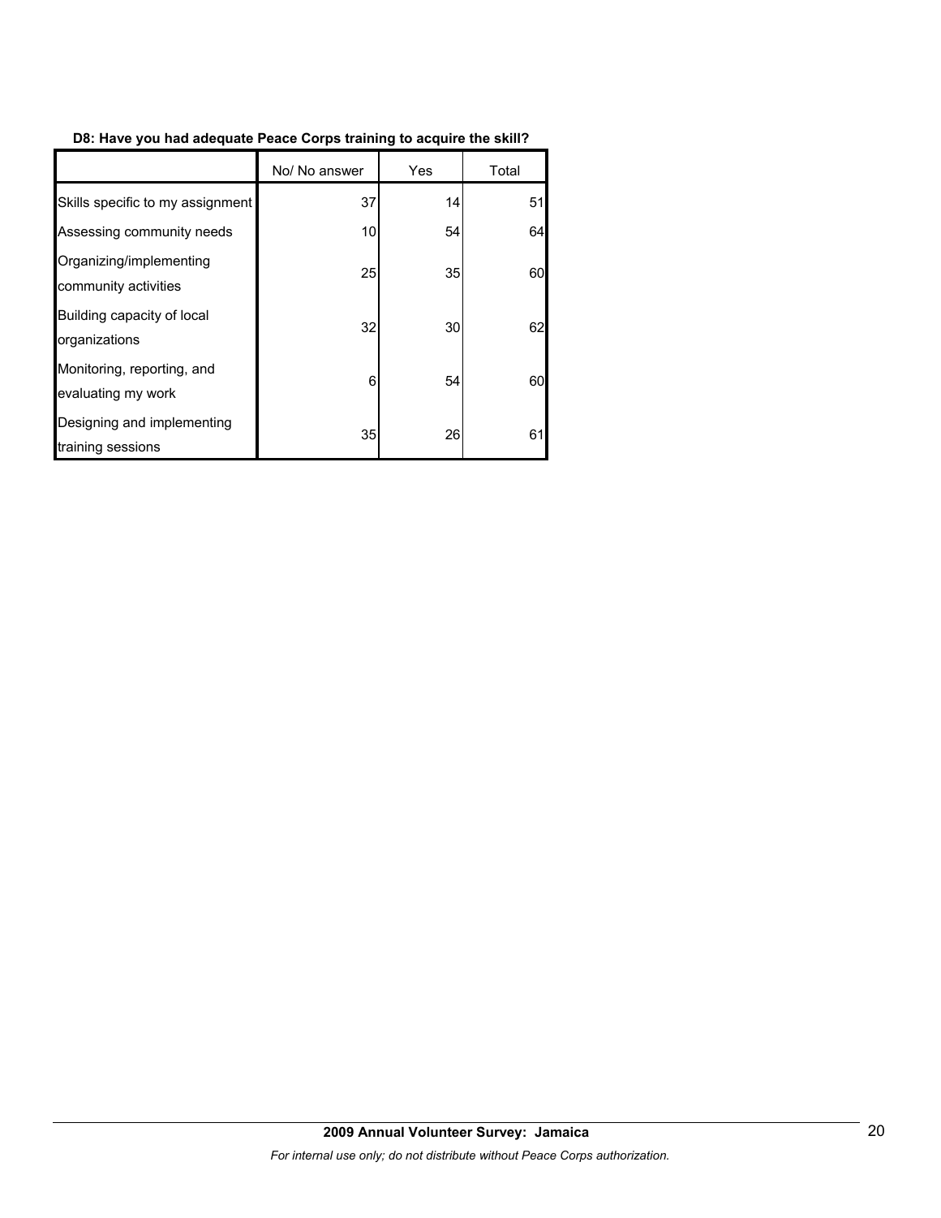**D8: Have you had adequate Peace Corps training to acquire the skill?**

| | No/ No answer | Yes | Total |
|---|---|---|---|
| Skills specific to my assignment | 37 | 14 | 51 |
| Assessing community needs | 10 | 54 | 64 |
| Organizing/implementing community activities | 25 | 35 | 60 |
| Building capacity of local organizations | 32 | 30 | 62 |
| Monitoring, reporting, and evaluating my work | 6 | 54 | 60 |
| Designing and implementing training sessions | 35 | 26 | 61 |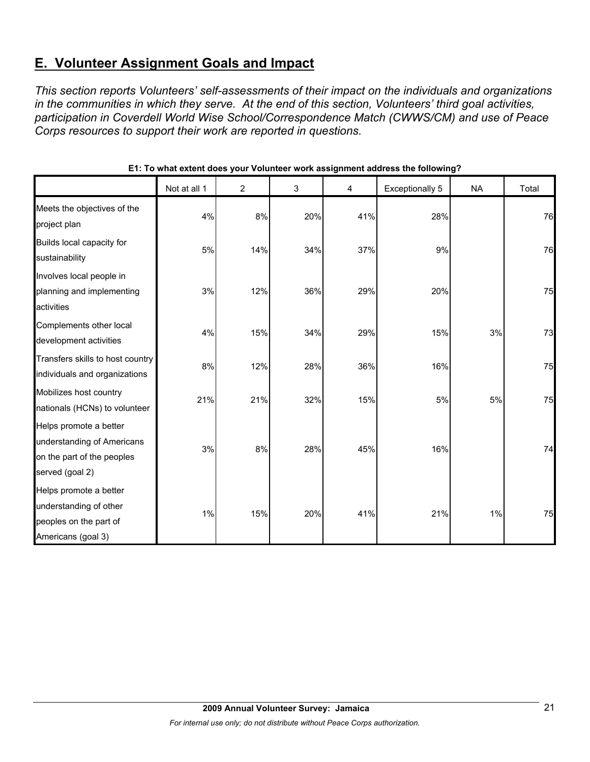## E. Volunteer Assignment Goals and Impact

*This section reports Volunteers' self-assessments of their impact on the individuals and organizations in the communities in which they serve. At the end of this section, Volunteers' third goal activities, participation in Coverdell World Wise School/Correspondence Match (CWWS/CM) and use of Peace Corps resources to support their work are reported in questions.*

**E1: To what extent does your Volunteer work assignment address the following?**

| | Not at all 1 | 2 | 3 | 4 | Exceptionally 5 | NA | Total |
|---|---|---|---|---|---|---|---|
| Meets the objectives of the project plan | 4% | 8% | 20% | 41% | 28% | | 76 |
| Builds local capacity for sustainability | 5% | 14% | 34% | 37% | 9% | | 76 |
| Involves local people in planning and implementing activities | 3% | 12% | 36% | 29% | 20% | | 75 |
| Complements other local development activities | 4% | 15% | 34% | 29% | 15% | 3% | 73 |
| Transfers skills to host country individuals and organizations | 8% | 12% | 28% | 36% | 16% | | 75 |
| Mobilizes host country nationals (HCNs) to volunteer | 21% | 21% | 32% | 15% | 5% | 5% | 75 |
| Helps promote a better understanding of Americans on the part of the peoples served (goal 2) | 3% | 8% | 28% | 45% | 16% | | 74 |
| Helps promote a better understanding of other peoples on the part of Americans (goal 3) | 1% | 15% | 20% | 41% | 21% | 1% | 75 |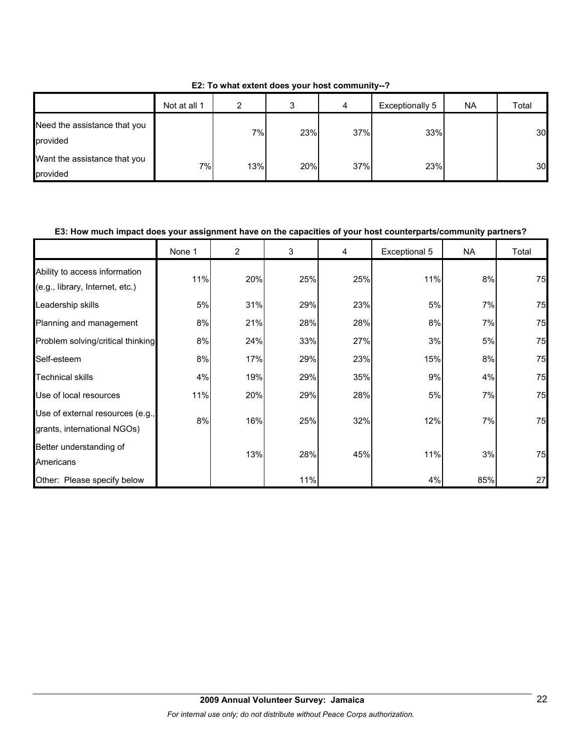**E2: To what extent does your host community--?**

| | Not at all 1 | 2 | 3 | 4 | Exceptionally 5 | NA | Total |
|---|---|---|---|---|---|---|---|
| Need the assistance that you provided | | 7% | 23% | 37% | 33% | | 30 |
| Want the assistance that you provided | 7% | 13% | 20% | 37% | 23% | | 30 |

**E3: How much impact does your assignment have on the capacities of your host counterparts/community partners?**

| | None 1 | 2 | 3 | 4 | Exceptional 5 | NA | Total |
|---|---|---|---|---|---|---|---|
| Ability to access information (e.g., library, Internet, etc.) | 11% | 20% | 25% | 25% | 11% | 8% | 75 |
| Leadership skills | 5% | 31% | 29% | 23% | 5% | 7% | 75 |
| Planning and management | 8% | 21% | 28% | 28% | 8% | 7% | 75 |
| Problem solving/critical thinking | 8% | 24% | 33% | 27% | 3% | 5% | 75 |
| Self-esteem | 8% | 17% | 29% | 23% | 15% | 8% | 75 |
| Technical skills | 4% | 19% | 29% | 35% | 9% | 4% | 75 |
| Use of local resources | 11% | 20% | 29% | 28% | 5% | 7% | 75 |
| Use of external resources (e.g., grants, international NGOs) | 8% | 16% | 25% | 32% | 12% | 7% | 75 |
| Better understanding of Americans | | 13% | 28% | 45% | 11% | 3% | 75 |
| Other: Please specify below | | | 11% | | 4% | 85% | 27 |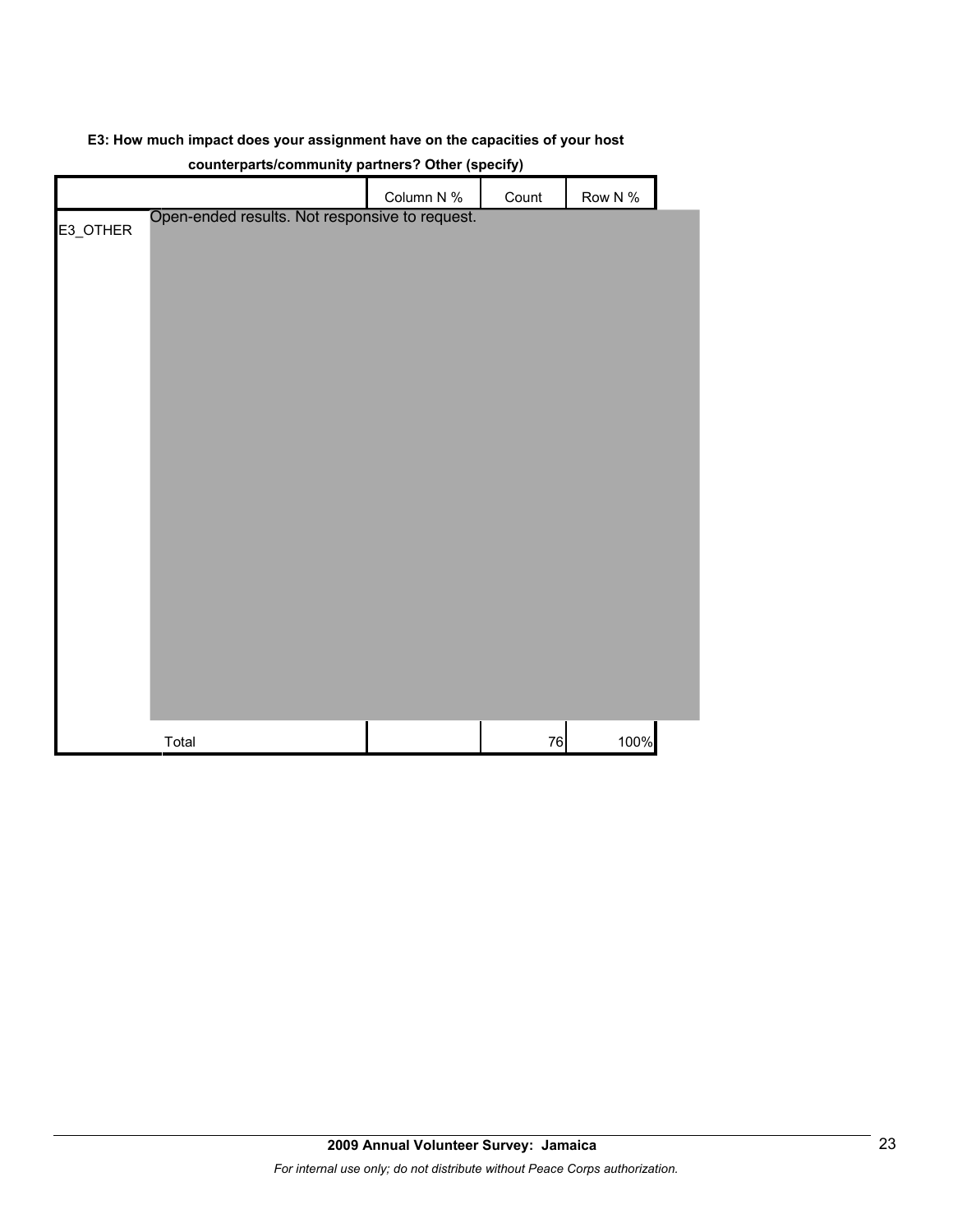**E3: How much impact does your assignment have on the capacities of your host counterparts/community partners? Other (specify)**

| | | Column N % | Count | Row N % |
|---|---|---|---|---|
| E3_OTHER | Open-ended results. Not responsive to request. | | | |
| | Total | | 76 | 100% |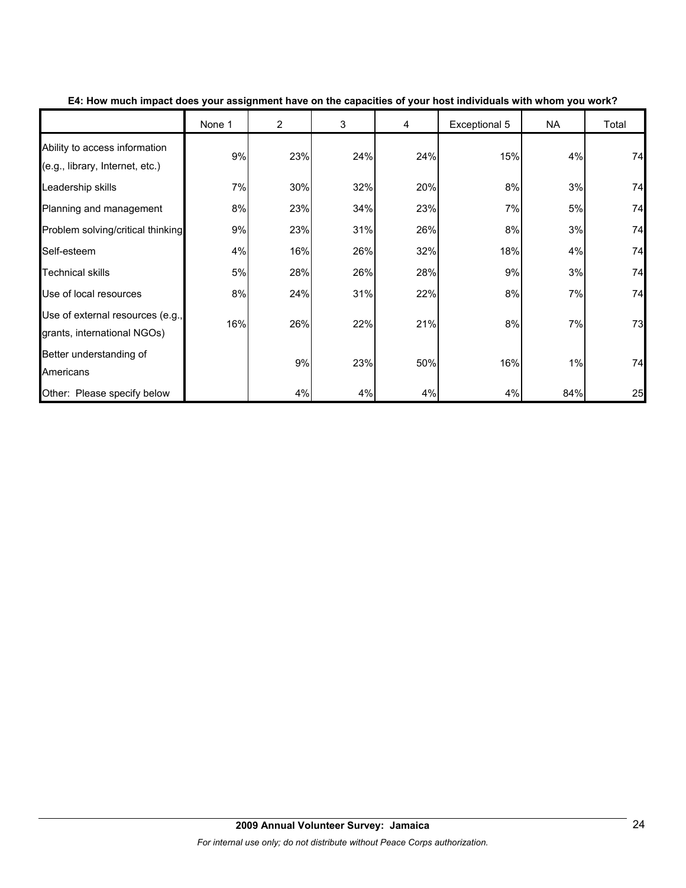**E4: How much impact does your assignment have on the capacities of your host individuals with whom you work?**

| | None 1 | 2 | 3 | 4 | Exceptional 5 | NA | Total |
|---|---|---|---|---|---|---|---|
| Ability to access information (e.g., library, Internet, etc.) | 9% | 23% | 24% | 24% | 15% | 4% | 74 |
| Leadership skills | 7% | 30% | 32% | 20% | 8% | 3% | 74 |
| Planning and management | 8% | 23% | 34% | 23% | 7% | 5% | 74 |
| Problem solving/critical thinking | 9% | 23% | 31% | 26% | 8% | 3% | 74 |
| Self-esteem | 4% | 16% | 26% | 32% | 18% | 4% | 74 |
| Technical skills | 5% | 28% | 26% | 28% | 9% | 3% | 74 |
| Use of local resources | 8% | 24% | 31% | 22% | 8% | 7% | 74 |
| Use of external resources (e.g., grants, international NGOs) | 16% | 26% | 22% | 21% | 8% | 7% | 73 |
| Better understanding of Americans | | 9% | 23% | 50% | 16% | 1% | 74 |
| Other: Please specify below | | 4% | 4% | 4% | 4% | 84% | 25 |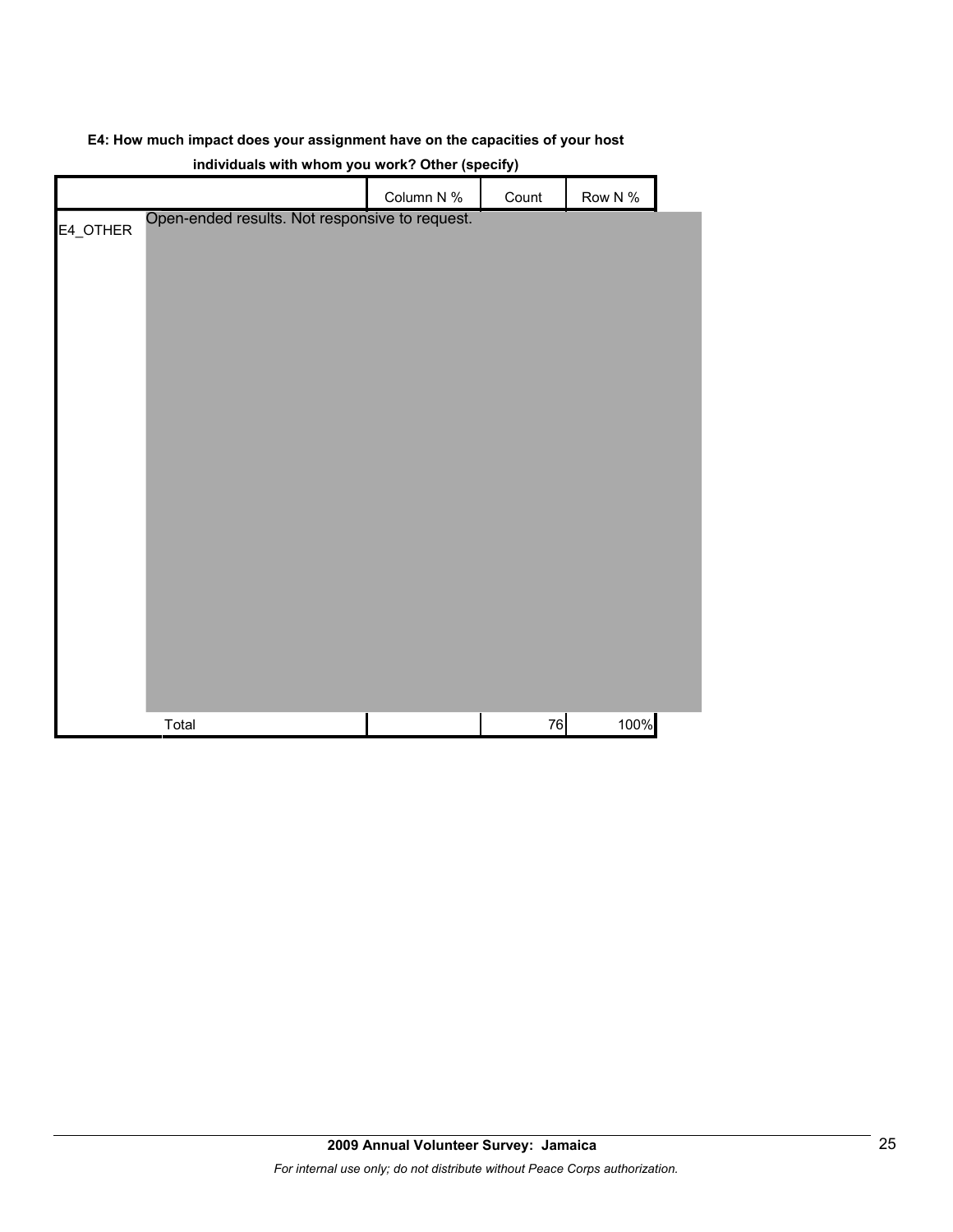**E4: How much impact does your assignment have on the capacities of your host individuals with whom you work? Other (specify)**

| | | Column N % | Count | Row N % |
|---|---|---|---|---|
| E4_OTHER | Open-ended results. Not responsive to request. | | | |
| | Total | | 76 | 100% |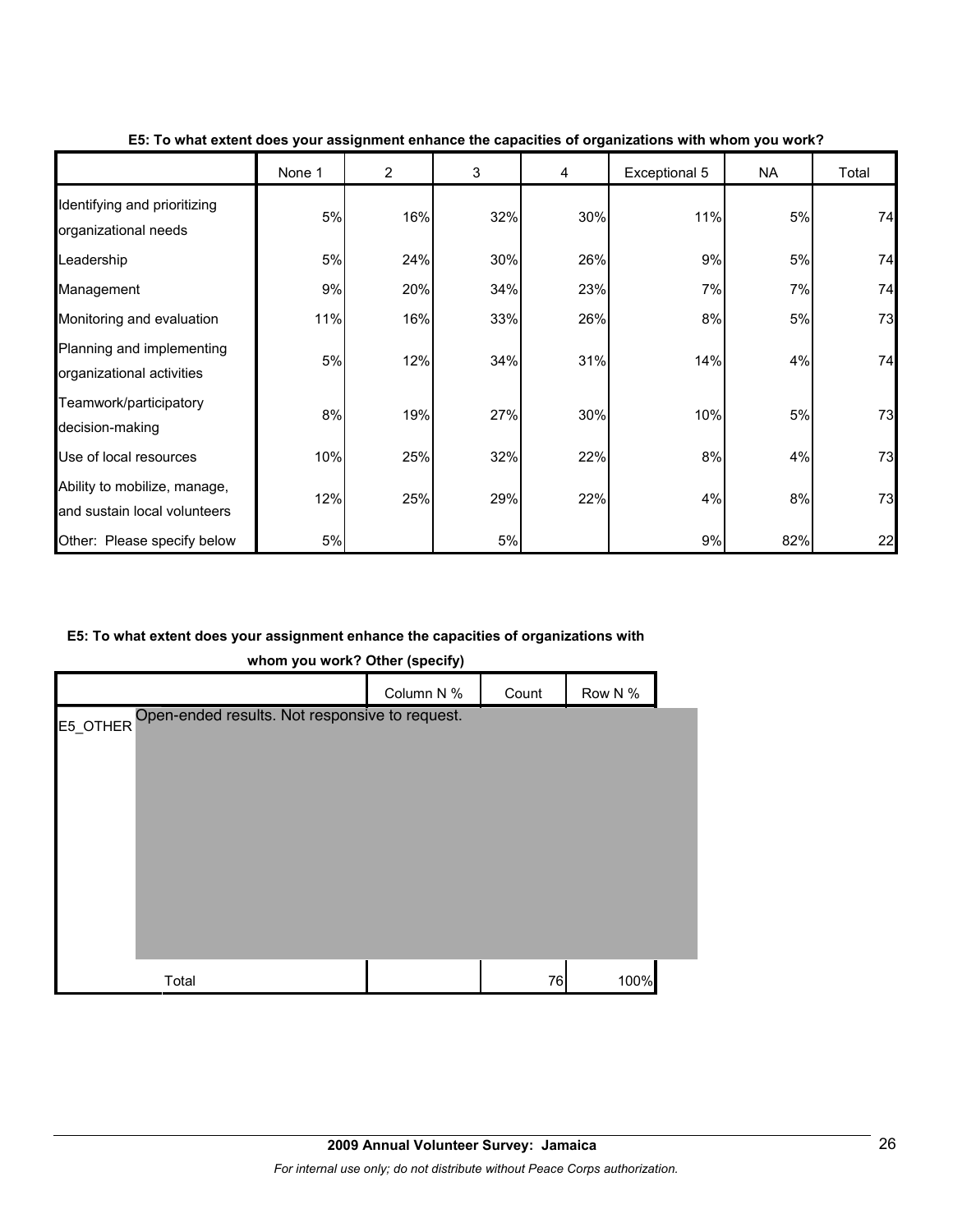**E5: To what extent does your assignment enhance the capacities of organizations with whom you work?**

| | None 1 | 2 | 3 | 4 | Exceptional 5 | NA | Total |
|---|---|---|---|---|---|---|---|
| Identifying and prioritizing organizational needs | 5% | 16% | 32% | 30% | 11% | 5% | 74 |
| Leadership | 5% | 24% | 30% | 26% | 9% | 5% | 74 |
| Management | 9% | 20% | 34% | 23% | 7% | 7% | 74 |
| Monitoring and evaluation | 11% | 16% | 33% | 26% | 8% | 5% | 73 |
| Planning and implementing organizational activities | 5% | 12% | 34% | 31% | 14% | 4% | 74 |
| Teamwork/participatory decision-making | 8% | 19% | 27% | 30% | 10% | 5% | 73 |
| Use of local resources | 10% | 25% | 32% | 22% | 8% | 4% | 73 |
| Ability to mobilize, manage, and sustain local volunteers | 12% | 25% | 29% | 22% | 4% | 8% | 73 |
| Other: Please specify below | 5% | | 5% | | 9% | 82% | 22 |

**E5: To what extent does your assignment enhance the capacities of organizations with whom you work? Other (specify)**

| | | Column N % | Count | Row N % |
|---|---|---|---|---|
| E5_OTHER | Open-ended results. Not responsive to request. | | | |
| | Total | | 76 | 100% |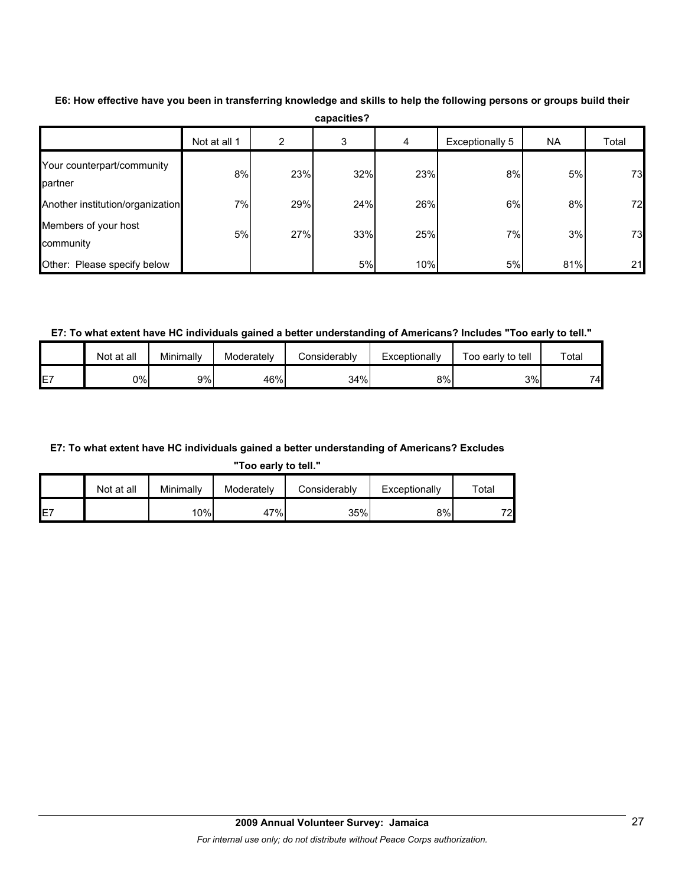**E6: How effective have you been in transferring knowledge and skills to help the following persons or groups build their capacities?**

| | Not at all 1 | 2 | 3 | 4 | Exceptionally 5 | NA | Total |
|---|---|---|---|---|---|---|---|
| Your counterpart/community partner | 8% | 23% | 32% | 23% | 8% | 5% | 73 |
| Another institution/organization | 7% | 29% | 24% | 26% | 6% | 8% | 72 |
| Members of your host community | 5% | 27% | 33% | 25% | 7% | 3% | 73 |
| Other: Please specify below | | | 5% | 10% | 5% | 81% | 21 |

**E7: To what extent have HC individuals gained a better understanding of Americans? Includes "Too early to tell."**

| | Not at all | Minimally | Moderately | Considerably | Exceptionally | Too early to tell | Total |
|---|---|---|---|---|---|---|---|
| E7 | 0% | 9% | 46% | 34% | 8% | 3% | 74 |

**E7: To what extent have HC individuals gained a better understanding of Americans? Excludes "Too early to tell."**

| | Not at all | Minimally | Moderately | Considerably | Exceptionally | Total |
|---|---|---|---|---|---|---|
| E7 | | 10% | 47% | 35% | 8% | 72 |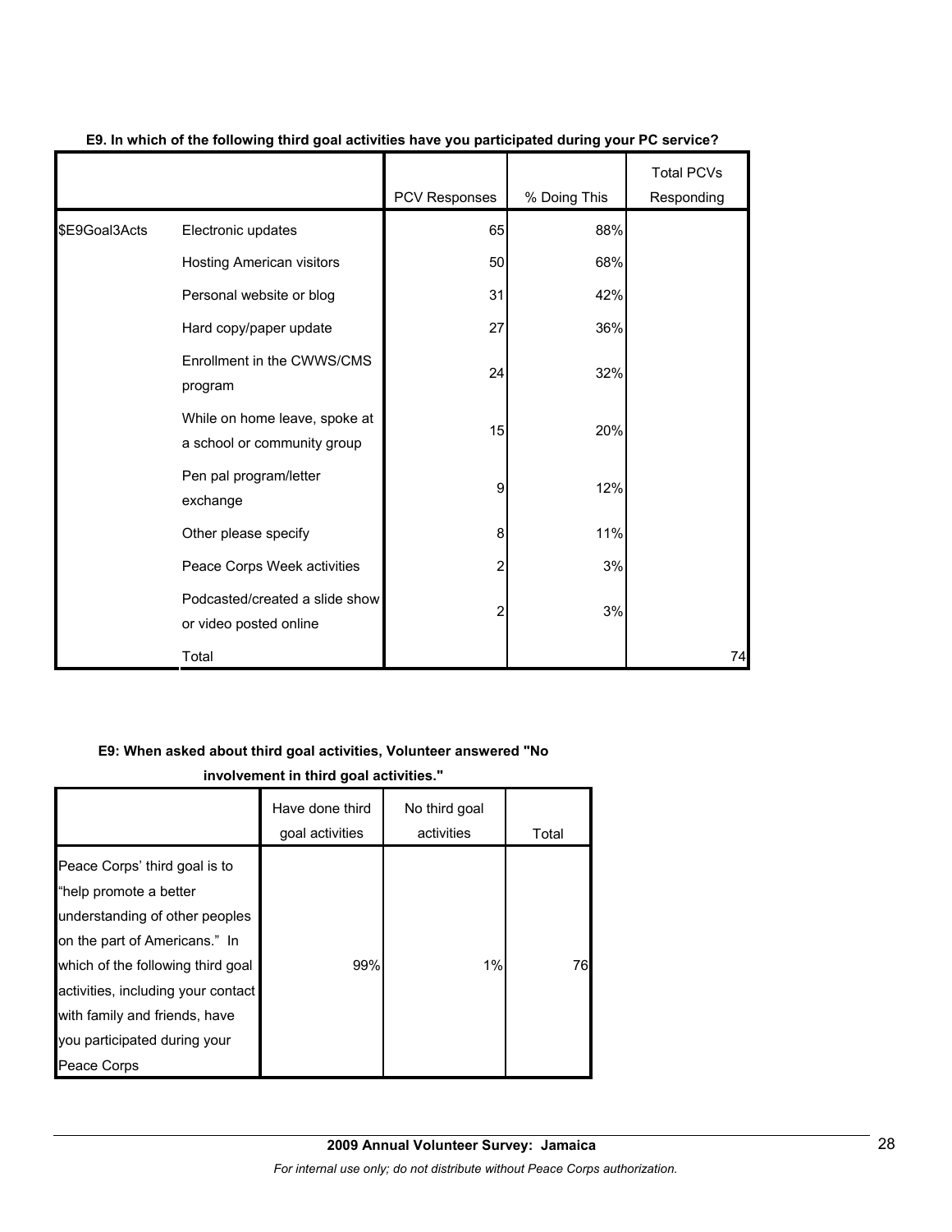**E9. In which of the following third goal activities have you participated during your PC service?**

| | | PCV Responses | % Doing This | Total PCVs Responding |
|---|---|---|---|---|
| $E9Goal3Acts | Electronic updates | 65 | 88% | |
| | Hosting American visitors | 50 | 68% | |
| | Personal website or blog | 31 | 42% | |
| | Hard copy/paper update | 27 | 36% | |
| | Enrollment in the CWWS/CMS program | 24 | 32% | |
| | While on home leave, spoke at a school or community group | 15 | 20% | |
| | Pen pal program/letter exchange | 9 | 12% | |
| | Other please specify | 8 | 11% | |
| | Peace Corps Week activities | 2 | 3% | |
| | Podcasted/created a slide show or video posted online | 2 | 3% | |
| | Total | | | 74 |

**E9: When asked about third goal activities, Volunteer answered "No involvement in third goal activities."**

| | Have done third goal activities | No third goal activities | Total |
|---|---|---|---|
| Peace Corps' third goal is to "help promote a better understanding of other peoples on the part of Americans." In which of the following third goal activities, including your contact with family and friends, have you participated during your Peace Corps | 99% | 1% | 76 |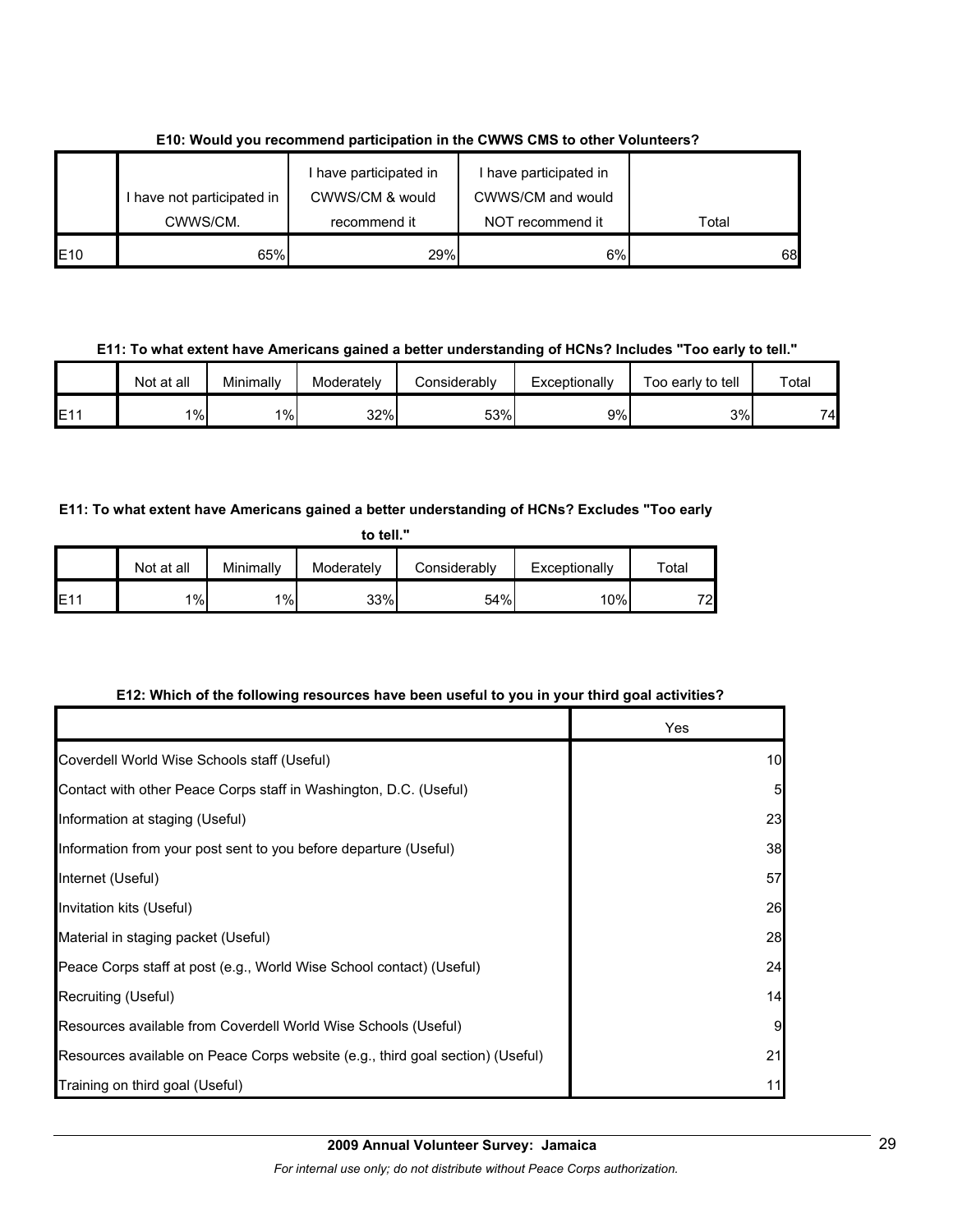**E10: Would you recommend participation in the CWWS CMS to other Volunteers?**

| | I have not participated in CWWS/CM. | I have participated in CWWS/CM & would recommend it | I have participated in CWWS/CM and would NOT recommend it | Total |
|---|---|---|---|---|
| E10 | 65% | 29% | 6% | 68 |

**E11: To what extent have Americans gained a better understanding of HCNs? Includes "Too early to tell."**

| | Not at all | Minimally | Moderately | Considerably | Exceptionally | Too early to tell | Total |
|---|---|---|---|---|---|---|---|
| E11 | 1% | 1% | 32% | 53% | 9% | 3% | 74 |

**E11: To what extent have Americans gained a better understanding of HCNs? Excludes "Too early to tell."**

| | Not at all | Minimally | Moderately | Considerably | Exceptionally | Total |
|---|---|---|---|---|---|---|
| E11 | 1% | 1% | 33% | 54% | 10% | 72 |

**E12: Which of the following resources have been useful to you in your third goal activities?**

| | Yes |
|---|---|
| Coverdell World Wise Schools staff (Useful) | 10 |
| Contact with other Peace Corps staff in Washington, D.C. (Useful) | 5 |
| Information at staging (Useful) | 23 |
| Information from your post sent to you before departure (Useful) | 38 |
| Internet (Useful) | 57 |
| Invitation kits (Useful) | 26 |
| Material in staging packet (Useful) | 28 |
| Peace Corps staff at post (e.g., World Wise School contact) (Useful) | 24 |
| Recruiting (Useful) | 14 |
| Resources available from Coverdell World Wise Schools (Useful) | 9 |
| Resources available on Peace Corps website (e.g., third goal section) (Useful) | 21 |
| Training on third goal (Useful) | 11 |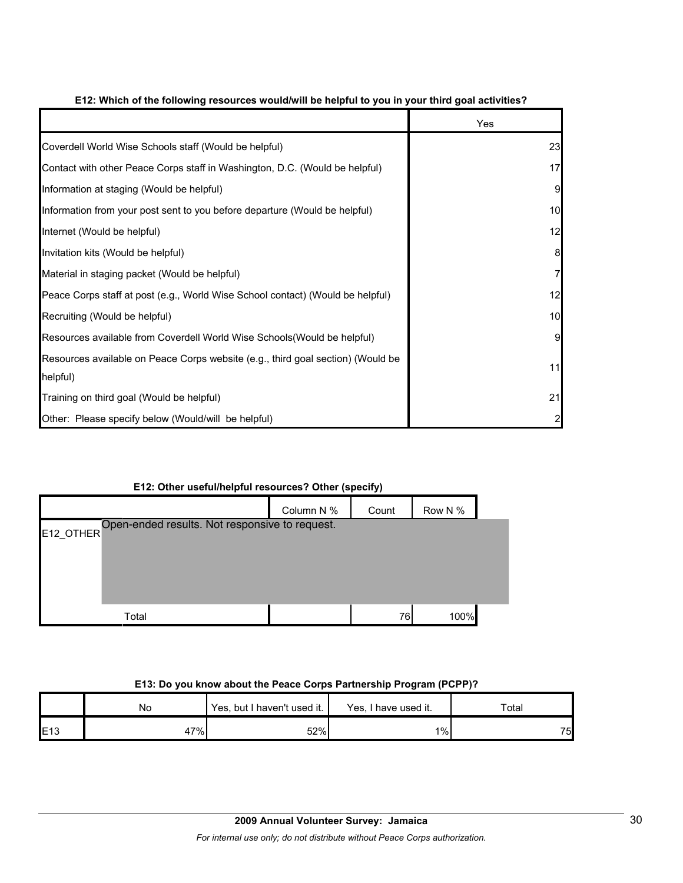**E12: Which of the following resources would/will be helpful to you in your third goal activities?**

| | Yes |
|---|---|
| Coverdell World Wise Schools staff (Would be helpful) | 23 |
| Contact with other Peace Corps staff in Washington, D.C. (Would be helpful) | 17 |
| Information at staging (Would be helpful) | 9 |
| Information from your post sent to you before departure (Would be helpful) | 10 |
| Internet (Would be helpful) | 12 |
| Invitation kits (Would be helpful) | 8 |
| Material in staging packet (Would be helpful) | 7 |
| Peace Corps staff at post (e.g., World Wise School contact) (Would be helpful) | 12 |
| Recruiting (Would be helpful) | 10 |
| Resources available from Coverdell World Wise Schools(Would be helpful) | 9 |
| Resources available on Peace Corps website (e.g., third goal section) (Would be helpful) | 11 |
| Training on third goal (Would be helpful) | 21 |
| Other: Please specify below (Would/will be helpful) | 2 |

**E12: Other useful/helpful resources? Other (specify)**

| | | Column N % | Count | Row N % |
|---|---|---|---|---|
| E12_OTHER | Open-ended results. Not responsive to request. | | | |
| | Total | | 76 | 100% |

**E13: Do you know about the Peace Corps Partnership Program (PCPP)?**

| | No | Yes, but I haven't used it. | Yes, I have used it. | Total |
|---|---|---|---|---|
| E13 | 47% | 52% | 1% | 75 |

**2009 Annual Volunteer Survey: Jamaica**

*For internal use only; do not distribute without Peace Corps authorization.*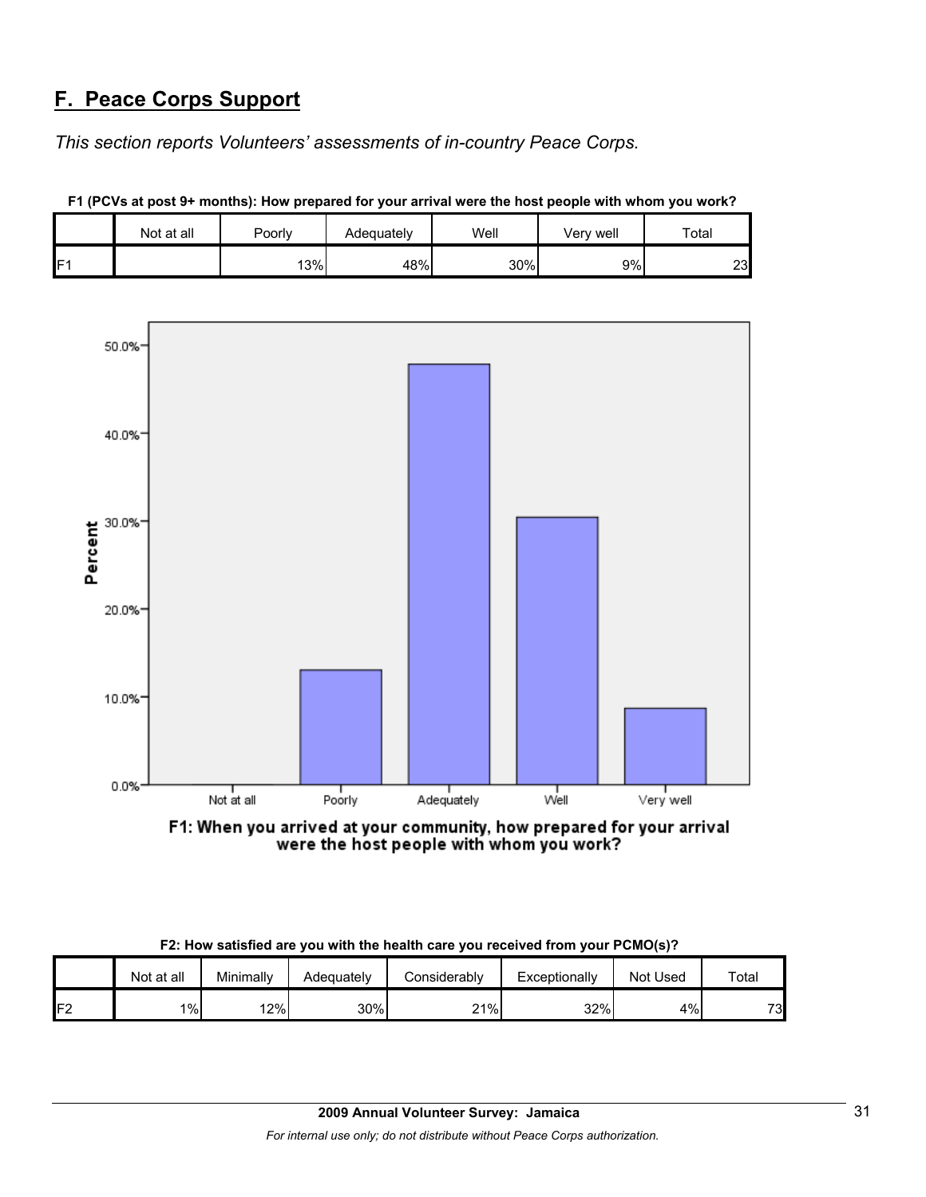## F. Peace Corps Support

*This section reports Volunteers' assessments of in-country Peace Corps.*

**F1 (PCVs at post 9+ months): How prepared for your arrival were the host people with whom you work?**

| | Not at all | Poorly | Adequately | Well | Very well | Total |
|---|---|---|---|---|---|---|
| F1 | | 13% | 48% | 30% | 9% | 23 |

F1: When you arrived at your community, how prepared for your arrival were the host people with whom you work?

**F2: How satisfied are you with the health care you received from your PCMO(s)?**

| | Not at all | Minimally | Adequately | Considerably | Exceptionally | Not Used | Total |
|---|---|---|---|---|---|---|---|
| F2 | 1% | 12% | 30% | 21% | 32% | 4% | 73 |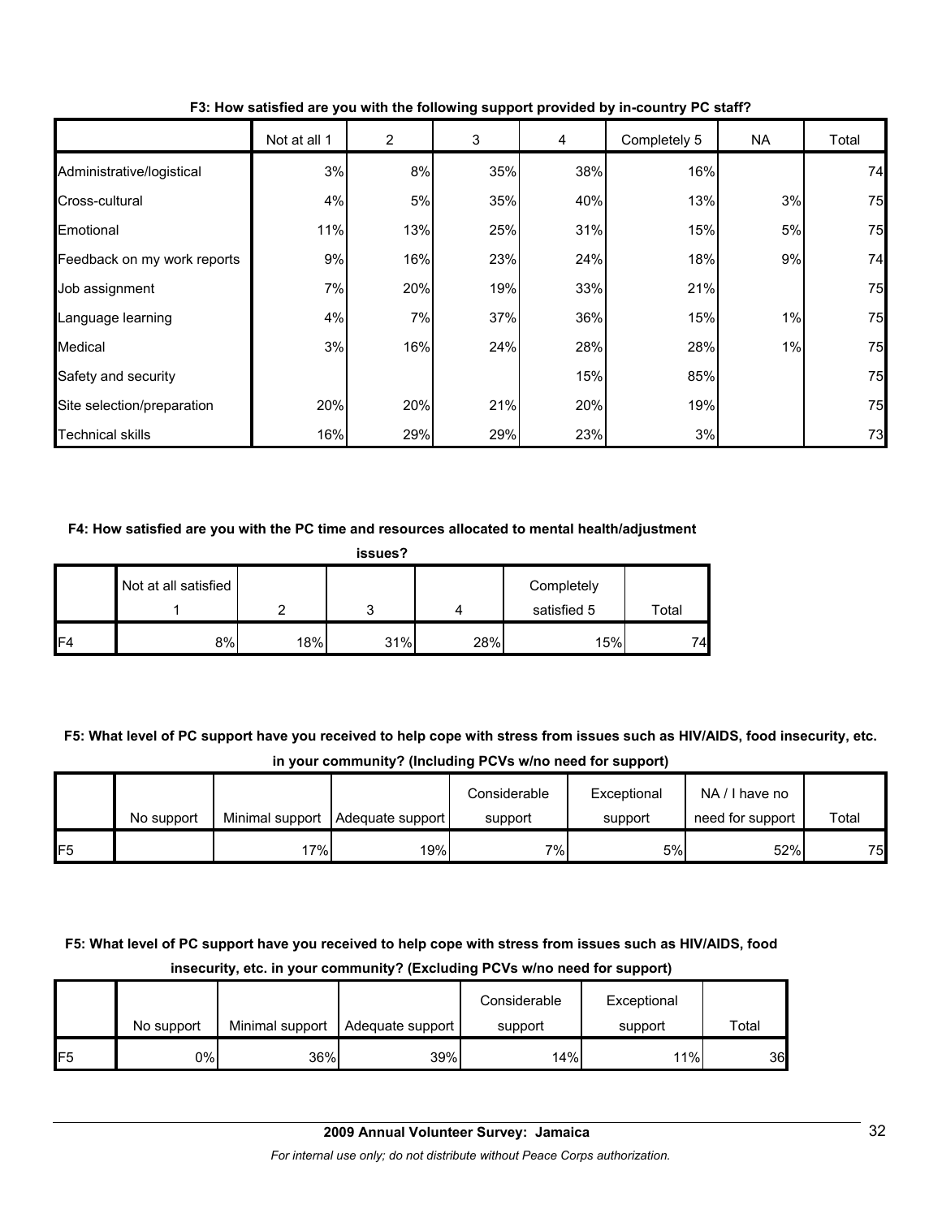**F3: How satisfied are you with the following support provided by in-country PC staff?**

| | Not at all 1 | 2 | 3 | 4 | Completely 5 | NA | Total |
|---|---|---|---|---|---|---|---|
| Administrative/logistical | 3% | 8% | 35% | 38% | 16% | | 74 |
| Cross-cultural | 4% | 5% | 35% | 40% | 13% | 3% | 75 |
| Emotional | 11% | 13% | 25% | 31% | 15% | 5% | 75 |
| Feedback on my work reports | 9% | 16% | 23% | 24% | 18% | 9% | 74 |
| Job assignment | 7% | 20% | 19% | 33% | 21% | | 75 |
| Language learning | 4% | 7% | 37% | 36% | 15% | 1% | 75 |
| Medical | 3% | 16% | 24% | 28% | 28% | 1% | 75 |
| Safety and security | | | | 15% | 85% | | 75 |
| Site selection/preparation | 20% | 20% | 21% | 20% | 19% | | 75 |
| Technical skills | 16% | 29% | 29% | 23% | 3% | | 73 |

**F4: How satisfied are you with the PC time and resources allocated to mental health/adjustment issues?**

| | Not at all satisfied 1 | 2 | 3 | 4 | Completely satisfied 5 | Total |
|---|---|---|---|---|---|---|
| F4 | 8% | 18% | 31% | 28% | 15% | 74 |

**F5: What level of PC support have you received to help cope with stress from issues such as HIV/AIDS, food insecurity, etc. in your community? (Including PCVs w/no need for support)**

| | No support | Minimal support | Adequate support | Considerable support | Exceptional support | NA / I have no need for support | Total |
|---|---|---|---|---|---|---|---|
| F5 | | 17% | 19% | 7% | 5% | 52% | 75 |

**F5: What level of PC support have you received to help cope with stress from issues such as HIV/AIDS, food insecurity, etc. in your community? (Excluding PCVs w/no need for support)**

| | No support | Minimal support | Adequate support | Considerable support | Exceptional support | Total |
|---|---|---|---|---|---|---|
| F5 | 0% | 36% | 39% | 14% | 11% | 36 |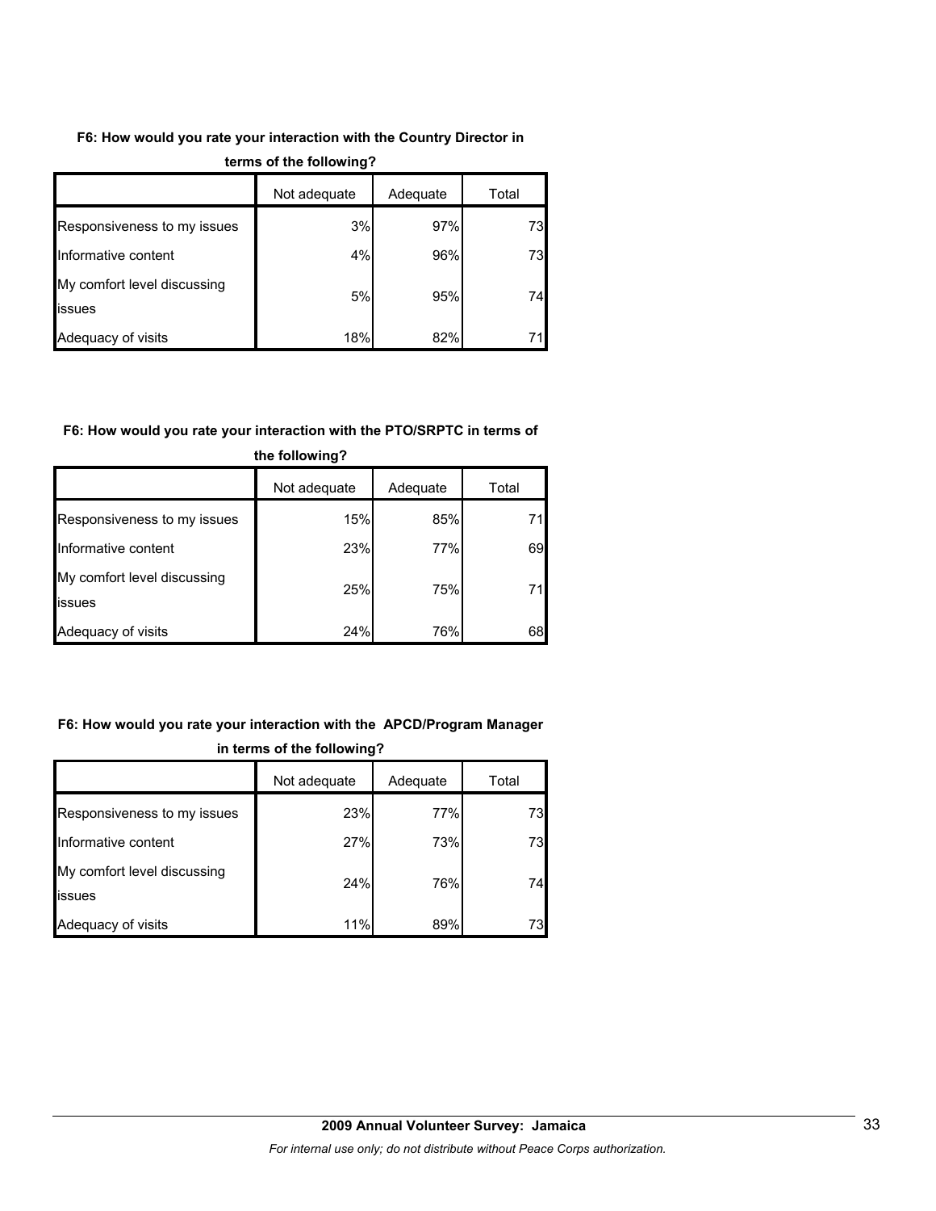**F6: How would you rate your interaction with the Country Director in terms of the following?**

| | Not adequate | Adequate | Total |
|---|---|---|---|
| Responsiveness to my issues | 3% | 97% | 73 |
| Informative content | 4% | 96% | 73 |
| My comfort level discussing issues | 5% | 95% | 74 |
| Adequacy of visits | 18% | 82% | 71 |

**F6: How would you rate your interaction with the PTO/SRPTC in terms of the following?**

| | Not adequate | Adequate | Total |
|---|---|---|---|
| Responsiveness to my issues | 15% | 85% | 71 |
| Informative content | 23% | 77% | 69 |
| My comfort level discussing issues | 25% | 75% | 71 |
| Adequacy of visits | 24% | 76% | 68 |

**F6: How would you rate your interaction with the APCD/Program Manager in terms of the following?**

| | Not adequate | Adequate | Total |
|---|---|---|---|
| Responsiveness to my issues | 23% | 77% | 73 |
| Informative content | 27% | 73% | 73 |
| My comfort level discussing issues | 24% | 76% | 74 |
| Adequacy of visits | 11% | 89% | 73 |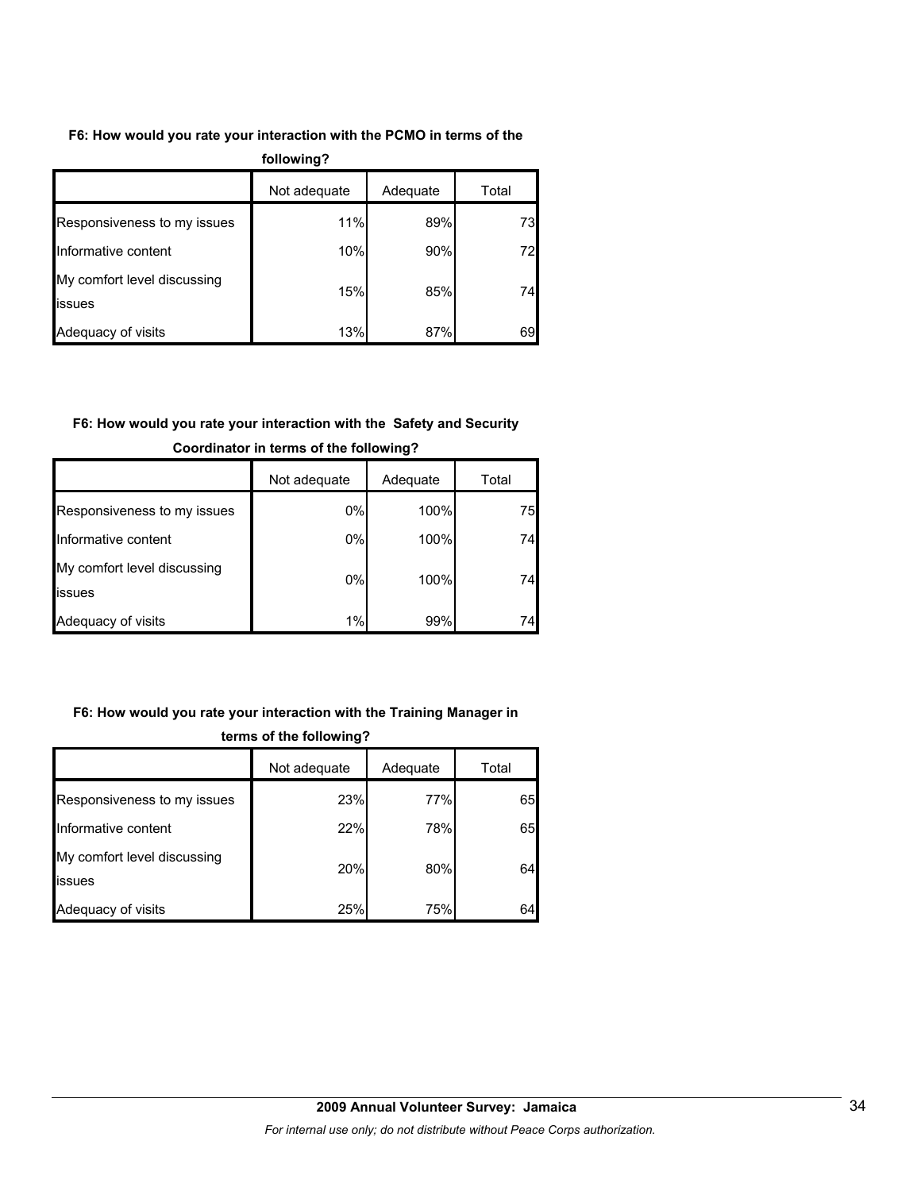**F6: How would you rate your interaction with the PCMO in terms of the following?**

| | Not adequate | Adequate | Total |
|---|---|---|---|
| Responsiveness to my issues | 11% | 89% | 73 |
| Informative content | 10% | 90% | 72 |
| My comfort level discussing issues | 15% | 85% | 74 |
| Adequacy of visits | 13% | 87% | 69 |

**F6: How would you rate your interaction with the Safety and Security Coordinator in terms of the following?**

| | Not adequate | Adequate | Total |
|---|---|---|---|
| Responsiveness to my issues | 0% | 100% | 75 |
| Informative content | 0% | 100% | 74 |
| My comfort level discussing issues | 0% | 100% | 74 |
| Adequacy of visits | 1% | 99% | 74 |

**F6: How would you rate your interaction with the Training Manager in terms of the following?**

| | Not adequate | Adequate | Total |
|---|---|---|---|
| Responsiveness to my issues | 23% | 77% | 65 |
| Informative content | 22% | 78% | 65 |
| My comfort level discussing issues | 20% | 80% | 64 |
| Adequacy of visits | 25% | 75% | 64 |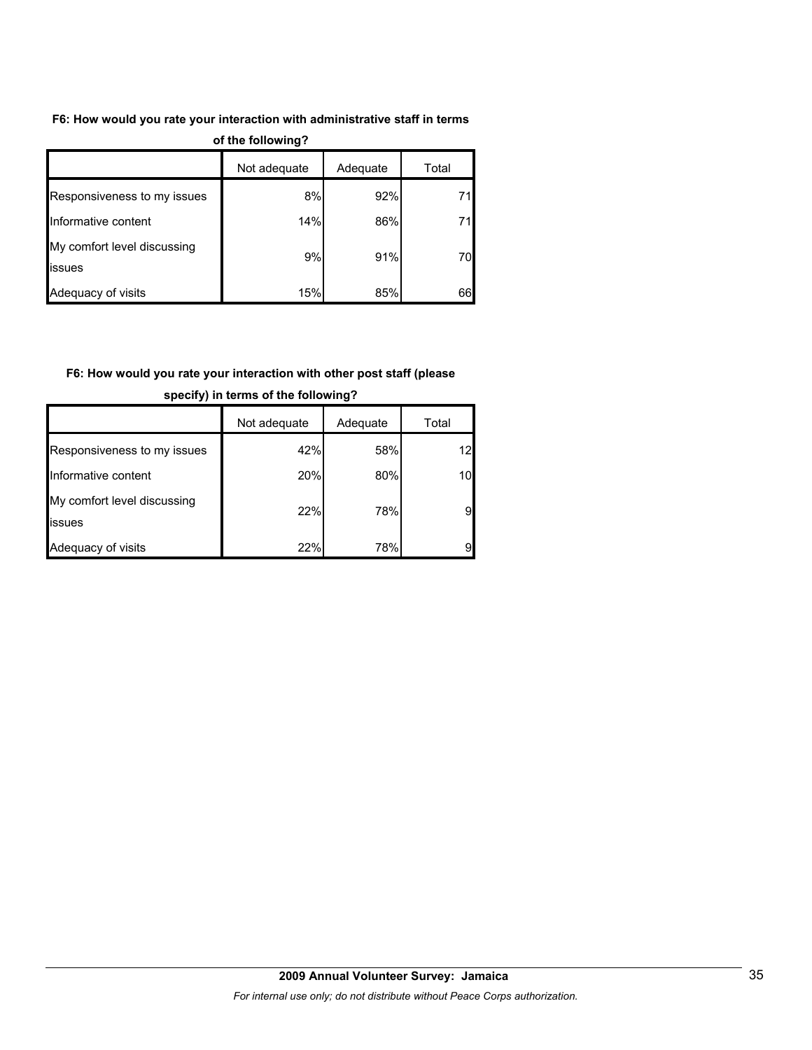**F6: How would you rate your interaction with administrative staff in terms of the following?**

| | Not adequate | Adequate | Total |
|---|---|---|---|
| Responsiveness to my issues | 8% | 92% | 71 |
| Informative content | 14% | 86% | 71 |
| My comfort level discussing issues | 9% | 91% | 70 |
| Adequacy of visits | 15% | 85% | 66 |

**F6: How would you rate your interaction with other post staff (please specify) in terms of the following?**

| | Not adequate | Adequate | Total |
|---|---|---|---|
| Responsiveness to my issues | 42% | 58% | 12 |
| Informative content | 20% | 80% | 10 |
| My comfort level discussing issues | 22% | 78% | 9 |
| Adequacy of visits | 22% | 78% | 9 |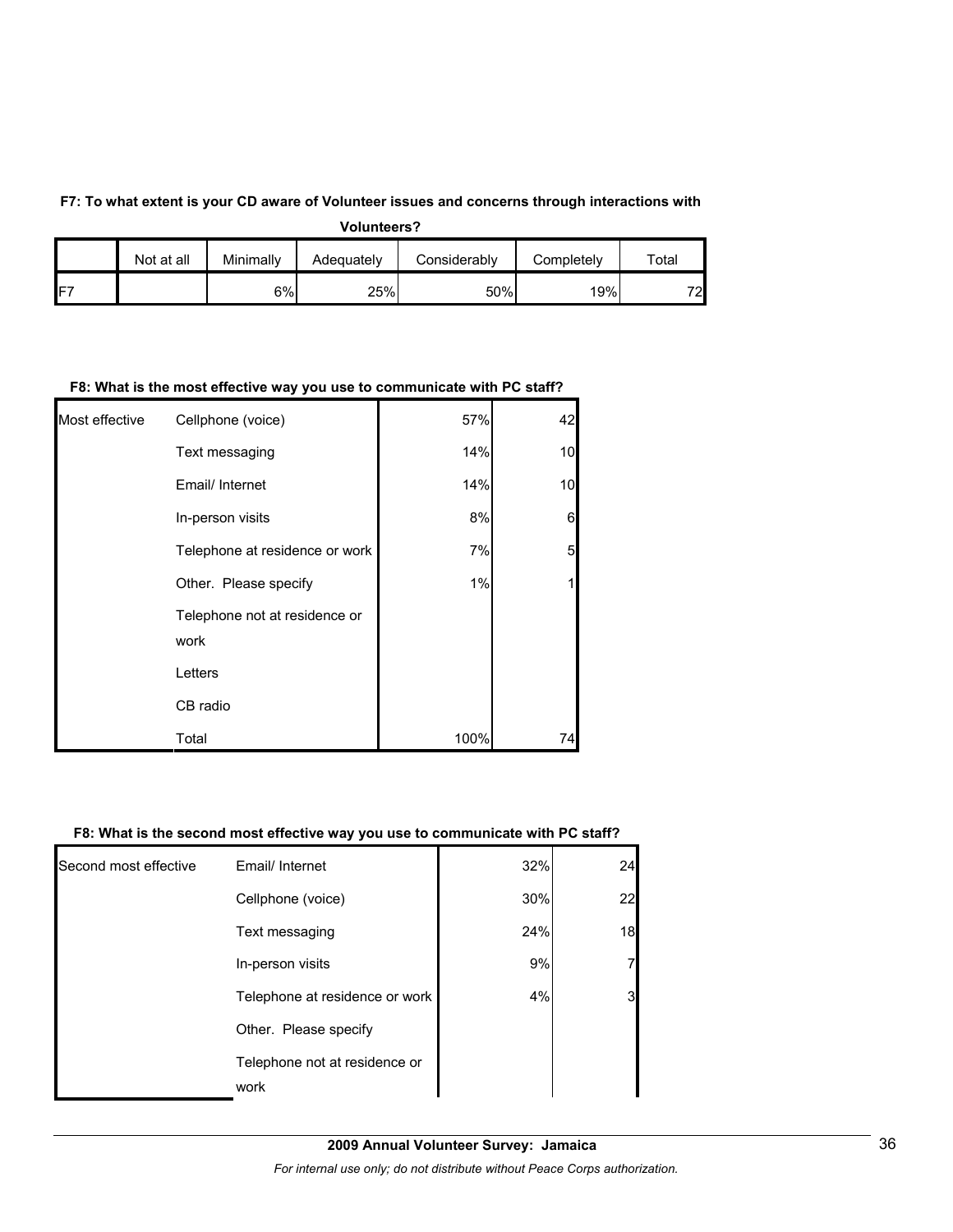**F7: To what extent is your CD aware of Volunteer issues and concerns through interactions with Volunteers?**

| | Not at all | Minimally | Adequately | Considerably | Completely | Total |
|---|---|---|---|---|---|---|
| F7 | | 6% | 25% | 50% | 19% | 72 |

**F8: What is the most effective way you use to communicate with PC staff?**

| | | | |
|---|---|---|---|
| Most effective | Cellphone (voice) | 57% | 42 |
| | Text messaging | 14% | 10 |
| | Email/ Internet | 14% | 10 |
| | In-person visits | 8% | 6 |
| | Telephone at residence or work | 7% | 5 |
| | Other. Please specify | 1% | 1 |
| | Telephone not at residence or work | | |
| | Letters | | |
| | CB radio | | |
| | Total | 100% | 74 |

**F8: What is the second most effective way you use to communicate with PC staff?**

| | | | |
|---|---|---|---|
| Second most effective | Email/ Internet | 32% | 24 |
| | Cellphone (voice) | 30% | 22 |
| | Text messaging | 24% | 18 |
| | In-person visits | 9% | 7 |
| | Telephone at residence or work | 4% | 3 |
| | Other. Please specify | | |
| | Telephone not at residence or work | | |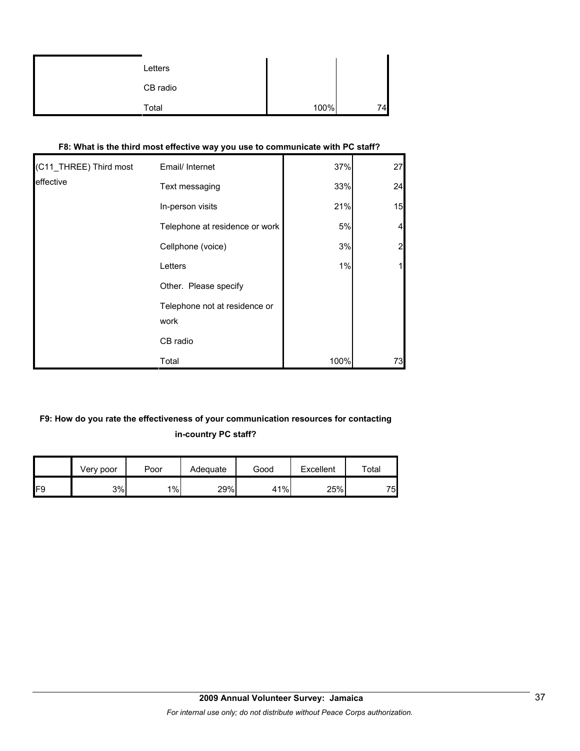| | | | |
|---|---|---|---|
| | Letters | | |
| | CB radio | | |
| | Total | 100% | 74 |

**F8: What is the third most effective way you use to communicate with PC staff?**

| | | | |
|---|---|---|---|
| (C11_THREE) Third most effective | Email/ Internet | 37% | 27 |
| | Text messaging | 33% | 24 |
| | In-person visits | 21% | 15 |
| | Telephone at residence or work | 5% | 4 |
| | Cellphone (voice) | 3% | 2 |
| | Letters | 1% | 1 |
| | Other. Please specify | | |
| | Telephone not at residence or work | | |
| | CB radio | | |
| | Total | 100% | 73 |

**F9: How do you rate the effectiveness of your communication resources for contacting in-country PC staff?**

| | Very poor | Poor | Adequate | Good | Excellent | Total |
|---|---|---|---|---|---|---|
| F9 | 3% | 1% | 29% | 41% | 25% | 75 |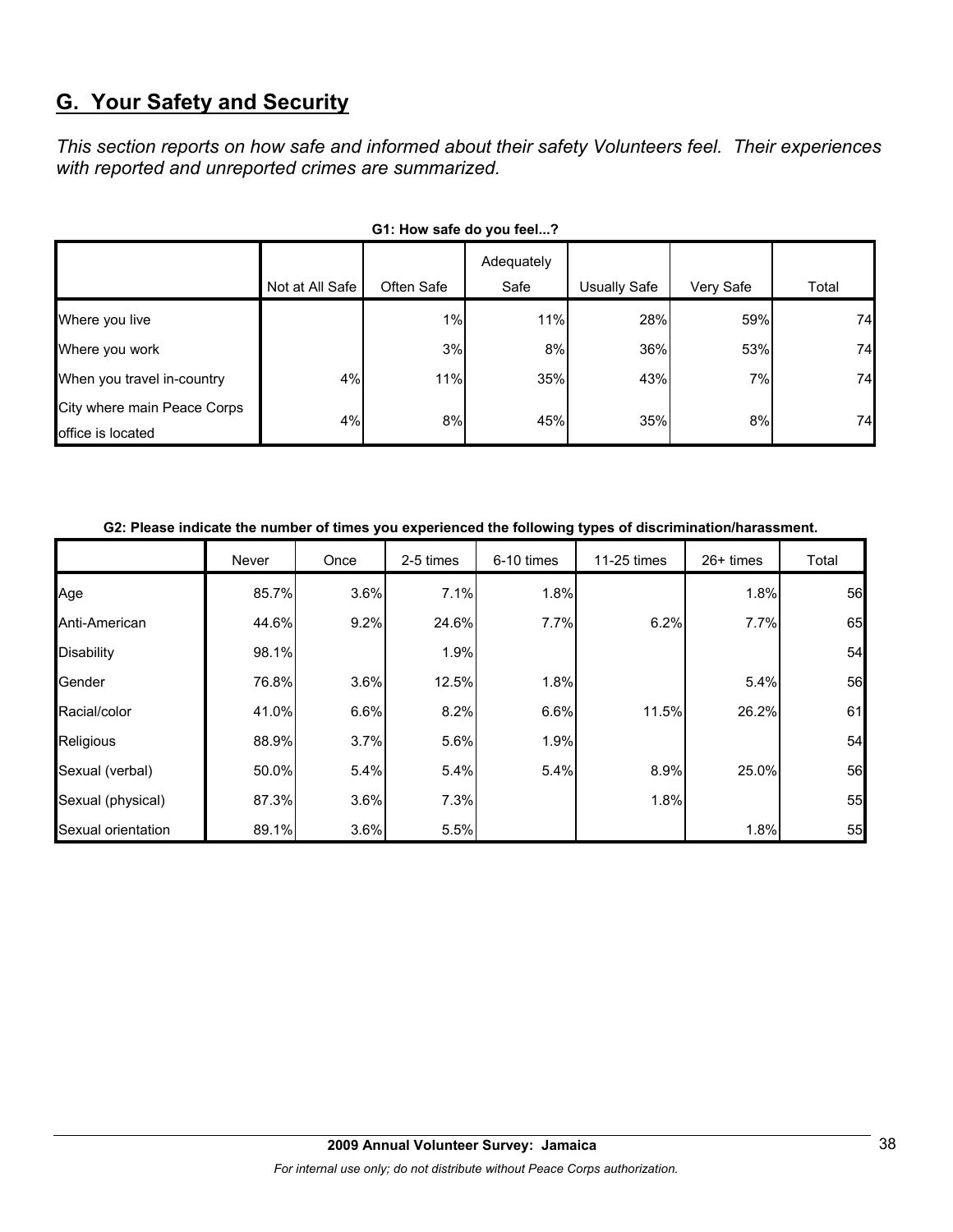## G. Your Safety and Security

*This section reports on how safe and informed about their safety Volunteers feel. Their experiences with reported and unreported crimes are summarized.*

**G1: How safe do you feel...?**

| | Not at All Safe | Often Safe | Adequately Safe | Usually Safe | Very Safe | Total |
|---|---|---|---|---|---|---|
| Where you live | | 1% | 11% | 28% | 59% | 74 |
| Where you work | | 3% | 8% | 36% | 53% | 74 |
| When you travel in-country | 4% | 11% | 35% | 43% | 7% | 74 |
| City where main Peace Corps office is located | 4% | 8% | 45% | 35% | 8% | 74 |

**G2: Please indicate the number of times you experienced the following types of discrimination/harassment.**

| | Never | Once | 2-5 times | 6-10 times | 11-25 times | 26+ times | Total |
|---|---|---|---|---|---|---|---|
| Age | 85.7% | 3.6% | 7.1% | 1.8% | | 1.8% | 56 |
| Anti-American | 44.6% | 9.2% | 24.6% | 7.7% | 6.2% | 7.7% | 65 |
| Disability | 98.1% | | 1.9% | | | | 54 |
| Gender | 76.8% | 3.6% | 12.5% | 1.8% | | 5.4% | 56 |
| Racial/color | 41.0% | 6.6% | 8.2% | 6.6% | 11.5% | 26.2% | 61 |
| Religious | 88.9% | 3.7% | 5.6% | 1.9% | | | 54 |
| Sexual (verbal) | 50.0% | 5.4% | 5.4% | 5.4% | 8.9% | 25.0% | 56 |
| Sexual (physical) | 87.3% | 3.6% | 7.3% | | 1.8% | | 55 |
| Sexual orientation | 89.1% | 3.6% | 5.5% | | | 1.8% | 55 |

**2009 Annual Volunteer Survey: Jamaica**

*For internal use only; do not distribute without Peace Corps authorization.*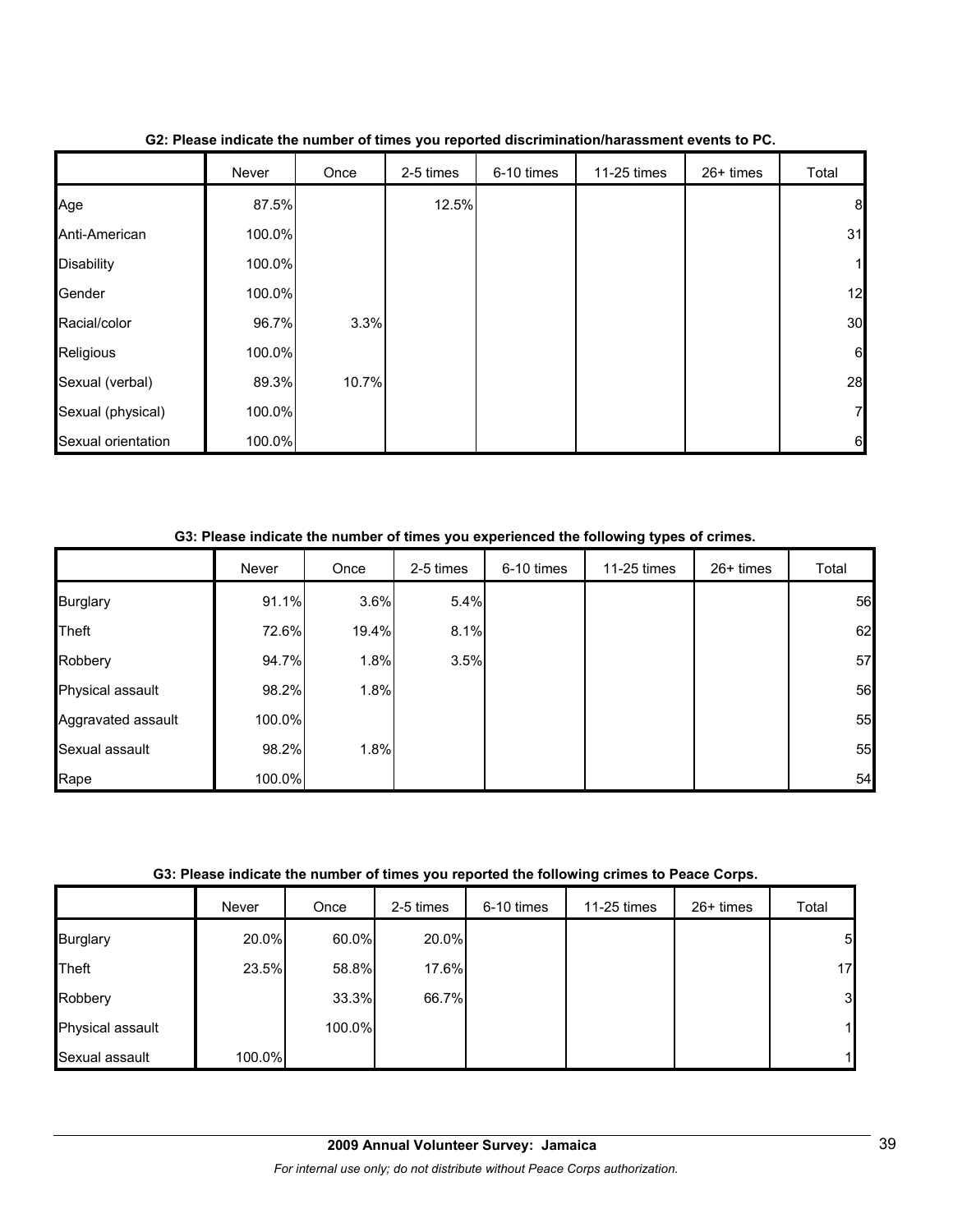**G2: Please indicate the number of times you reported discrimination/harassment events to PC.**

| | Never | Once | 2-5 times | 6-10 times | 11-25 times | 26+ times | Total |
|---|---|---|---|---|---|---|---|
| Age | 87.5% | | 12.5% | | | | 8 |
| Anti-American | 100.0% | | | | | | 31 |
| Disability | 100.0% | | | | | | 1 |
| Gender | 100.0% | | | | | | 12 |
| Racial/color | 96.7% | 3.3% | | | | | 30 |
| Religious | 100.0% | | | | | | 6 |
| Sexual (verbal) | 89.3% | 10.7% | | | | | 28 |
| Sexual (physical) | 100.0% | | | | | | 7 |
| Sexual orientation | 100.0% | | | | | | 6 |

**G3: Please indicate the number of times you experienced the following types of crimes.**

| | Never | Once | 2-5 times | 6-10 times | 11-25 times | 26+ times | Total |
|---|---|---|---|---|---|---|---|
| Burglary | 91.1% | 3.6% | 5.4% | | | | 56 |
| Theft | 72.6% | 19.4% | 8.1% | | | | 62 |
| Robbery | 94.7% | 1.8% | 3.5% | | | | 57 |
| Physical assault | 98.2% | 1.8% | | | | | 56 |
| Aggravated assault | 100.0% | | | | | | 55 |
| Sexual assault | 98.2% | 1.8% | | | | | 55 |
| Rape | 100.0% | | | | | | 54 |

**G3: Please indicate the number of times you reported the following crimes to Peace Corps.**

| | Never | Once | 2-5 times | 6-10 times | 11-25 times | 26+ times | Total |
|---|---|---|---|---|---|---|---|
| Burglary | 20.0% | 60.0% | 20.0% | | | | 5 |
| Theft | 23.5% | 58.8% | 17.6% | | | | 17 |
| Robbery | | 33.3% | 66.7% | | | | 3 |
| Physical assault | | 100.0% | | | | | 1 |
| Sexual assault | 100.0% | | | | | | 1 |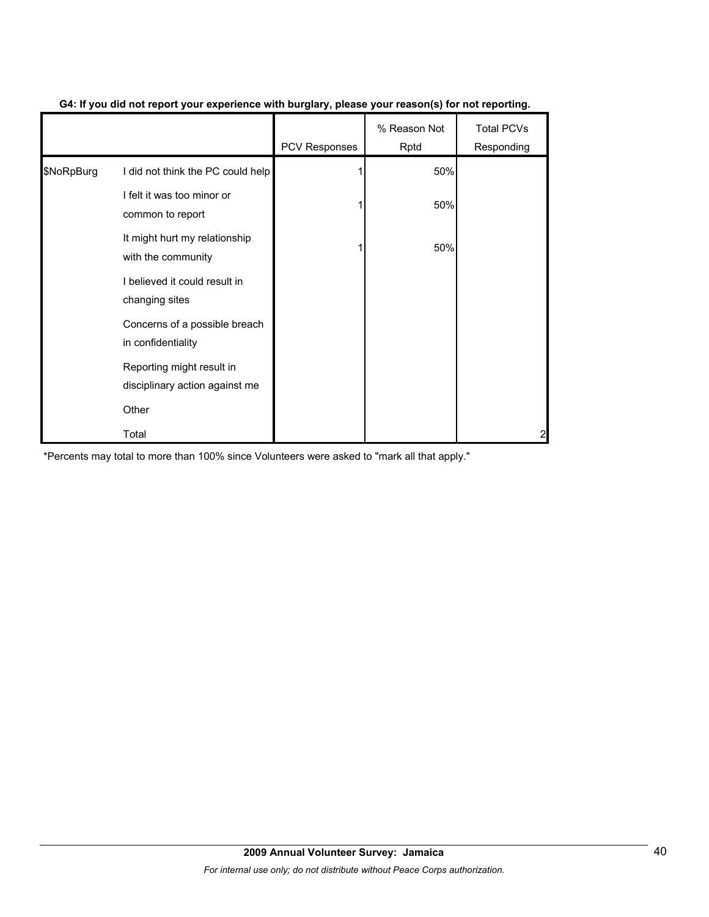**G4: If you did not report your experience with burglary, please your reason(s) for not reporting.**

| | | PCV Responses | % Reason Not Rptd | Total PCVs Responding |
|---|---|---|---|---|
| $NoRpBurg | I did not think the PC could help | 1 | 50% | |
| | I felt it was too minor or common to report | 1 | 50% | |
| | It might hurt my relationship with the community | 1 | 50% | |
| | I believed it could result in changing sites | | | |
| | Concerns of a possible breach in confidentiality | | | |
| | Reporting might result in disciplinary action against me | | | |
| | Other | | | |
| | Total | | | 2 |

*Percents may total to more than 100% since Volunteers were asked to "mark all that apply."

**2009 Annual Volunteer Survey: Jamaica**

*For internal use only; do not distribute without Peace Corps authorization.*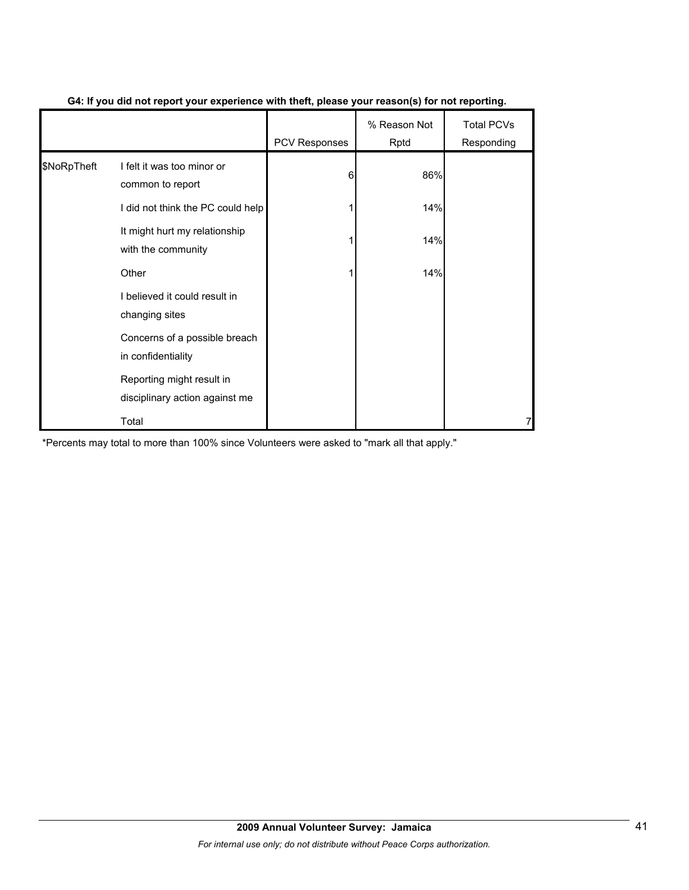**G4: If you did not report your experience with theft, please your reason(s) for not reporting.**

| | | PCV Responses | % Reason Not Rptd | Total PCVs Responding |
|---|---|---|---|---|
| $NoRpTheft | I felt it was too minor or common to report | 6 | 86% | |
| | I did not think the PC could help | 1 | 14% | |
| | It might hurt my relationship with the community | 1 | 14% | |
| | Other | 1 | 14% | |
| | I believed it could result in changing sites | | | |
| | Concerns of a possible breach in confidentiality | | | |
| | Reporting might result in disciplinary action against me | | | |
| | Total | | | 7 |

*Percents may total to more than 100% since Volunteers were asked to "mark all that apply."

**2009 Annual Volunteer Survey: Jamaica**

*For internal use only; do not distribute without Peace Corps authorization.*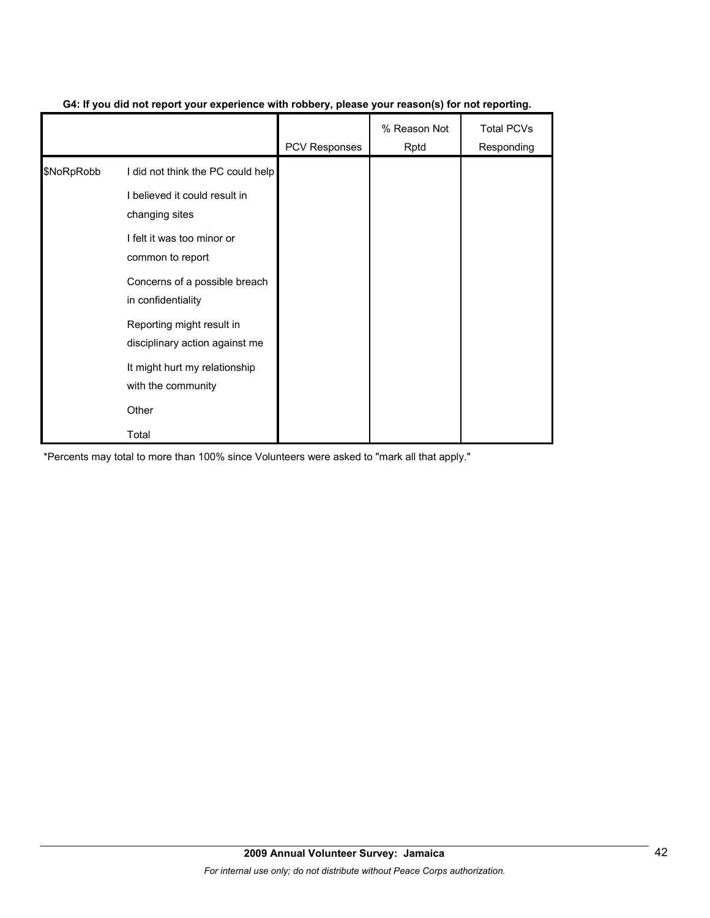**G4: If you did not report your experience with robbery, please your reason(s) for not reporting.**

| | | PCV Responses | % Reason Not Rptd | Total PCVs Responding |
|---|---|---|---|---|
| $NoRpRobb | I did not think the PC could help | | | |
| | I believed it could result in changing sites | | | |
| | I felt it was too minor or common to report | | | |
| | Concerns of a possible breach in confidentiality | | | |
| | Reporting might result in disciplinary action against me | | | |
| | It might hurt my relationship with the community | | | |
| | Other | | | |
| | Total | | | |

*Percents may total to more than 100% since Volunteers were asked to "mark all that apply."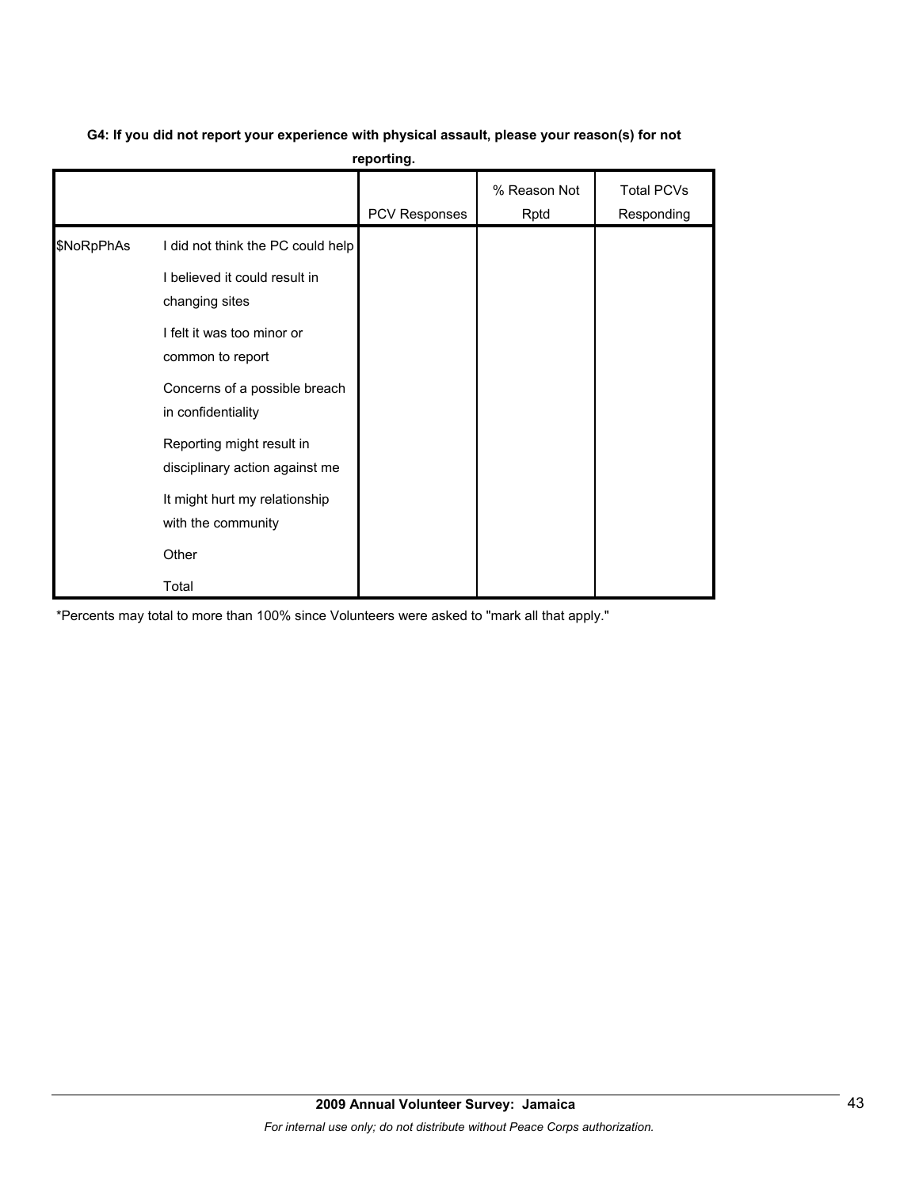**G4: If you did not report your experience with physical assault, please your reason(s) for not reporting.**

| | | PCV Responses | % Reason Not Rptd | Total PCVs Responding |
|---|---|---|---|---|
| $NoRpPhAs | I did not think the PC could help | | | |
| | I believed it could result in changing sites | | | |
| | I felt it was too minor or common to report | | | |
| | Concerns of a possible breach in confidentiality | | | |
| | Reporting might result in disciplinary action against me | | | |
| | It might hurt my relationship with the community | | | |
| | Other | | | |
| | Total | | | |

*Percents may total to more than 100% since Volunteers were asked to "mark all that apply."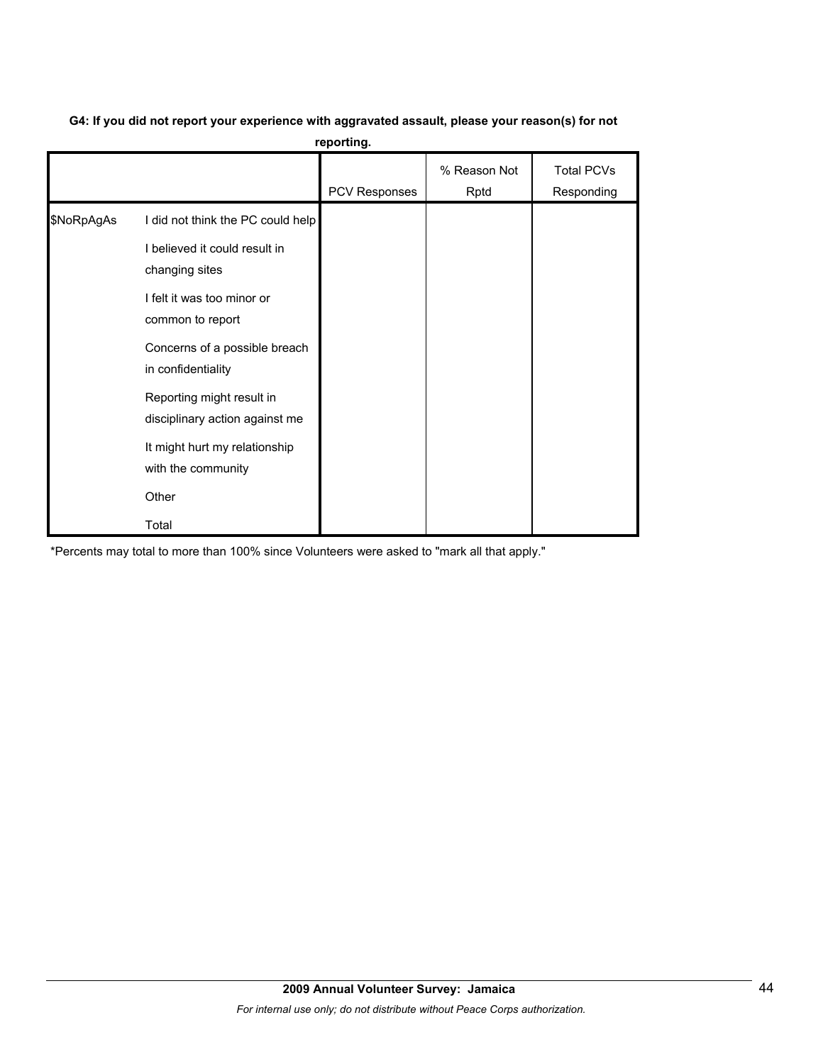**G4: If you did not report your experience with aggravated assault, please your reason(s) for not reporting.**

| | | PCV Responses | % Reason Not Rptd | Total PCVs Responding |
|---|---|---|---|---|
| $NoRpAgAs | I did not think the PC could help | | | |
| | I believed it could result in changing sites | | | |
| | I felt it was too minor or common to report | | | |
| | Concerns of a possible breach in confidentiality | | | |
| | Reporting might result in disciplinary action against me | | | |
| | It might hurt my relationship with the community | | | |
| | Other | | | |
| | Total | | | |

*Percents may total to more than 100% since Volunteers were asked to "mark all that apply."

**2009 Annual Volunteer Survey: Jamaica**

*For internal use only; do not distribute without Peace Corps authorization.*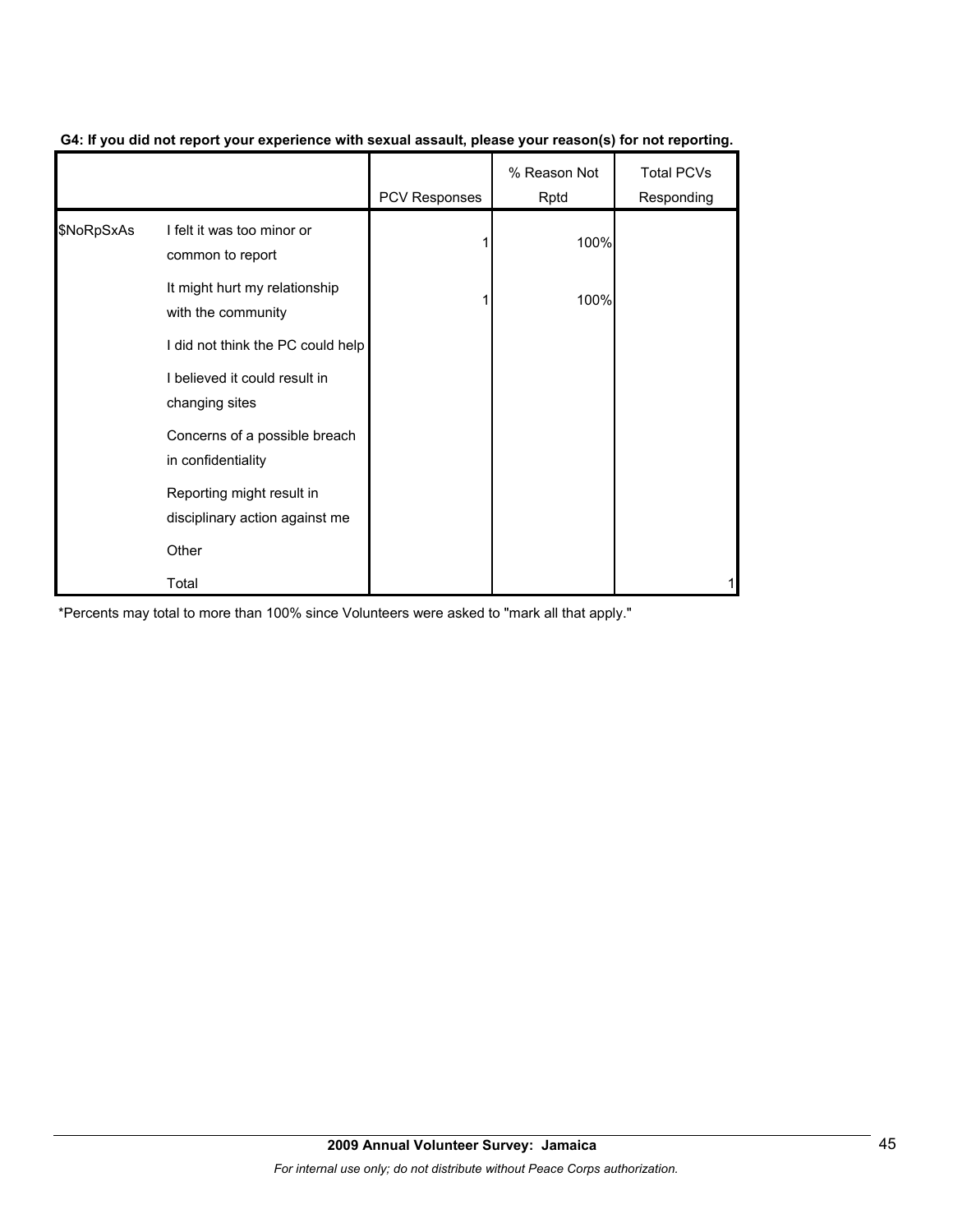**G4: If you did not report your experience with sexual assault, please your reason(s) for not reporting.**

| | | PCV Responses | % Reason Not Rptd | Total PCVs Responding |
|---|---|---|---|---|
| $NoRpSxAs | I felt it was too minor or common to report | 1 | 100% | |
| | It might hurt my relationship with the community | 1 | 100% | |
| | I did not think the PC could help | | | |
| | I believed it could result in changing sites | | | |
| | Concerns of a possible breach in confidentiality | | | |
| | Reporting might result in disciplinary action against me | | | |
| | Other | | | |
| | Total | | | 1 |

*Percents may total to more than 100% since Volunteers were asked to "mark all that apply."

**2009 Annual Volunteer Survey: Jamaica**

*For internal use only; do not distribute without Peace Corps authorization.*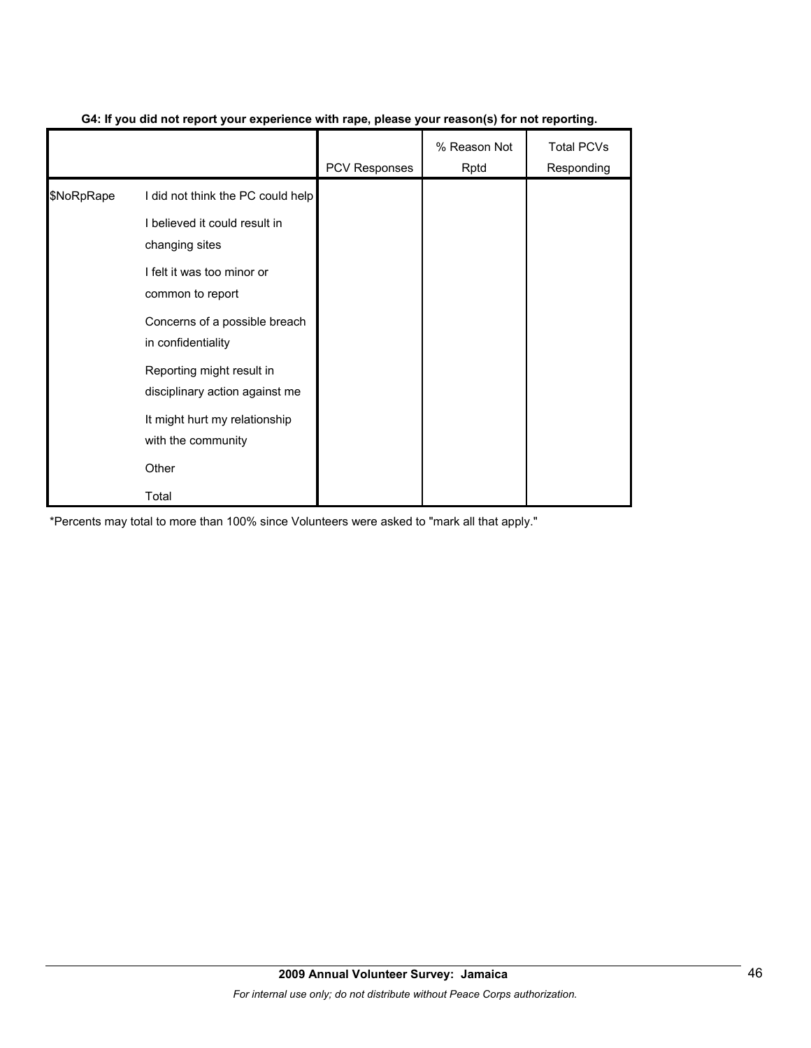**G4: If you did not report your experience with rape, please your reason(s) for not reporting.**

| | | PCV Responses | % Reason Not Rptd | Total PCVs Responding |
|---|---|---|---|---|
| $NoRpRape | I did not think the PC could help | | | |
| | I believed it could result in changing sites | | | |
| | I felt it was too minor or common to report | | | |
| | Concerns of a possible breach in confidentiality | | | |
| | Reporting might result in disciplinary action against me | | | |
| | It might hurt my relationship with the community | | | |
| | Other | | | |
| | Total | | | |

*Percents may total to more than 100% since Volunteers were asked to "mark all that apply."

**2009 Annual Volunteer Survey: Jamaica**

*For internal use only; do not distribute without Peace Corps authorization.*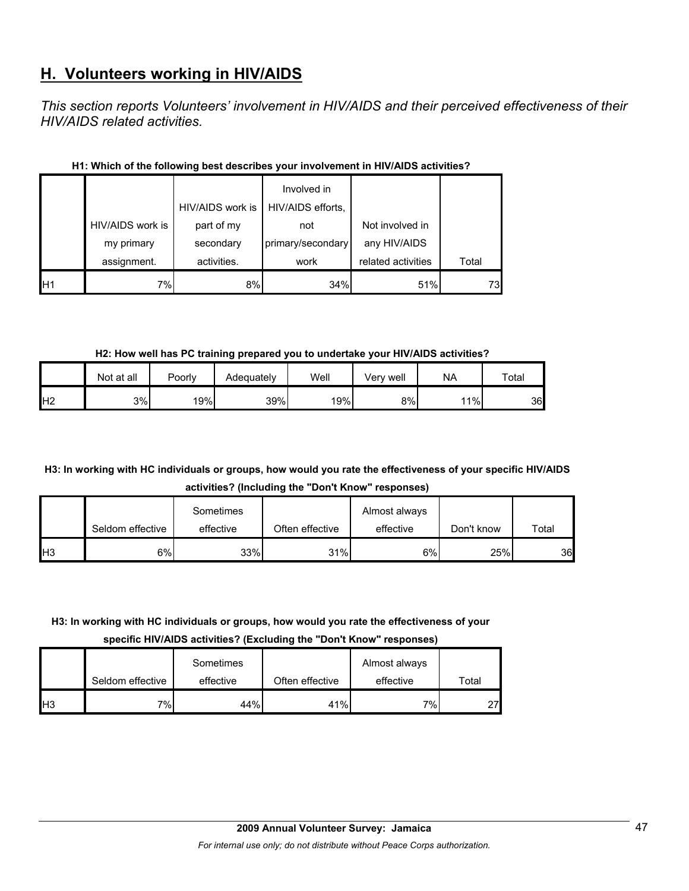## H. Volunteers working in HIV/AIDS

*This section reports Volunteers' involvement in HIV/AIDS and their perceived effectiveness of their HIV/AIDS related activities.*

**H1: Which of the following best describes your involvement in HIV/AIDS activities?**

| | HIV/AIDS work is my primary assignment. | HIV/AIDS work is part of my secondary activities. | Involved in HIV/AIDS efforts, not primary/secondary work | Not involved in any HIV/AIDS related activities | Total |
|---|---|---|---|---|---|
| H1 | 7% | 8% | 34% | 51% | 73 |

**H2: How well has PC training prepared you to undertake your HIV/AIDS activities?**

| | Not at all | Poorly | Adequately | Well | Very well | NA | Total |
|---|---|---|---|---|---|---|---|
| H2 | 3% | 19% | 39% | 19% | 8% | 11% | 36 |

**H3: In working with HC individuals or groups, how would you rate the effectiveness of your specific HIV/AIDS activities? (Including the "Don't Know" responses)**

| | Seldom effective | Sometimes effective | Often effective | Almost always effective | Don't know | Total |
|---|---|---|---|---|---|---|
| H3 | 6% | 33% | 31% | 6% | 25% | 36 |

**H3: In working with HC individuals or groups, how would you rate the effectiveness of your specific HIV/AIDS activities? (Excluding the "Don't Know" responses)**

| | Seldom effective | Sometimes effective | Often effective | Almost always effective | Total |
|---|---|---|---|---|---|
| H3 | 7% | 44% | 41% | 7% | 27 |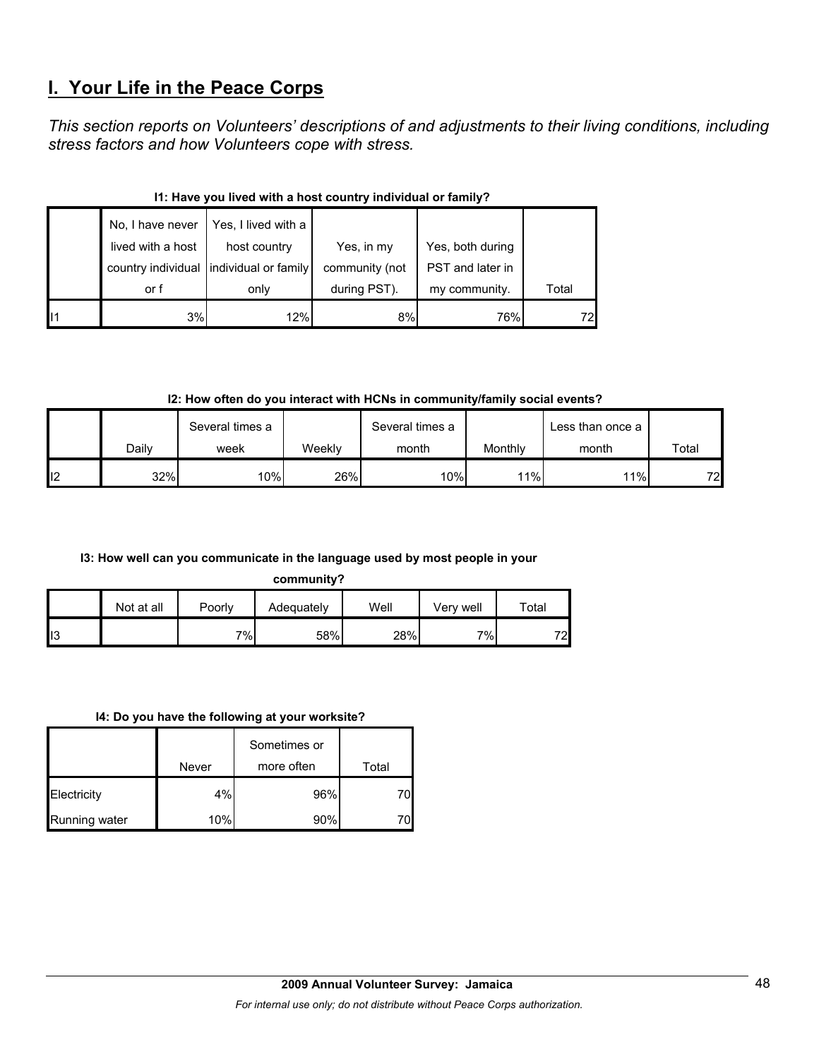# I. Your Life in the Peace Corps

*This section reports on Volunteers' descriptions of and adjustments to their living conditions, including stress factors and how Volunteers cope with stress.*

**I1: Have you lived with a host country individual or family?**

| | No, I have never lived with a host country individual or f | Yes, I lived with a host country individual or family only | Yes, in my community (not during PST). | Yes, both during PST and later in my community. | Total |
|---|---|---|---|---|---|
| I1 | 3% | 12% | 8% | 76% | 72 |

**I2: How often do you interact with HCNs in community/family social events?**

| | Daily | Several times a week | Weekly | Several times a month | Monthly | Less than once a month | Total |
|---|---|---|---|---|---|---|---|
| I2 | 32% | 10% | 26% | 10% | 11% | 11% | 72 |

**I3: How well can you communicate in the language used by most people in your community?**

| | Not at all | Poorly | Adequately | Well | Very well | Total |
|---|---|---|---|---|---|---|
| I3 | | 7% | 58% | 28% | 7% | 72 |

**I4: Do you have the following at your worksite?**

| | Never | Sometimes or more often | Total |
|---|---|---|---|
| Electricity | 4% | 96% | 70 |
| Running water | 10% | 90% | 70 |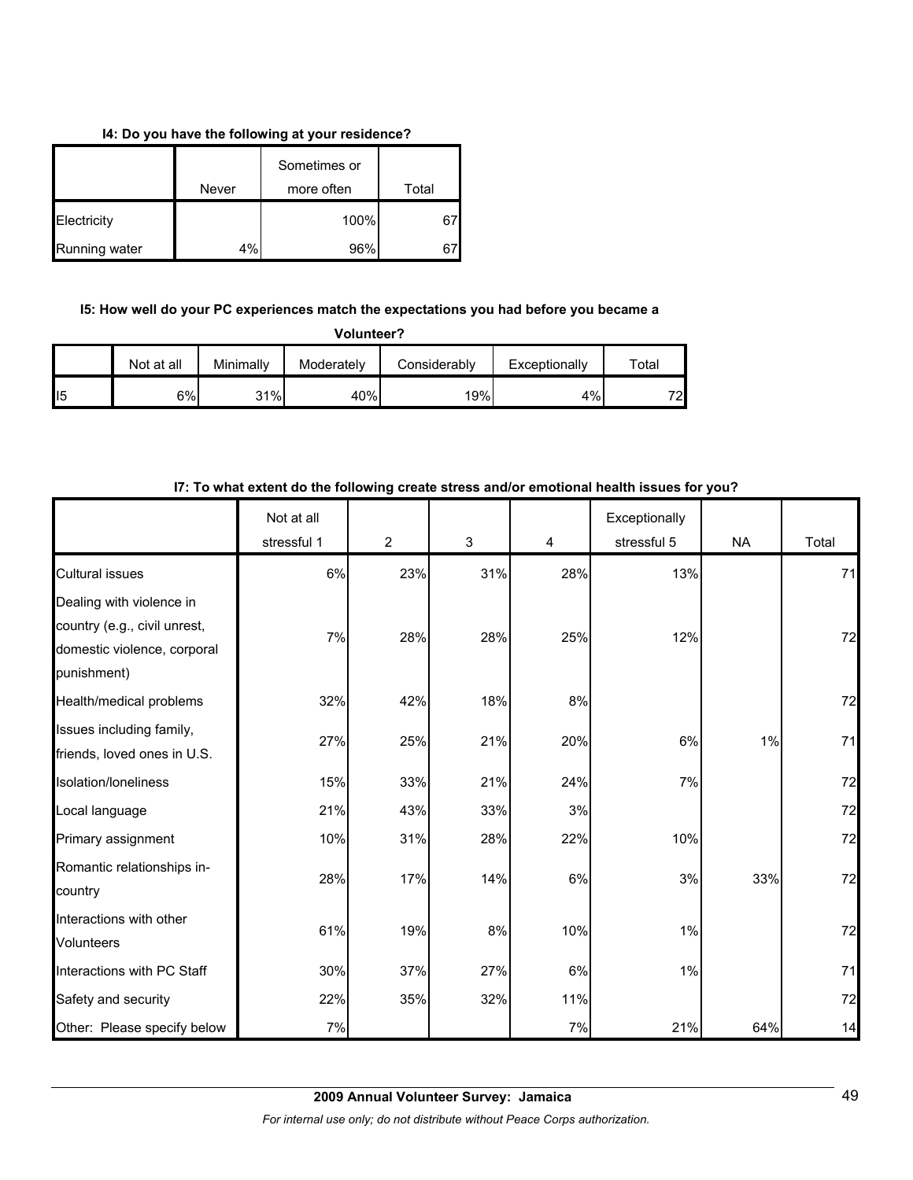**I4: Do you have the following at your residence?**

| | Never | Sometimes or more often | Total |
|---|---|---|---|
| Electricity | | 100% | 67 |
| Running water | 4% | 96% | 67 |

**I5: How well do your PC experiences match the expectations you had before you became a Volunteer?**

| | Not at all | Minimally | Moderately | Considerably | Exceptionally | Total |
|---|---|---|---|---|---|---|
| I5 | 6% | 31% | 40% | 19% | 4% | 72 |

**I7: To what extent do the following create stress and/or emotional health issues for you?**

| | Not at all stressful 1 | 2 | 3 | 4 | Exceptionally stressful 5 | NA | Total |
|---|---|---|---|---|---|---|---|
| Cultural issues | 6% | 23% | 31% | 28% | 13% | | 71 |
| Dealing with violence in country (e.g., civil unrest, domestic violence, corporal punishment) | 7% | 28% | 28% | 25% | 12% | | 72 |
| Health/medical problems | 32% | 42% | 18% | 8% | | | 72 |
| Issues including family, friends, loved ones in U.S. | 27% | 25% | 21% | 20% | 6% | 1% | 71 |
| Isolation/loneliness | 15% | 33% | 21% | 24% | 7% | | 72 |
| Local language | 21% | 43% | 33% | 3% | | | 72 |
| Primary assignment | 10% | 31% | 28% | 22% | 10% | | 72 |
| Romantic relationships in-country | 28% | 17% | 14% | 6% | 3% | 33% | 72 |
| Interactions with other Volunteers | 61% | 19% | 8% | 10% | 1% | | 72 |
| Interactions with PC Staff | 30% | 37% | 27% | 6% | 1% | | 71 |
| Safety and security | 22% | 35% | 32% | 11% | | | 72 |
| Other: Please specify below | 7% | | | 7% | 21% | 64% | 14 |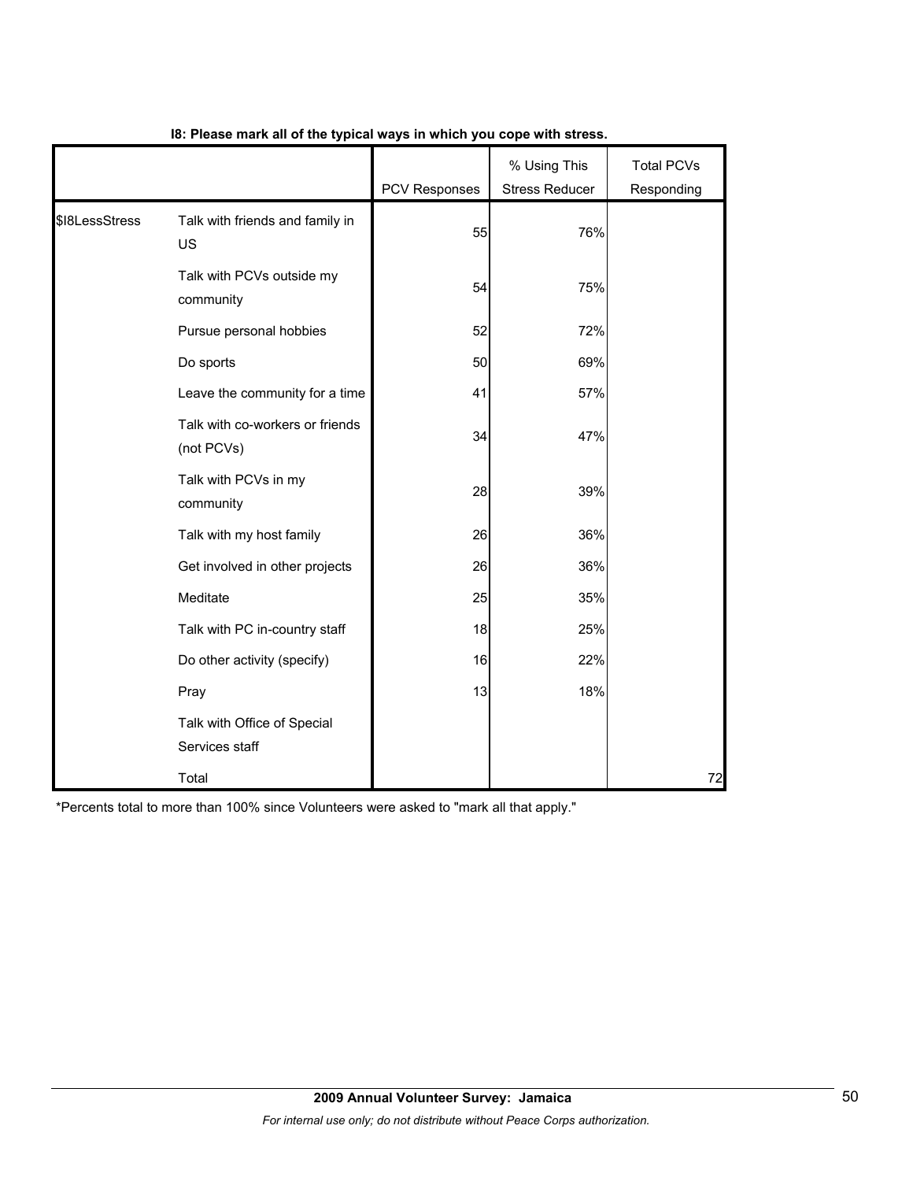**I8: Please mark all of the typical ways in which you cope with stress.**

| | | PCV Responses | % Using This Stress Reducer | Total PCVs Responding |
|---|---|---|---|---|
| $I8LessStress | Talk with friends and family in US | 55 | 76% | |
| | Talk with PCVs outside my community | 54 | 75% | |
| | Pursue personal hobbies | 52 | 72% | |
| | Do sports | 50 | 69% | |
| | Leave the community for a time | 41 | 57% | |
| | Talk with co-workers or friends (not PCVs) | 34 | 47% | |
| | Talk with PCVs in my community | 28 | 39% | |
| | Talk with my host family | 26 | 36% | |
| | Get involved in other projects | 26 | 36% | |
| | Meditate | 25 | 35% | |
| | Talk with PC in-country staff | 18 | 25% | |
| | Do other activity (specify) | 16 | 22% | |
| | Pray | 13 | 18% | |
| | Talk with Office of Special Services staff | | | |
| | Total | | | 72 |

*Percents total to more than 100% since Volunteers were asked to "mark all that apply."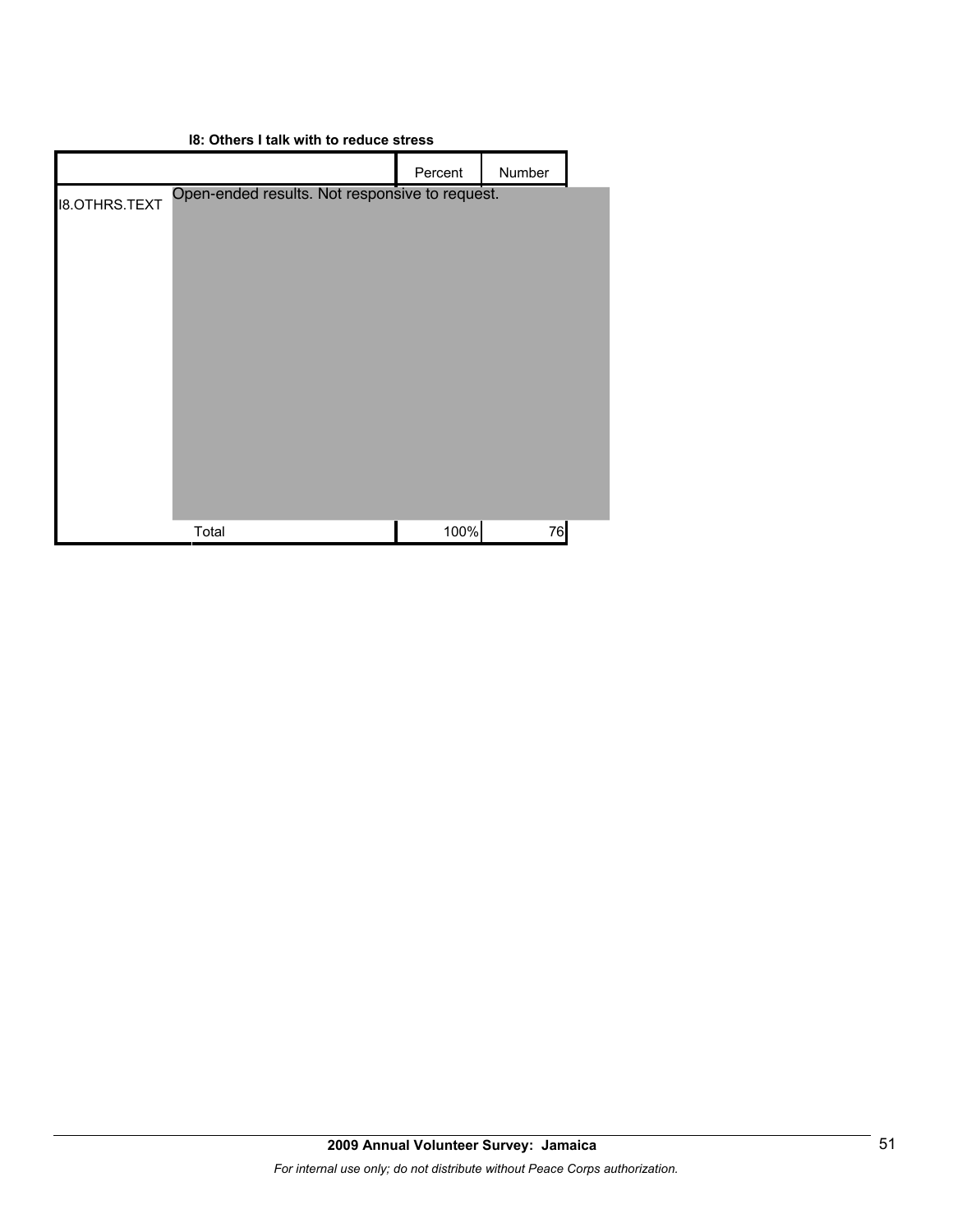**I8: Others I talk with to reduce stress**

| | | Percent | Number |
|---|---|---|---|
| I8.OTHRS.TEXT | Open-ended results. Not responsive to request. | | |
| | Total | 100% | 76 |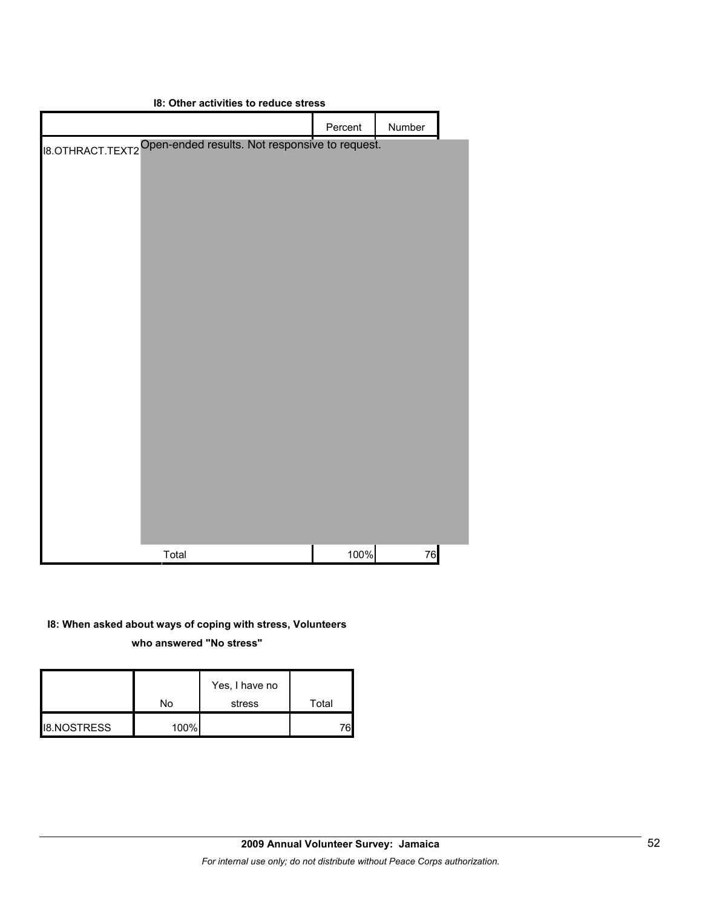**I8: Other activities to reduce stress**

| | | Percent | Number |
|---|---|---|---|
| I8.OTHRACT.TEXT2 | Open-ended results. Not responsive to request. | | |
| | Total | 100% | 76 |

**I8: When asked about ways of coping with stress, Volunteers who answered "No stress"**

| | No | Yes, I have no stress | Total |
|---|---|---|---|
| I8.NOSTRESS | 100% | | 76 |

**2009 Annual Volunteer Survey: Jamaica**

*For internal use only; do not distribute without Peace Corps authorization.*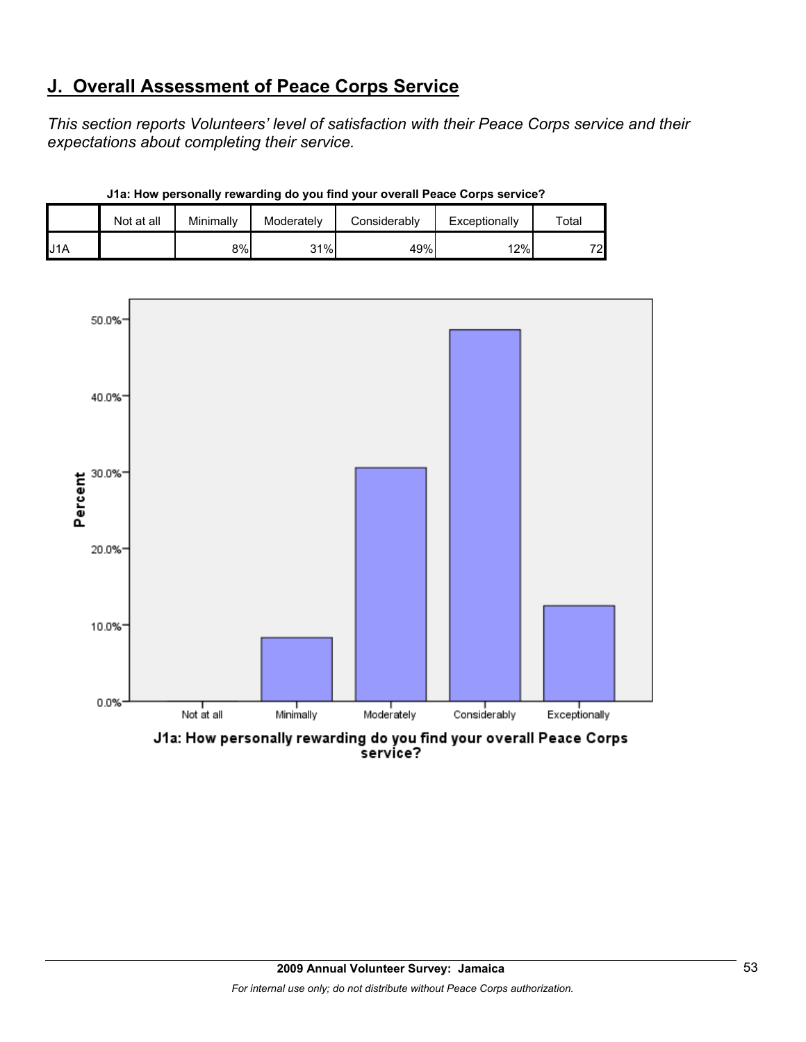## J. Overall Assessment of Peace Corps Service

*This section reports Volunteers' level of satisfaction with their Peace Corps service and their expectations about completing their service.*

**J1a: How personally rewarding do you find your overall Peace Corps service?**

| | Not at all | Minimally | Moderately | Considerably | Exceptionally | Total |
|---|---|---|---|---|---|---|
| J1A | | 8% | 31% | 49% | 12% | 72 |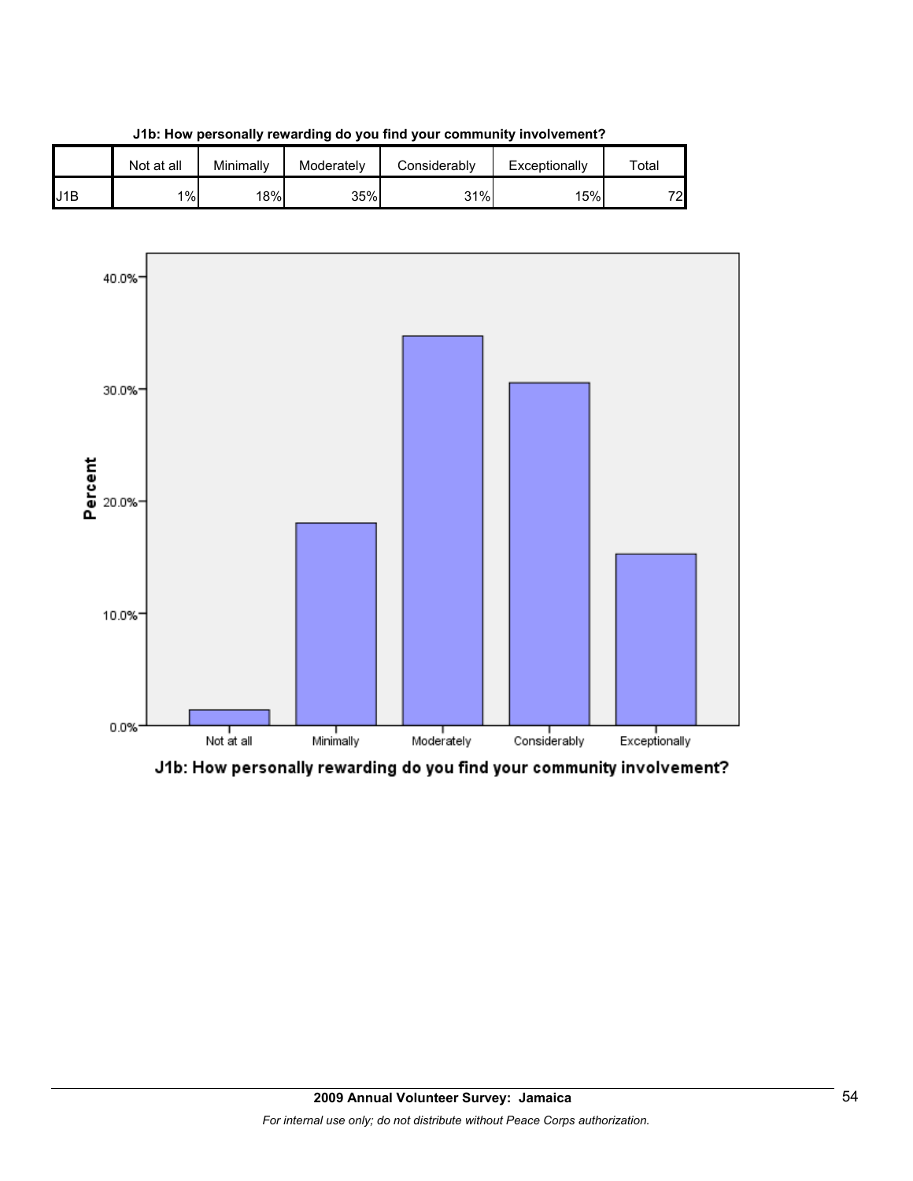**J1b: How personally rewarding do you find your community involvement?**

| | Not at all | Minimally | Moderately | Considerably | Exceptionally | Total |
|---|---|---|---|---|---|---|
| J1B | 1% | 18% | 35% | 31% | 15% | 72 |

J1b: How personally rewarding do you find your community involvement?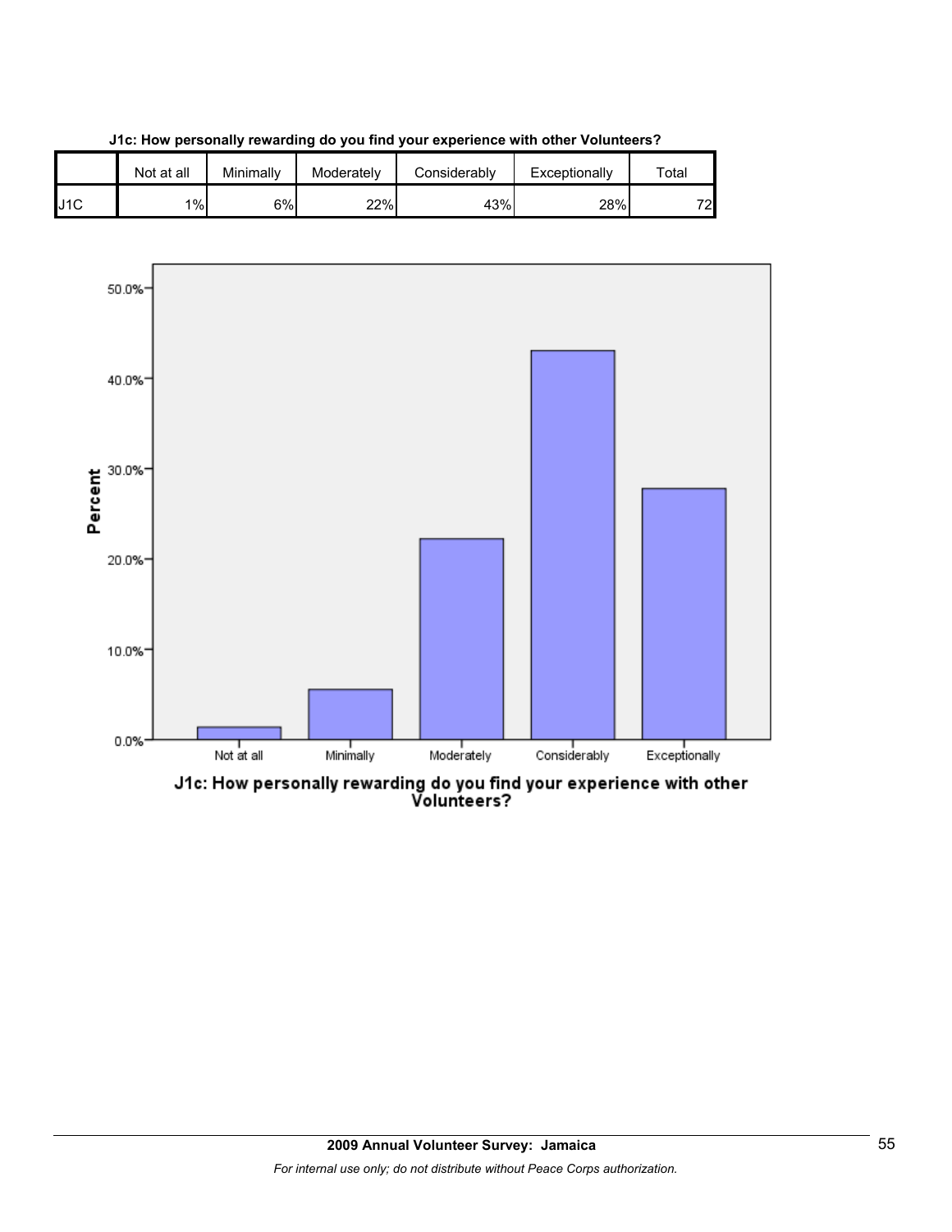**J1c: How personally rewarding do you find your experience with other Volunteers?**

| | Not at all | Minimally | Moderately | Considerably | Exceptionally | Total |
|---|---|---|---|---|---|---|
| J1C | 1% | 6% | 22% | 43% | 28% | 72 |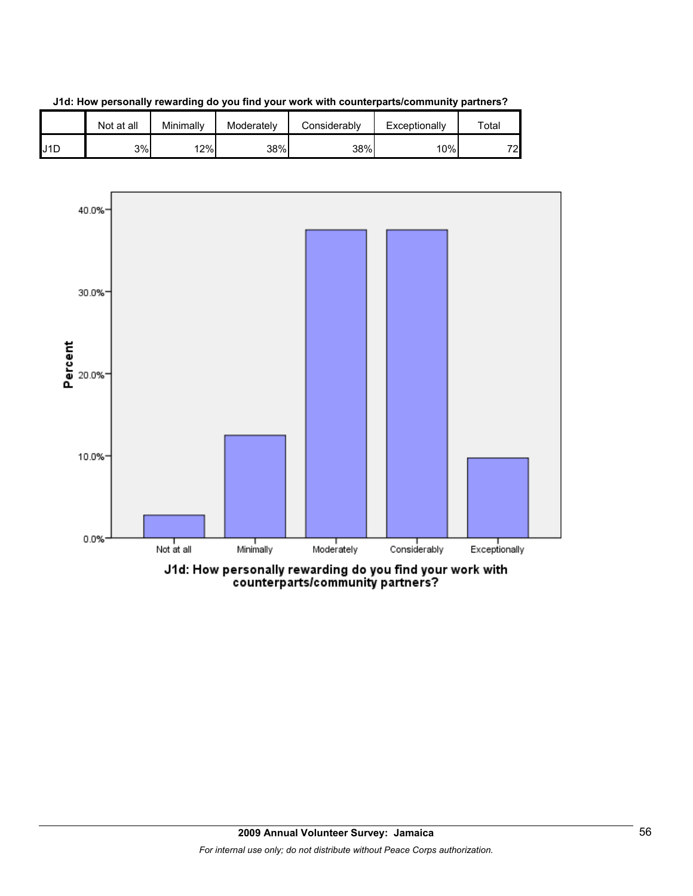**J1d: How personally rewarding do you find your work with counterparts/community partners?**

| | Not at all | Minimally | Moderately | Considerably | Exceptionally | Total |
|---|---|---|---|---|---|---|
| J1D | 3% | 12% | 38% | 38% | 10% | 72 |

J1d: How personally rewarding do you find your work with counterparts/community partners?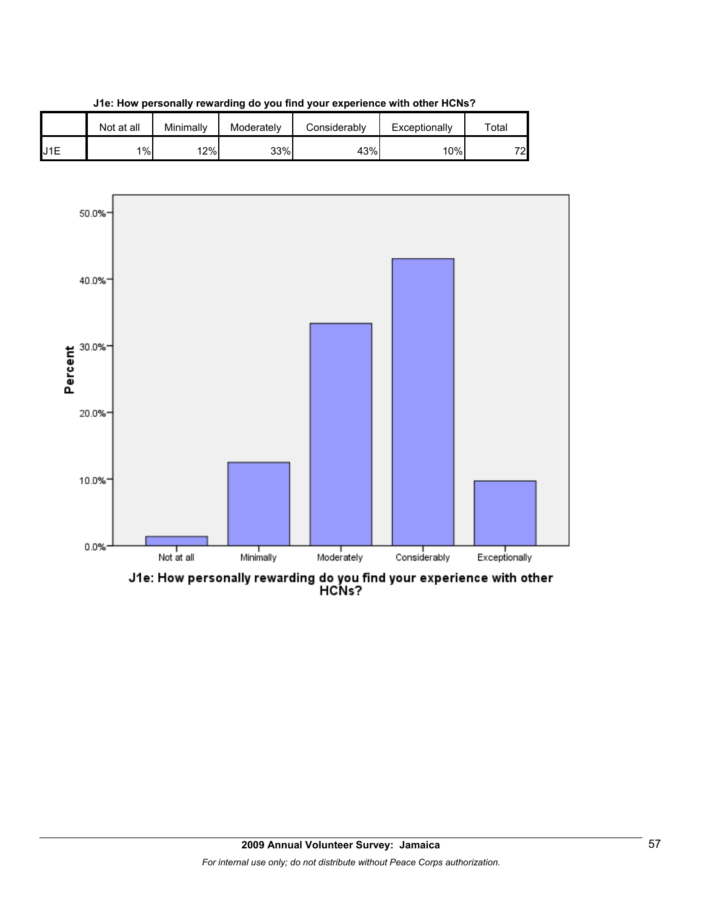**J1e: How personally rewarding do you find your experience with other HCNs?**

| | Not at all | Minimally | Moderately | Considerably | Exceptionally | Total |
|---|---|---|---|---|---|---|
| J1E | 1% | 12% | 33% | 43% | 10% | 72 |

J1e: How personally rewarding do you find your experience with other HCNs?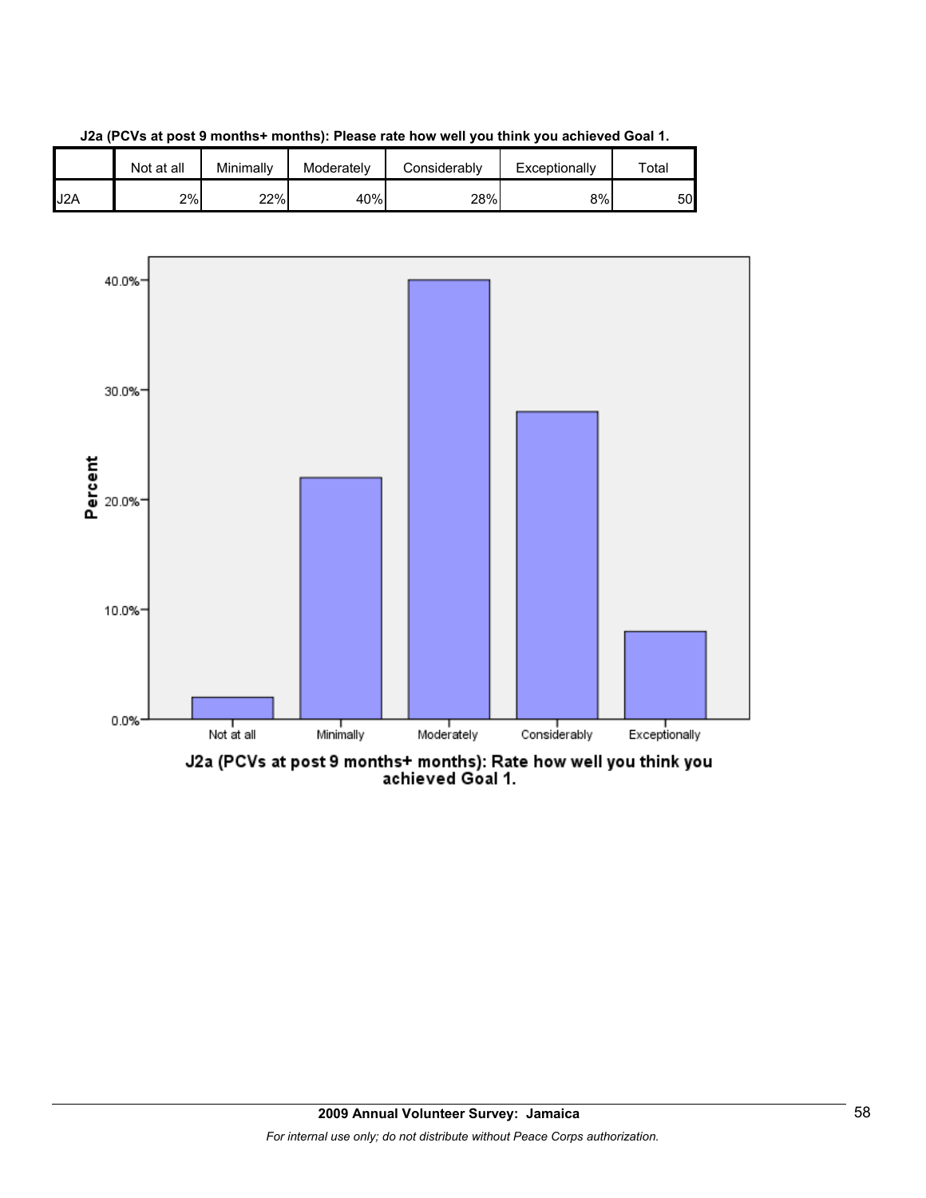**J2a (PCVs at post 9 months+ months): Please rate how well you think you achieved Goal 1.**

| | Not at all | Minimally | Moderately | Considerably | Exceptionally | Total |
|---|---|---|---|---|---|---|
| J2A | 2% | 22% | 40% | 28% | 8% | 50 |

J2a (PCVs at post 9 months+ months): Rate how well you think you achieved Goal 1.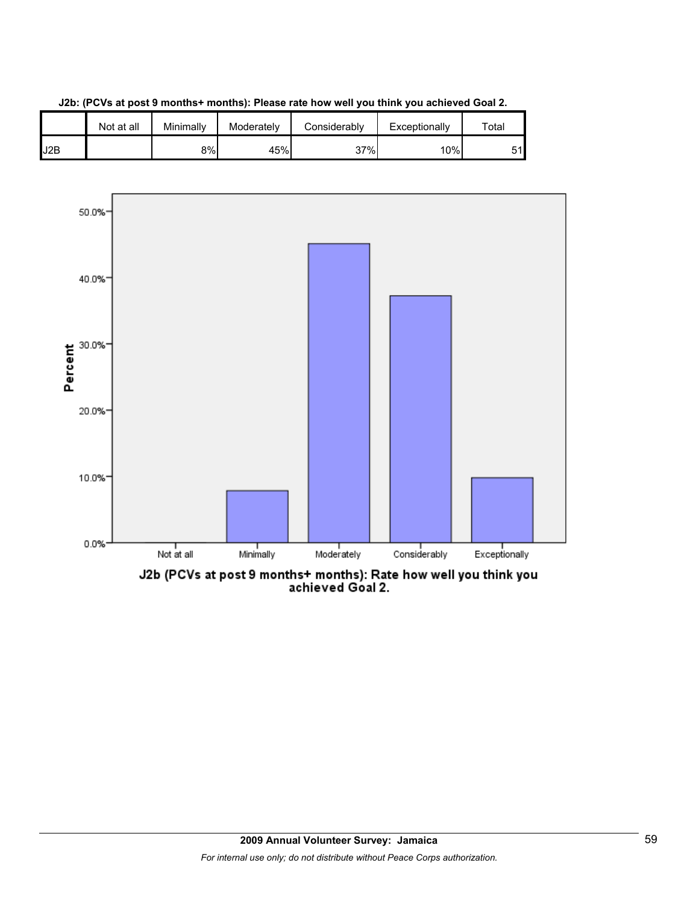**J2b: (PCVs at post 9 months+ months): Please rate how well you think you achieved Goal 2.**

| | Not at all | Minimally | Moderately | Considerably | Exceptionally | Total |
|---|---|---|---|---|---|---|
| J2B | | 8% | 45% | 37% | 10% | 51 |

J2b (PCVs at post 9 months+ months): Rate how well you think you achieved Goal 2.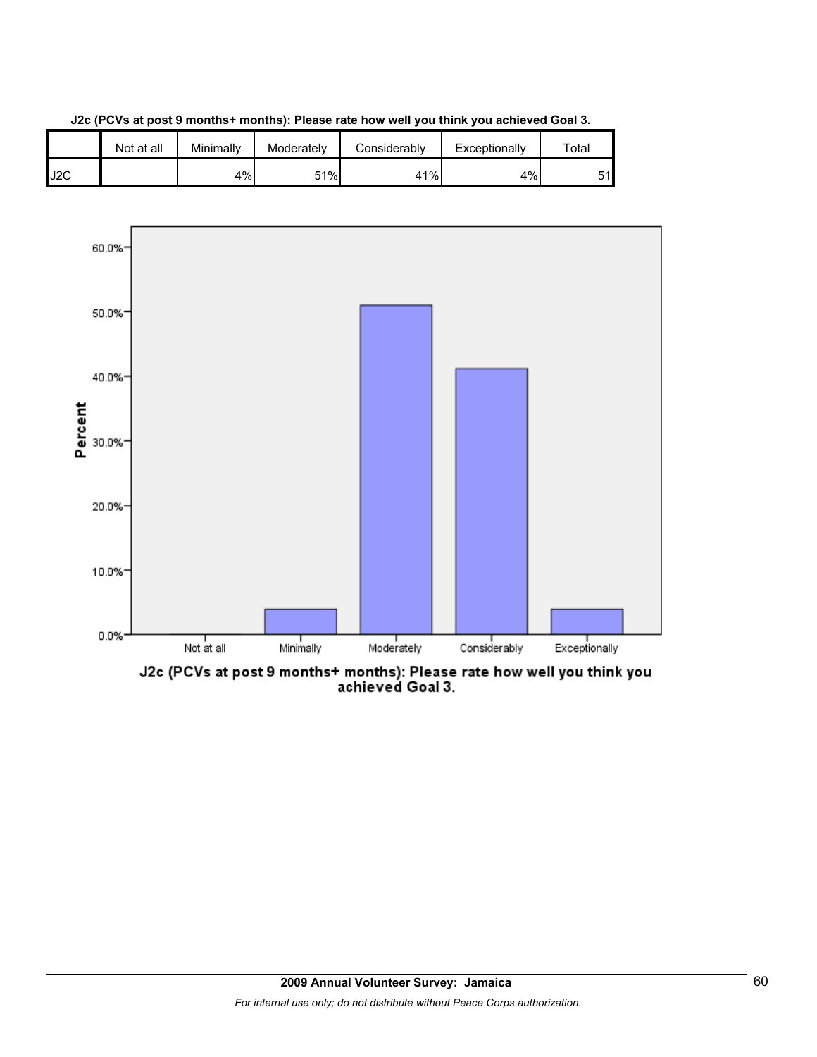**J2c (PCVs at post 9 months+ months): Please rate how well you think you achieved Goal 3.**

| | Not at all | Minimally | Moderately | Considerably | Exceptionally | Total |
|---|---|---|---|---|---|---|
| J2C | | 4% | 51% | 41% | 4% | 51 |

J2c (PCVs at post 9 months+ months): Please rate how well you think you achieved Goal 3.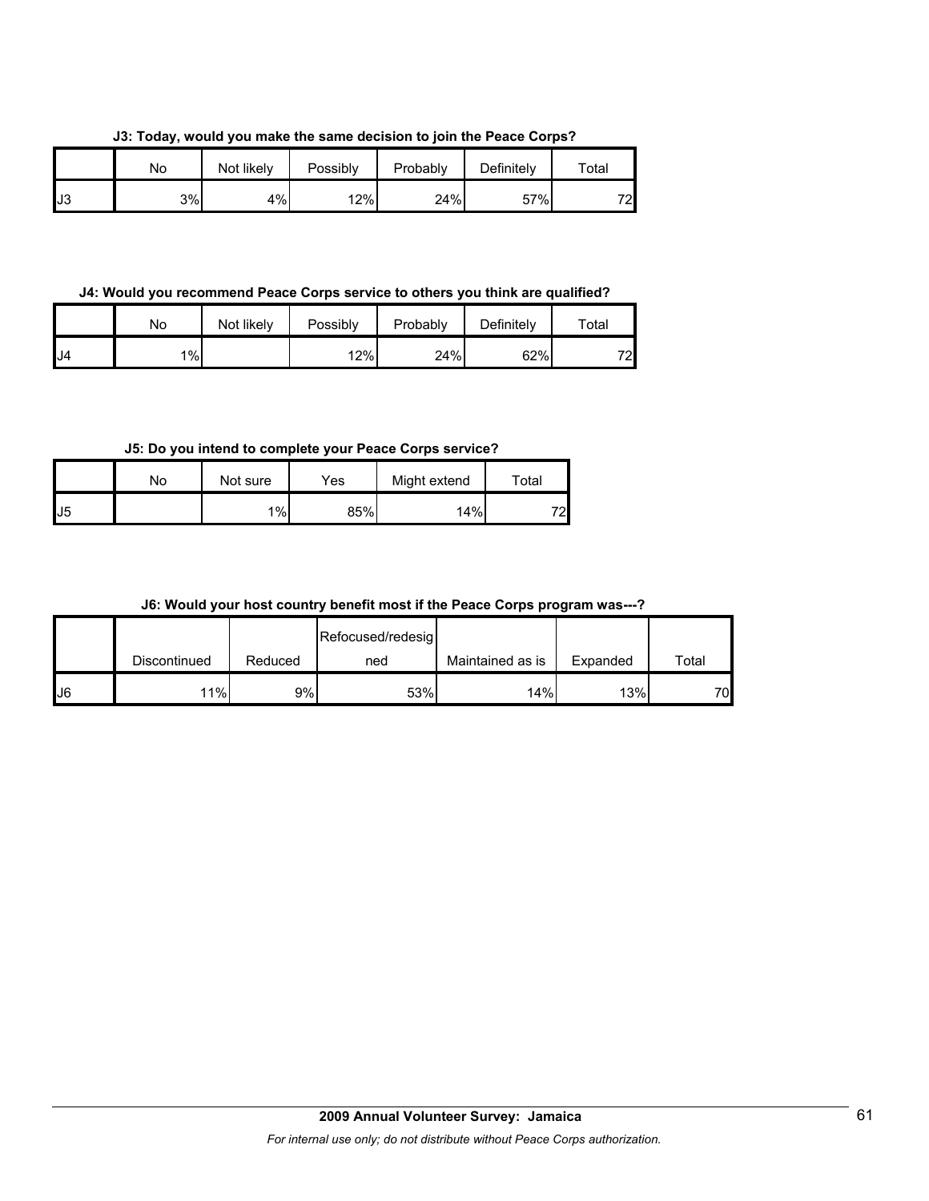**J3: Today, would you make the same decision to join the Peace Corps?**

| | No | Not likely | Possibly | Probably | Definitely | Total |
|---|---|---|---|---|---|---|
| J3 | 3% | 4% | 12% | 24% | 57% | 72 |

**J4: Would you recommend Peace Corps service to others you think are qualified?**

| | No | Not likely | Possibly | Probably | Definitely | Total |
|---|---|---|---|---|---|---|
| J4 | 1% | | 12% | 24% | 62% | 72 |

**J5: Do you intend to complete your Peace Corps service?**

| | No | Not sure | Yes | Might extend | Total |
|---|---|---|---|---|---|
| J5 | | 1% | 85% | 14% | 72 |

**J6: Would your host country benefit most if the Peace Corps program was---?**

| | Discontinued | Reduced | Refocused/redesigned | Maintained as is | Expanded | Total |
|---|---|---|---|---|---|---|
| J6 | 11% | 9% | 53% | 14% | 13% | 70 |

**2009 Annual Volunteer Survey: Jamaica**

*For internal use only; do not distribute without Peace Corps authorization.*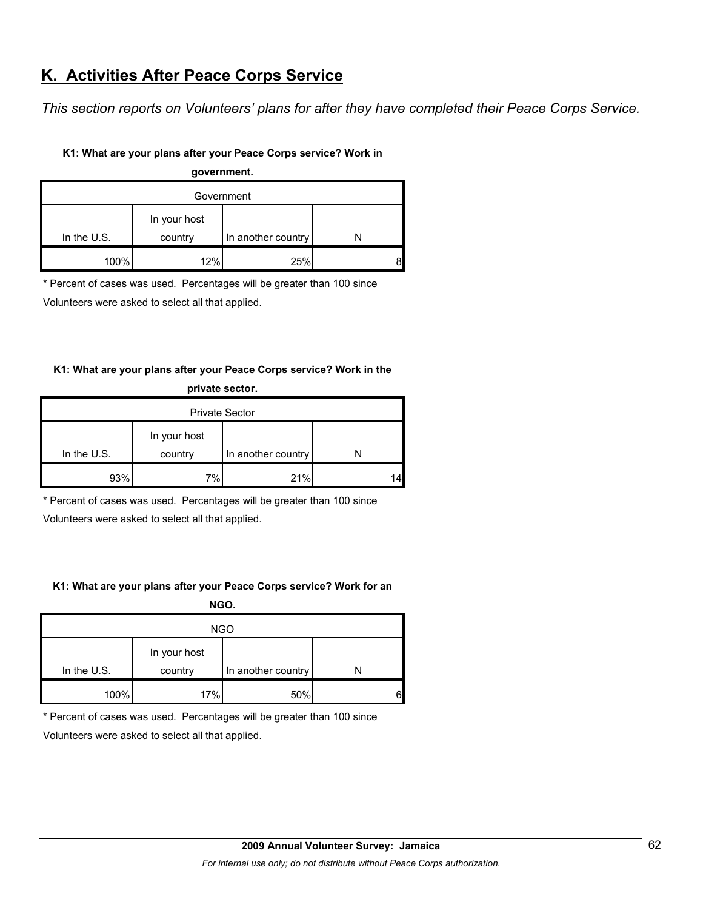## K. Activities After Peace Corps Service

*This section reports on Volunteers' plans for after they have completed their Peace Corps Service.*

**K1: What are your plans after your Peace Corps service? Work in government.**

| Government | | | |
|---|---|---|---|
| In the U.S. | In your host country | In another country | N |
| 100% | 12% | 25% | 8 |

\* Percent of cases was used. Percentages will be greater than 100 since Volunteers were asked to select all that applied.

**K1: What are your plans after your Peace Corps service? Work in the private sector.**

| Private Sector | | | |
|---|---|---|---|
| In the U.S. | In your host country | In another country | N |
| 93% | 7% | 21% | 14 |

\* Percent of cases was used. Percentages will be greater than 100 since Volunteers were asked to select all that applied.

**K1: What are your plans after your Peace Corps service? Work for an NGO.**

| NGO | | | |
|---|---|---|---|
| In the U.S. | In your host country | In another country | N |
| 100% | 17% | 50% | 6 |

\* Percent of cases was used. Percentages will be greater than 100 since Volunteers were asked to select all that applied.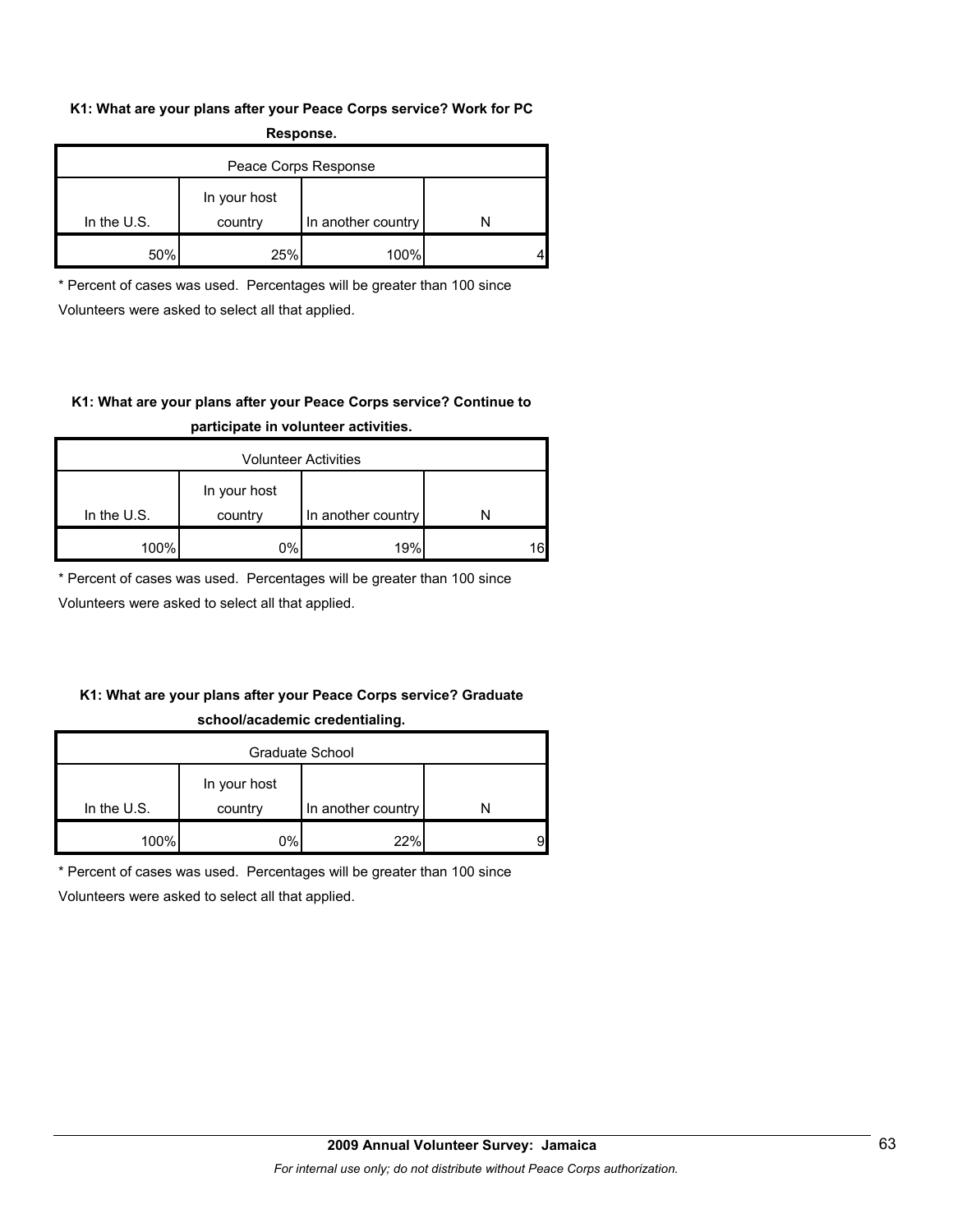**K1: What are your plans after your Peace Corps service? Work for PC Response.**

| Peace Corps Response | | | |
|---|---|---|---|
| In the U.S. | In your host country | In another country | N |
| 50% | 25% | 100% | 4 |

* Percent of cases was used. Percentages will be greater than 100 since Volunteers were asked to select all that applied.

**K1: What are your plans after your Peace Corps service? Continue to participate in volunteer activities.**

| Volunteer Activities | | | |
|---|---|---|---|
| In the U.S. | In your host country | In another country | N |
| 100% | 0% | 19% | 16 |

* Percent of cases was used. Percentages will be greater than 100 since Volunteers were asked to select all that applied.

**K1: What are your plans after your Peace Corps service? Graduate school/academic credentialing.**

| Graduate School | | | |
|---|---|---|---|
| In the U.S. | In your host country | In another country | N |
| 100% | 0% | 22% | 9 |

* Percent of cases was used. Percentages will be greater than 100 since Volunteers were asked to select all that applied.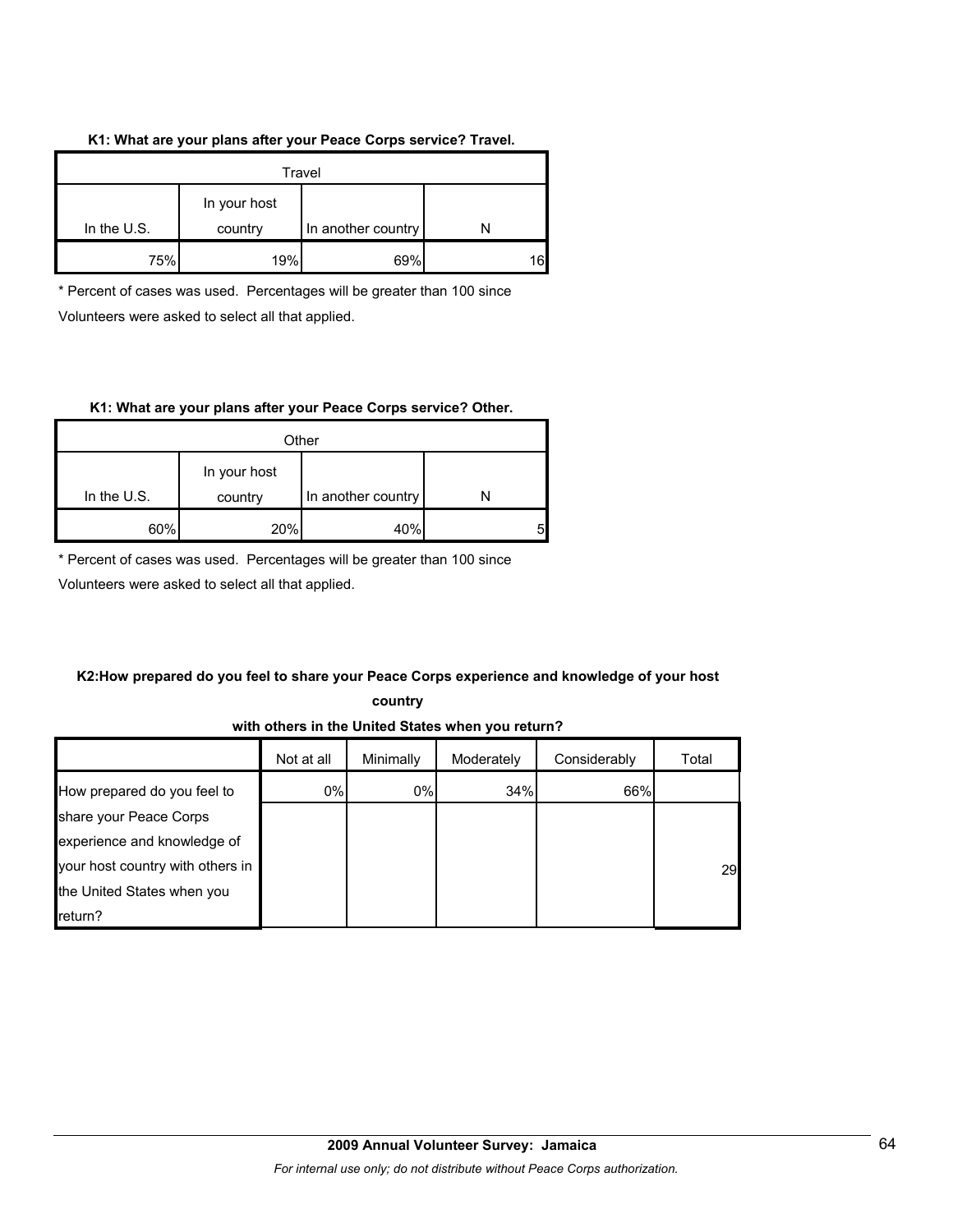**K1: What are your plans after your Peace Corps service? Travel.**

| Travel | | | |
|---|---|---|---|
| In the U.S. | In your host country | In another country | N |
| 75% | 19% | 69% | 16 |

\* Percent of cases was used. Percentages will be greater than 100 since Volunteers were asked to select all that applied.

**K1: What are your plans after your Peace Corps service? Other.**

| Other | | | |
|---|---|---|---|
| In the U.S. | In your host country | In another country | N |
| 60% | 20% | 40% | 5 |

\* Percent of cases was used. Percentages will be greater than 100 since Volunteers were asked to select all that applied.

**K2:How prepared do you feel to share your Peace Corps experience and knowledge of your host country with others in the United States when you return?**

| | Not at all | Minimally | Moderately | Considerably | Total |
|---|---|---|---|---|---|
| How prepared do you feel to share your Peace Corps experience and knowledge of your host country with others in the United States when you return? | 0% | 0% | 34% | 66% | 29 |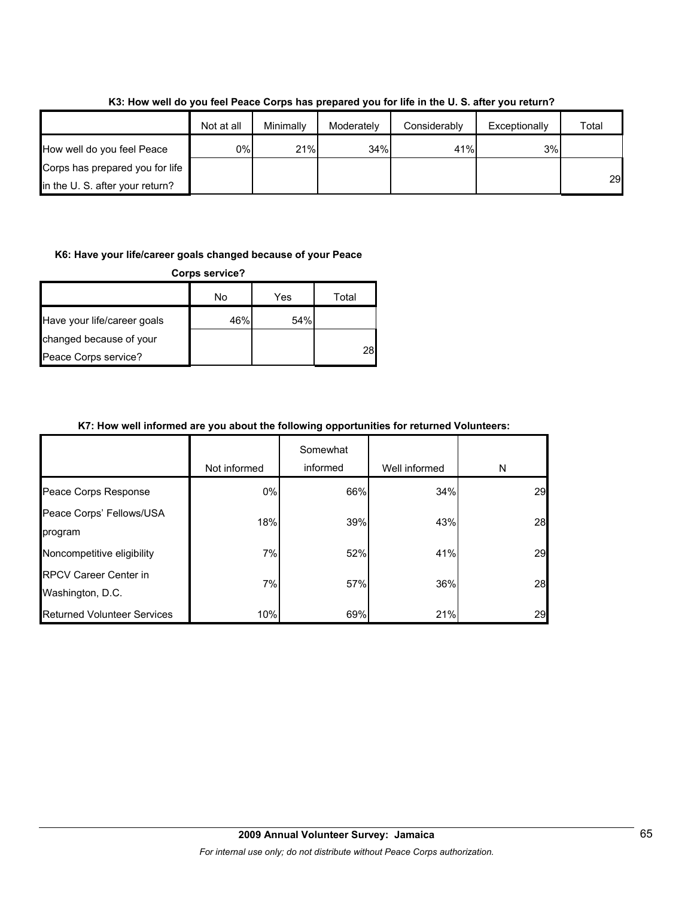**K3: How well do you feel Peace Corps has prepared you for life in the U. S. after you return?**

| | Not at all | Minimally | Moderately | Considerably | Exceptionally | Total |
|---|---|---|---|---|---|---|
| How well do you feel Peace Corps has prepared you for life in the U. S. after your return? | 0% | 21% | 34% | 41% | 3% | 29 |

**K6: Have your life/career goals changed because of your Peace Corps service?**

| | No | Yes | Total |
|---|---|---|---|
| Have your life/career goals changed because of your Peace Corps service? | 46% | 54% | 28 |

**K7: How well informed are you about the following opportunities for returned Volunteers:**

| | Not informed | Somewhat informed | Well informed | N |
|---|---|---|---|---|
| Peace Corps Response | 0% | 66% | 34% | 29 |
| Peace Corps' Fellows/USA program | 18% | 39% | 43% | 28 |
| Noncompetitive eligibility | 7% | 52% | 41% | 29 |
| RPCV Career Center in Washington, D.C. | 7% | 57% | 36% | 28 |
| Returned Volunteer Services | 10% | 69% | 21% | 29 |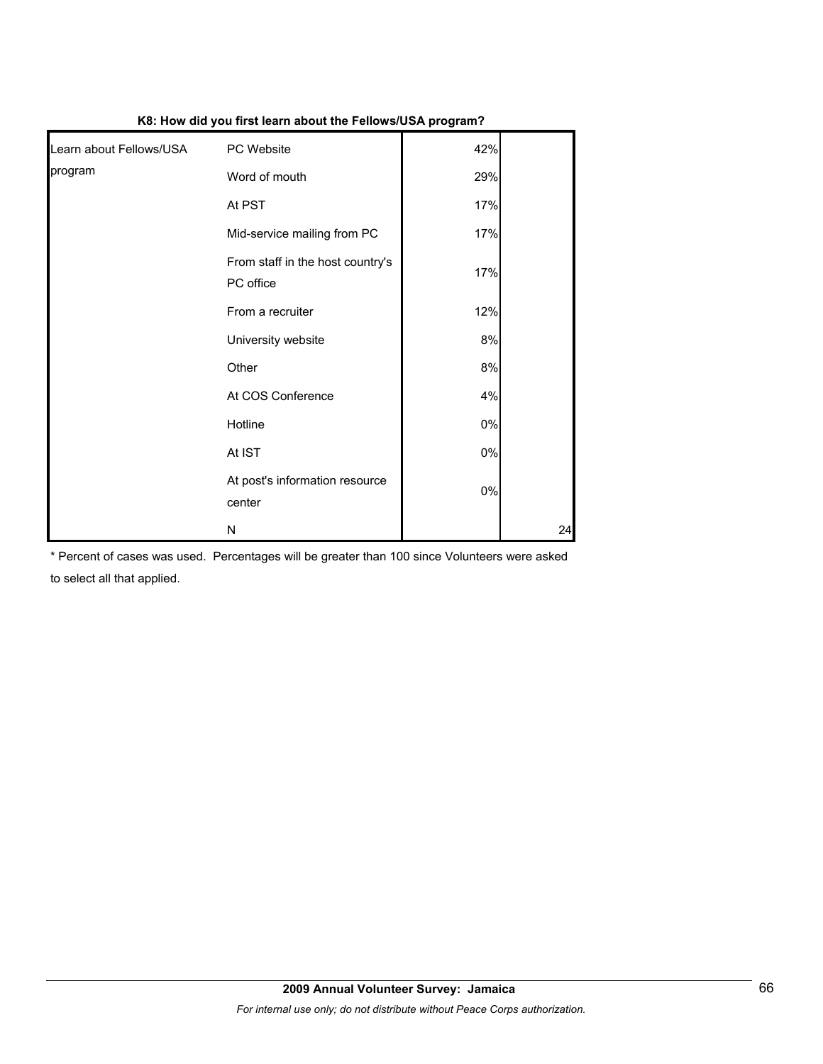**K8: How did you first learn about the Fellows/USA program?**

| | | | |
|---|---|---|---|
| Learn about Fellows/USA program | PC Website | 42% | |
| | Word of mouth | 29% | |
| | At PST | 17% | |
| | Mid-service mailing from PC | 17% | |
| | From staff in the host country's PC office | 17% | |
| | From a recruiter | 12% | |
| | University website | 8% | |
| | Other | 8% | |
| | At COS Conference | 4% | |
| | Hotline | 0% | |
| | At IST | 0% | |
| | At post's information resource center | 0% | |
| | N | | 24 |

* Percent of cases was used. Percentages will be greater than 100 since Volunteers were asked to select all that applied.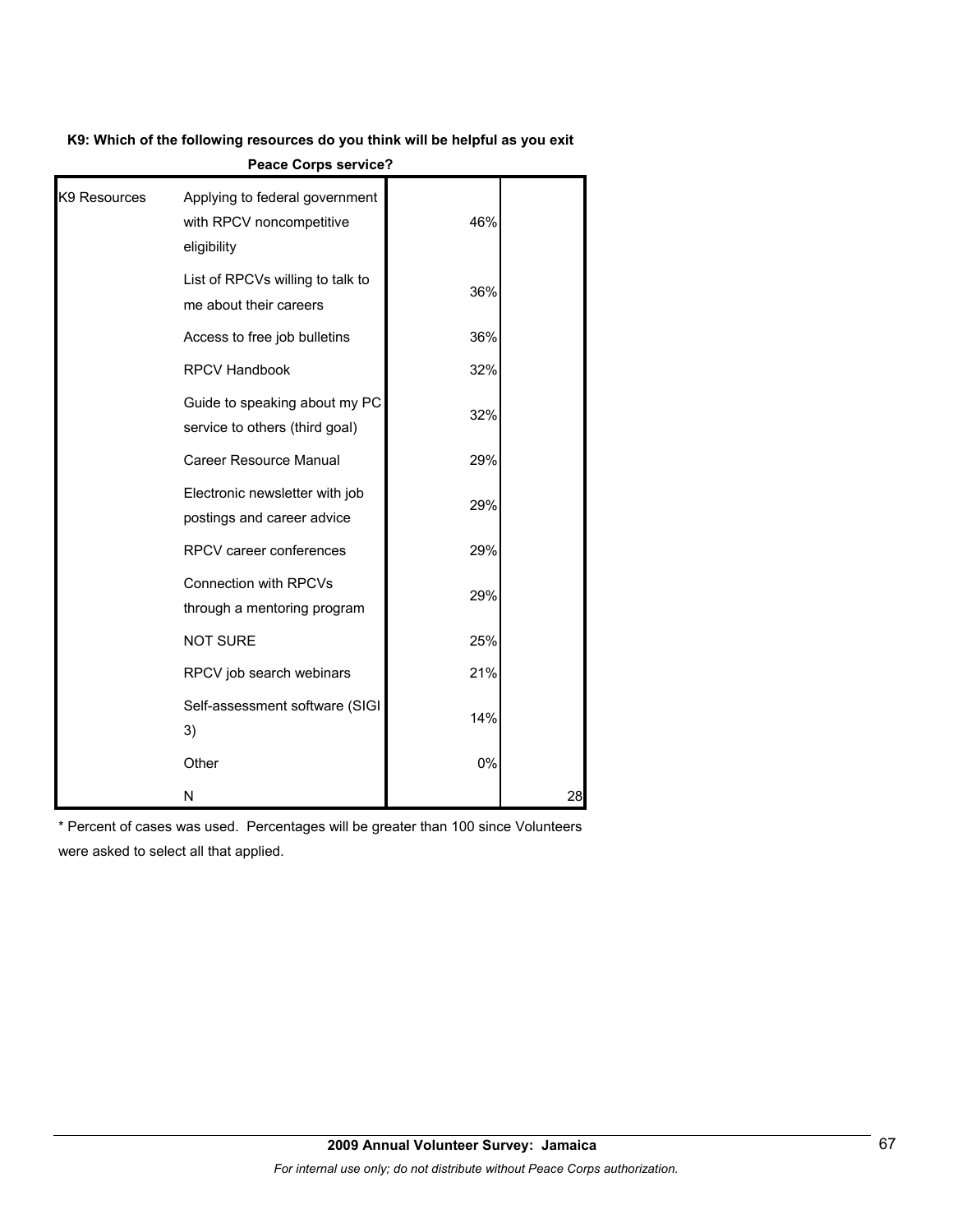**K9: Which of the following resources do you think will be helpful as you exit Peace Corps service?**

| | | | |
|---|---|---|---|
| K9 Resources | Applying to federal government with RPCV noncompetitive eligibility | 46% | |
| | List of RPCVs willing to talk to me about their careers | 36% | |
| | Access to free job bulletins | 36% | |
| | RPCV Handbook | 32% | |
| | Guide to speaking about my PC service to others (third goal) | 32% | |
| | Career Resource Manual | 29% | |
| | Electronic newsletter with job postings and career advice | 29% | |
| | RPCV career conferences | 29% | |
| | Connection with RPCVs through a mentoring program | 29% | |
| | NOT SURE | 25% | |
| | RPCV job search webinars | 21% | |
| | Self-assessment software (SIGI 3) | 14% | |
| | Other | 0% | |
| | N | | 28 |

* Percent of cases was used. Percentages will be greater than 100 since Volunteers were asked to select all that applied.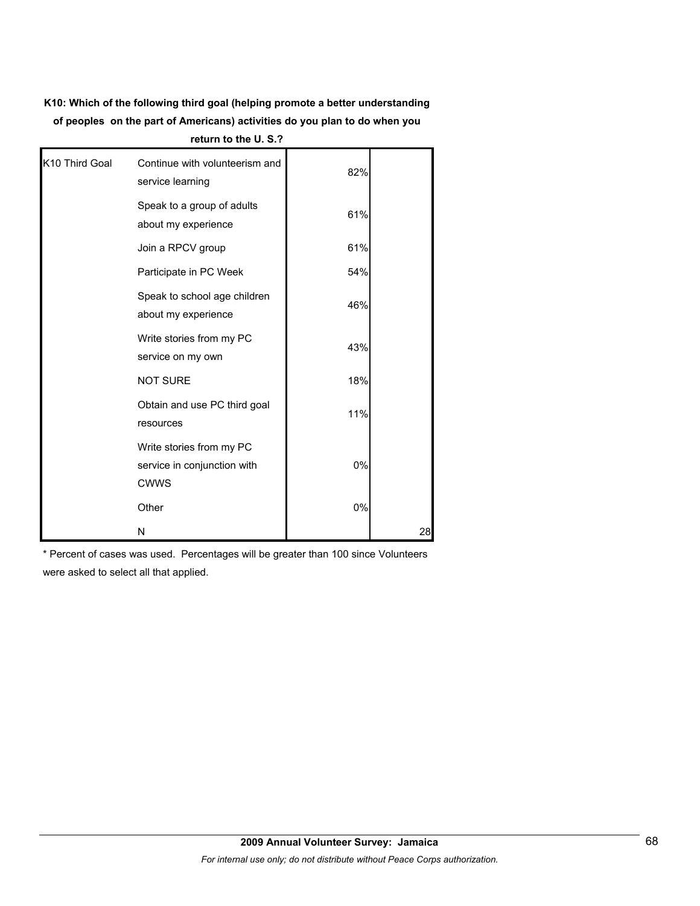**K10: Which of the following third goal (helping promote a better understanding of peoples on the part of Americans) activities do you plan to do when you return to the U. S.?**

| | | | |
|---|---|---|---|
| K10 Third Goal | Continue with volunteerism and service learning | 82% | |
| | Speak to a group of adults about my experience | 61% | |
| | Join a RPCV group | 61% | |
| | Participate in PC Week | 54% | |
| | Speak to school age children about my experience | 46% | |
| | Write stories from my PC service on my own | 43% | |
| | NOT SURE | 18% | |
| | Obtain and use PC third goal resources | 11% | |
| | Write stories from my PC service in conjunction with CWWS | 0% | |
| | Other | 0% | |
| | N | | 28 |

* Percent of cases was used. Percentages will be greater than 100 since Volunteers were asked to select all that applied.